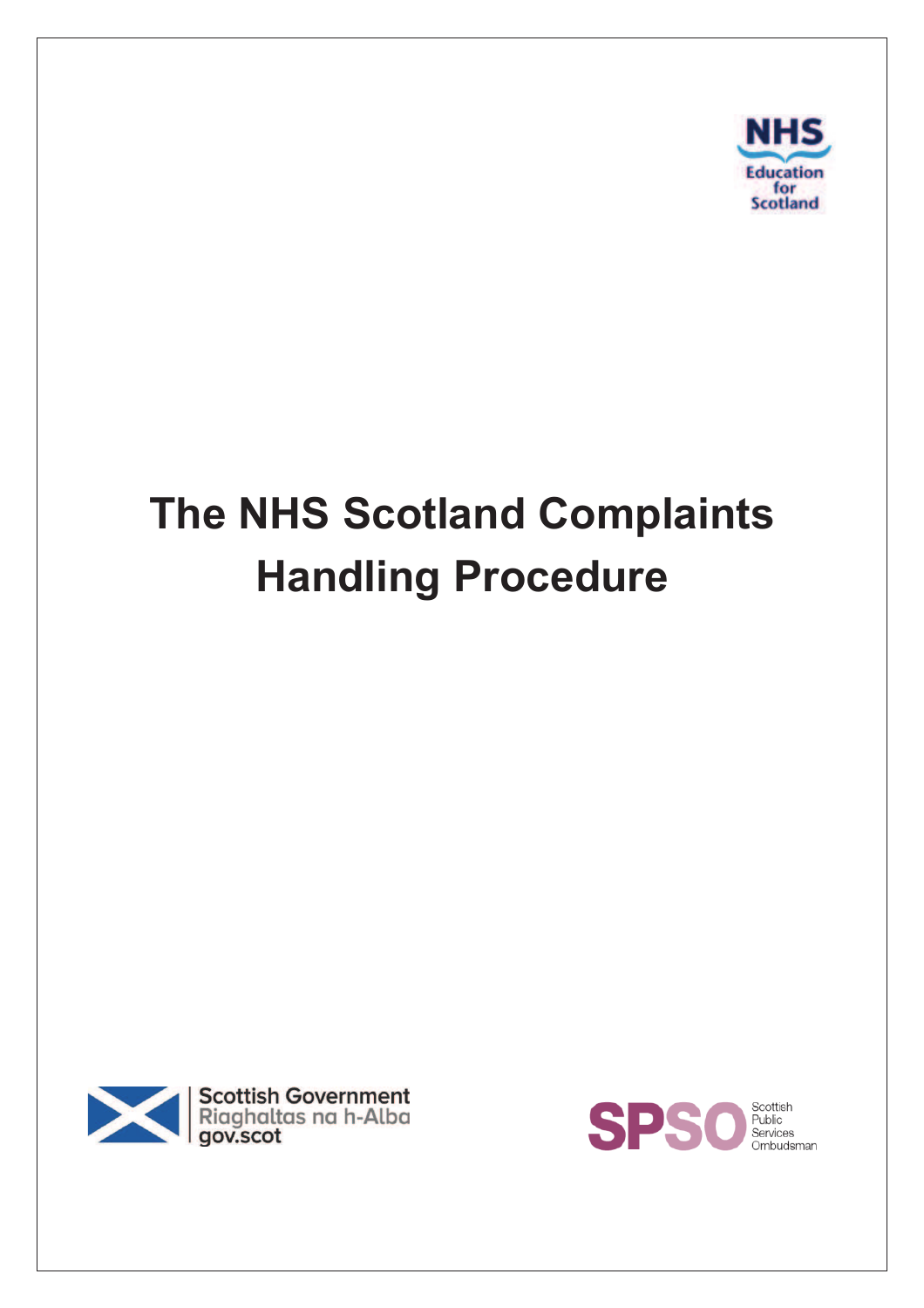# The NHS Scotland Complaints Handling Procedure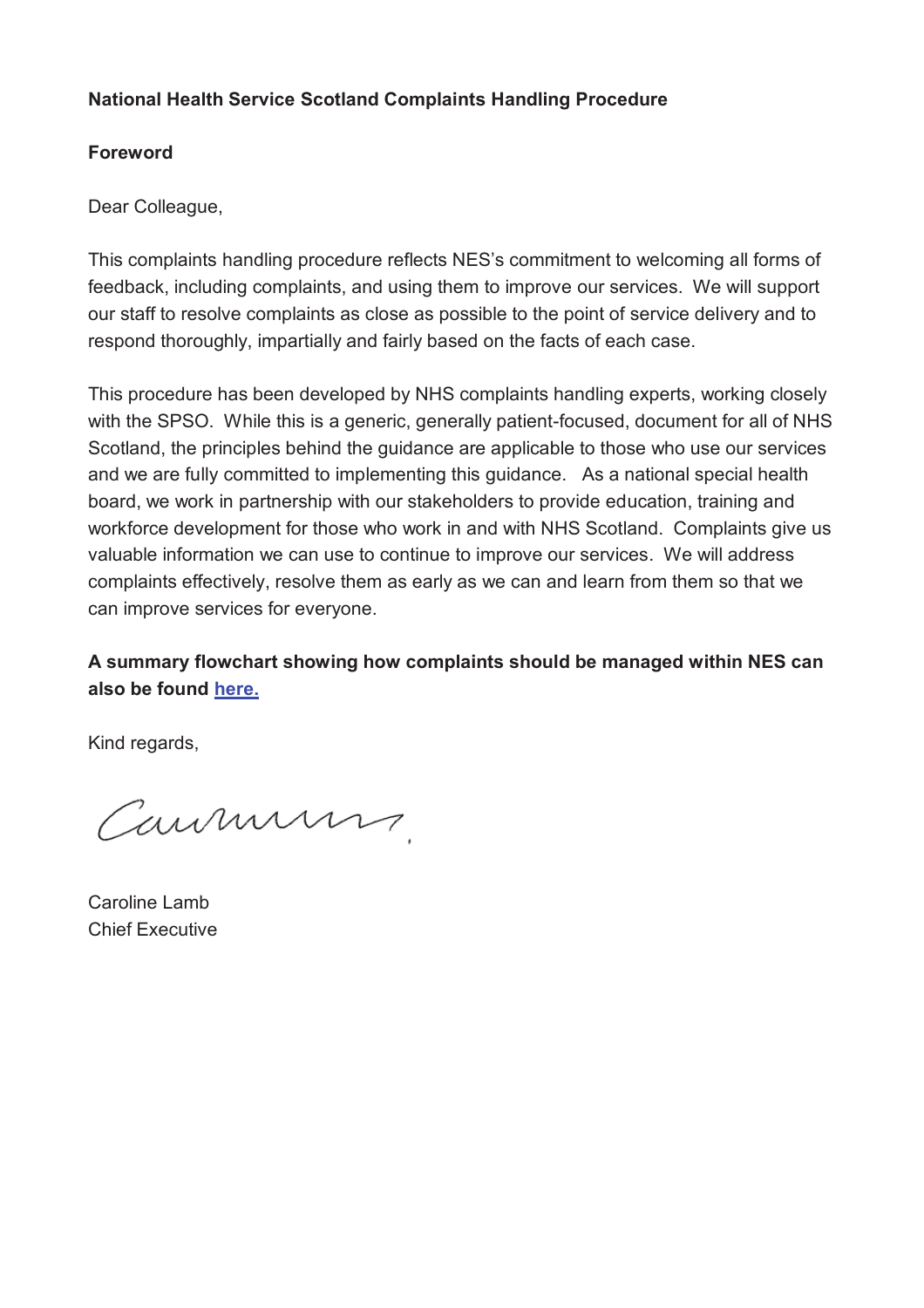**National Health Service Scotland Complaints Handling Procedure**

**Foreword**

Dear Colleague,

This complaints handling procedure reflects NES's commitment to welcoming all forms of feedback, including complaints, and using them to improve our services. We will support our staff to resolve complaints as close as possible to the point of service delivery and to respond thoroughly, impartially and fairly based on the facts of each case.

This procedure has been developed by NHS complaints handling experts, working closely with the SPSO. While this is a generic, generally patient-focused, document for all of NHS Scotland, the principles behind the guidance are applicable to those who use our services and we are fully committed to implementing this guidance. As a national special health board, we work in partnership with our stakeholders to provide education, training and workforce development for those who work in and with NHS Scotland. Complaints give us valuable information we can use to continue to improve our services. We will address complaints effectively, resolve them as early as we can and learn from them so that we can improve services for everyone.

**A summary flowchart showing how complaints should be managed within NES can also be found here.**

Kind regards,

Caroline Lamb
Chief Executive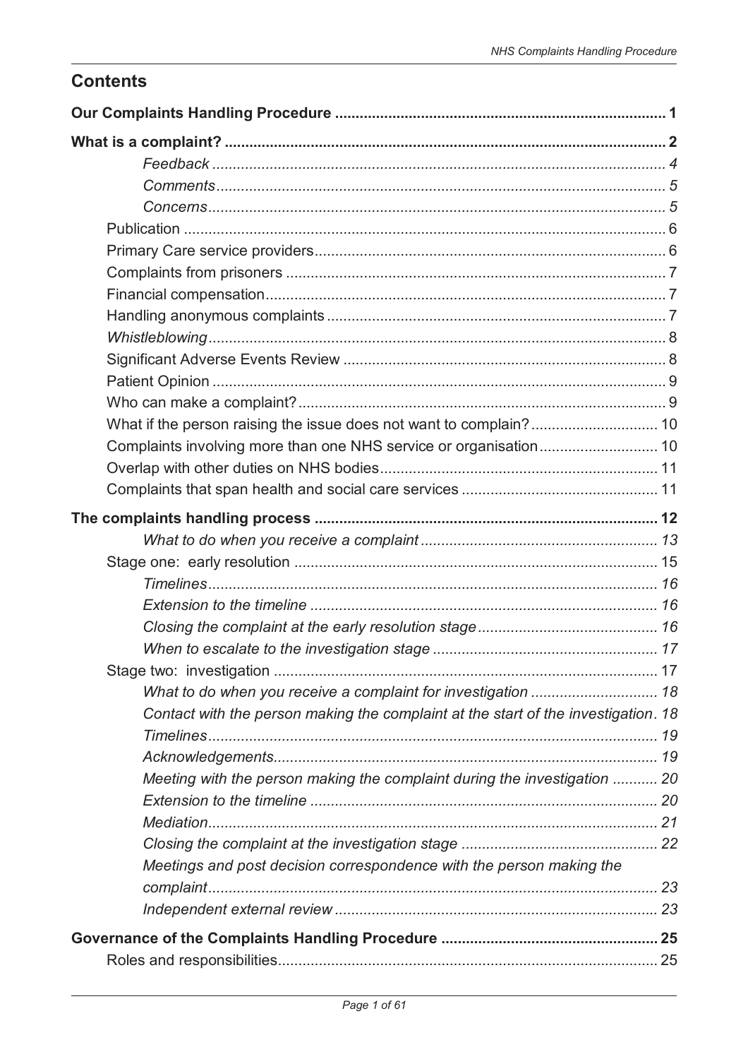## Contents

**Our Complaints Handling Procedure** ................................................................................ 1

**What is a complaint?** ........................................................................................................... 2

*Feedback* ............................................................................................................. 4

*Comments* ............................................................................................................ 5

*Concerns* .............................................................................................................. 5

Publication .................................................................................................................... 6

Primary Care service providers ..................................................................................... 6

Complaints from prisoners ............................................................................................ 7

Financial compensation ................................................................................................. 7

Handling anonymous complaints .................................................................................. 7

*Whistleblowing* .............................................................................................................. 8

Significant Adverse Events Review .............................................................................. 8

Patient Opinion .............................................................................................................. 9

Who can make a complaint? ......................................................................................... 9

What if the person raising the issue does not want to complain? ............................... 10

Complaints involving more than one NHS service or organisation ............................. 10

Overlap with other duties on NHS bodies ................................................................... 11

Complaints that span health and social care services ................................................ 11

**The complaints handling process** ................................................................................... 12

*What to do when you receive a complaint* ......................................................... 13

Stage one: early resolution ........................................................................................ 15

*Timelines* ............................................................................................................. 16

*Extension to the timeline* .................................................................................... 16

*Closing the complaint at the early resolution stage* ........................................... 16

*When to escalate to the investigation stage* ...................................................... 17

Stage two: investigation ............................................................................................. 17

*What to do when you receive a complaint for investigation* .............................. 18

*Contact with the person making the complaint at the start of the investigation*. 18

*Timelines* ............................................................................................................. 19

*Acknowledgements* ............................................................................................. 19

*Meeting with the person making the complaint during the investigation* ........... 20

*Extension to the timeline* .................................................................................... 20

*Mediation* ............................................................................................................. 21

*Closing the complaint at the investigation stage* ............................................... 22

*Meetings and post decision correspondence with the person making the complaint* ............................................................................................................. 23

*Independent external review* .............................................................................. 23

**Governance of the Complaints Handling Procedure** .................................................... 25

Roles and responsibilities ............................................................................................ 25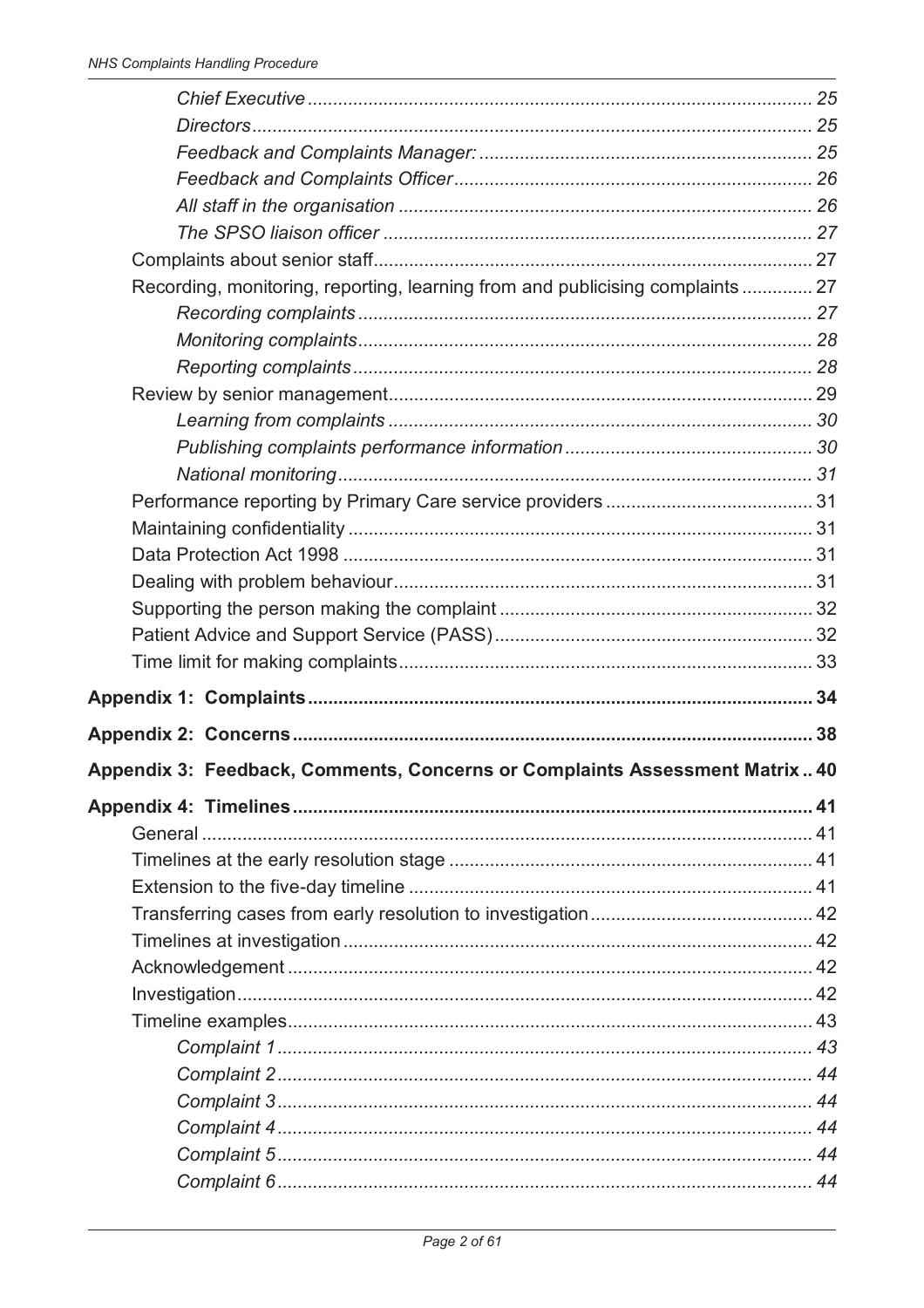*Chief Executive* ........ 25
*Directors* ........ 25
*Feedback and Complaints Manager:* ........ 25
*Feedback and Complaints Officer* ........ 26
*All staff in the organisation* ........ 26
*The SPSO liaison officer* ........ 27
Complaints about senior staff ........ 27
Recording, monitoring, reporting, learning from and publicising complaints ........ 27
*Recording complaints* ........ 27
*Monitoring complaints* ........ 28
*Reporting complaints* ........ 28
Review by senior management ........ 29
*Learning from complaints* ........ 30
*Publishing complaints performance information* ........ 30
*National monitoring* ........ 31
Performance reporting by Primary Care service providers ........ 31
Maintaining confidentiality ........ 31
Data Protection Act 1998 ........ 31
Dealing with problem behaviour ........ 31
Supporting the person making the complaint ........ 32
Patient Advice and Support Service (PASS) ........ 32
Time limit for making complaints ........ 33

**Appendix 1: Complaints ........ 34**

**Appendix 2: Concerns ........ 38**

**Appendix 3: Feedback, Comments, Concerns or Complaints Assessment Matrix .. 40**

**Appendix 4: Timelines ........ 41**
General ........ 41
Timelines at the early resolution stage ........ 41
Extension to the five-day timeline ........ 41
Transferring cases from early resolution to investigation ........ 42
Timelines at investigation ........ 42
Acknowledgement ........ 42
Investigation ........ 42
Timeline examples ........ 43
*Complaint 1* ........ 43
*Complaint 2* ........ 44
*Complaint 3* ........ 44
*Complaint 4* ........ 44
*Complaint 5* ........ 44
*Complaint 6* ........ 44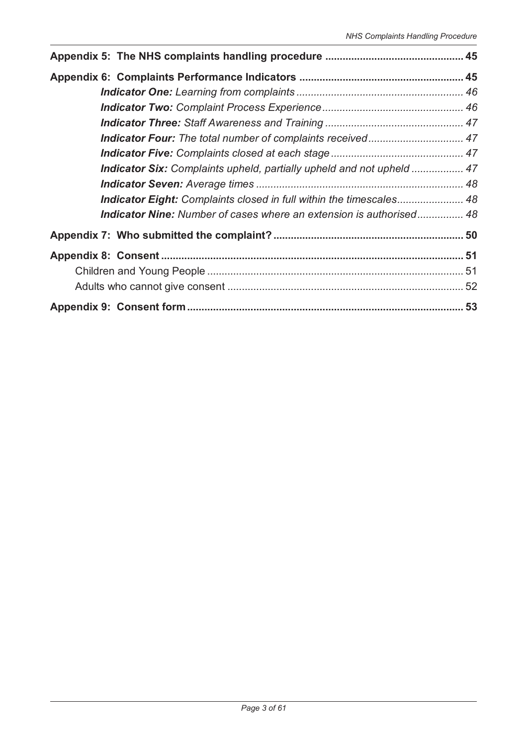**Appendix 5: The NHS complaints handling procedure** ... **45**

**Appendix 6: Complaints Performance Indicators** ... **45**

- ***Indicator One:*** *Learning from complaints* ... *46*
- ***Indicator Two:*** *Complaint Process Experience* ... *46*
- ***Indicator Three:*** *Staff Awareness and Training* ... *47*
- ***Indicator Four:*** *The total number of complaints received* ... *47*
- ***Indicator Five:*** *Complaints closed at each stage* ... *47*
- ***Indicator Six:*** *Complaints upheld, partially upheld and not upheld* ... *47*
- ***Indicator Seven:*** *Average times* ... *48*
- ***Indicator Eight:*** *Complaints closed in full within the timescales* ... *48*
- ***Indicator Nine:*** *Number of cases where an extension is authorised* ... *48*

**Appendix 7: Who submitted the complaint?** ... **50**

**Appendix 8: Consent** ... **51**

- Children and Young People ... 51
- Adults who cannot give consent ... 52

**Appendix 9: Consent form** ... **53**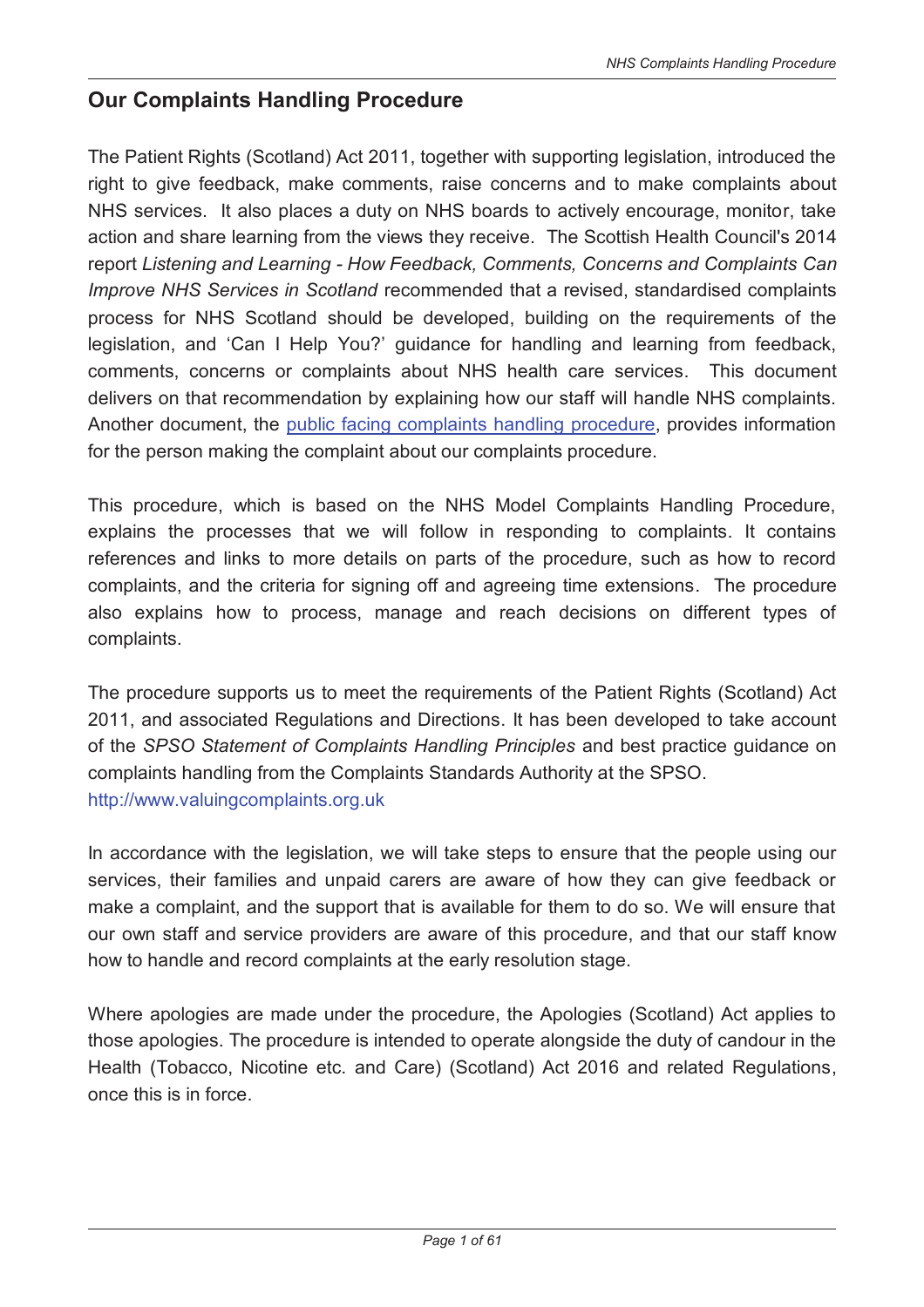## Our Complaints Handling Procedure

The Patient Rights (Scotland) Act 2011, together with supporting legislation, introduced the right to give feedback, make comments, raise concerns and to make complaints about NHS services. It also places a duty on NHS boards to actively encourage, monitor, take action and share learning from the views they receive. The Scottish Health Council's 2014 report *Listening and Learning - How Feedback, Comments, Concerns and Complaints Can Improve NHS Services in Scotland* recommended that a revised, standardised complaints process for NHS Scotland should be developed, building on the requirements of the legislation, and 'Can I Help You?' guidance for handling and learning from feedback, comments, concerns or complaints about NHS health care services. This document delivers on that recommendation by explaining how our staff will handle NHS complaints. Another document, the public facing complaints handling procedure, provides information for the person making the complaint about our complaints procedure.

This procedure, which is based on the NHS Model Complaints Handling Procedure, explains the processes that we will follow in responding to complaints. It contains references and links to more details on parts of the procedure, such as how to record complaints, and the criteria for signing off and agreeing time extensions. The procedure also explains how to process, manage and reach decisions on different types of complaints.

The procedure supports us to meet the requirements of the Patient Rights (Scotland) Act 2011, and associated Regulations and Directions. It has been developed to take account of the *SPSO Statement of Complaints Handling Principles* and best practice guidance on complaints handling from the Complaints Standards Authority at the SPSO.
http://www.valuingcomplaints.org.uk

In accordance with the legislation, we will take steps to ensure that the people using our services, their families and unpaid carers are aware of how they can give feedback or make a complaint, and the support that is available for them to do so. We will ensure that our own staff and service providers are aware of this procedure, and that our staff know how to handle and record complaints at the early resolution stage.

Where apologies are made under the procedure, the Apologies (Scotland) Act applies to those apologies. The procedure is intended to operate alongside the duty of candour in the Health (Tobacco, Nicotine etc. and Care) (Scotland) Act 2016 and related Regulations, once this is in force.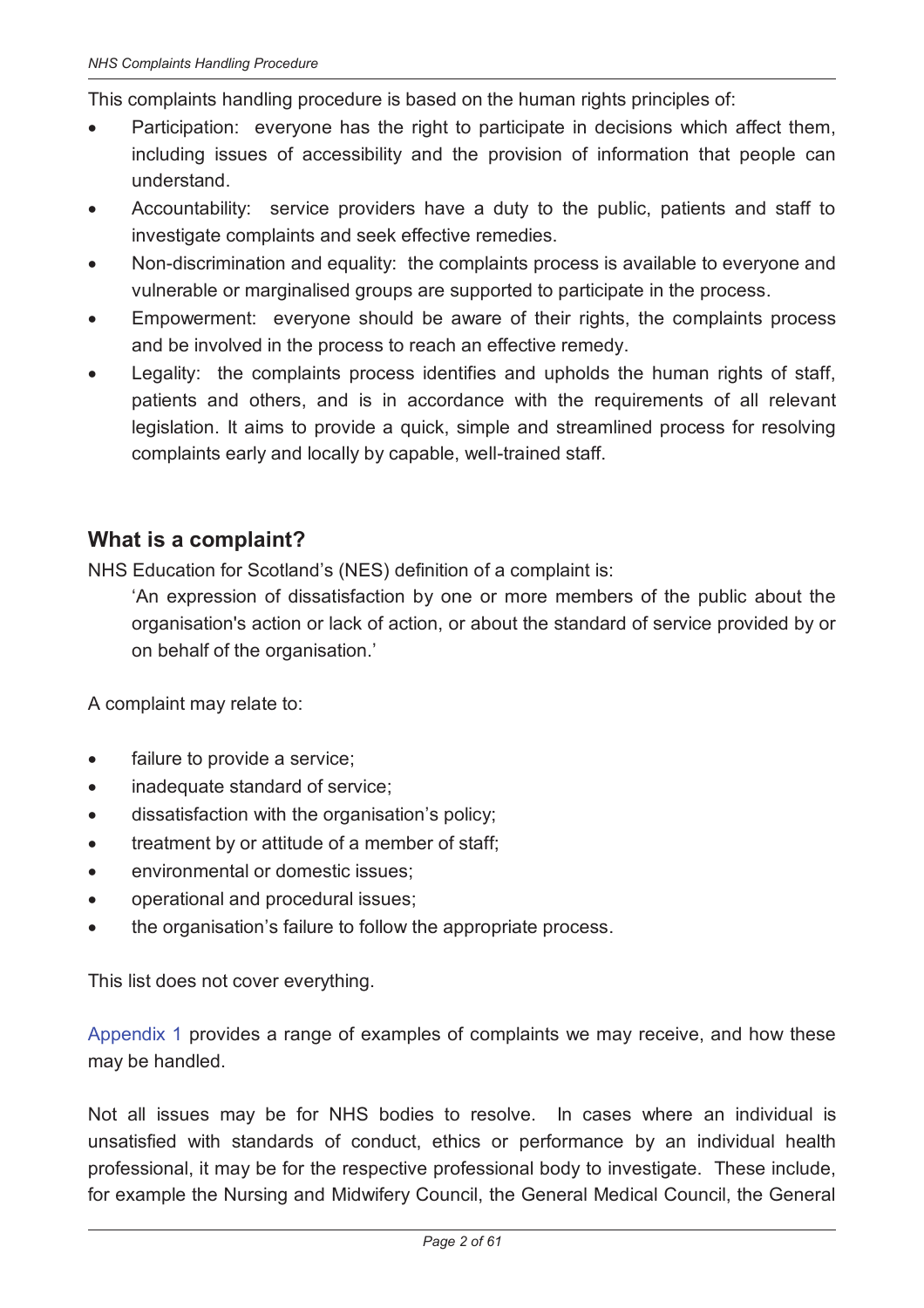This complaints handling procedure is based on the human rights principles of:

- Participation: everyone has the right to participate in decisions which affect them, including issues of accessibility and the provision of information that people can understand.
- Accountability: service providers have a duty to the public, patients and staff to investigate complaints and seek effective remedies.
- Non-discrimination and equality: the complaints process is available to everyone and vulnerable or marginalised groups are supported to participate in the process.
- Empowerment: everyone should be aware of their rights, the complaints process and be involved in the process to reach an effective remedy.
- Legality: the complaints process identifies and upholds the human rights of staff, patients and others, and is in accordance with the requirements of all relevant legislation. It aims to provide a quick, simple and streamlined process for resolving complaints early and locally by capable, well-trained staff.

## What is a complaint?

NHS Education for Scotland's (NES) definition of a complaint is:

> 'An expression of dissatisfaction by one or more members of the public about the organisation's action or lack of action, or about the standard of service provided by or on behalf of the organisation.'

A complaint may relate to:

- failure to provide a service;
- inadequate standard of service;
- dissatisfaction with the organisation's policy;
- treatment by or attitude of a member of staff;
- environmental or domestic issues;
- operational and procedural issues;
- the organisation's failure to follow the appropriate process.

This list does not cover everything.

Appendix 1 provides a range of examples of complaints we may receive, and how these may be handled.

Not all issues may be for NHS bodies to resolve. In cases where an individual is unsatisfied with standards of conduct, ethics or performance by an individual health professional, it may be for the respective professional body to investigate. These include, for example the Nursing and Midwifery Council, the General Medical Council, the General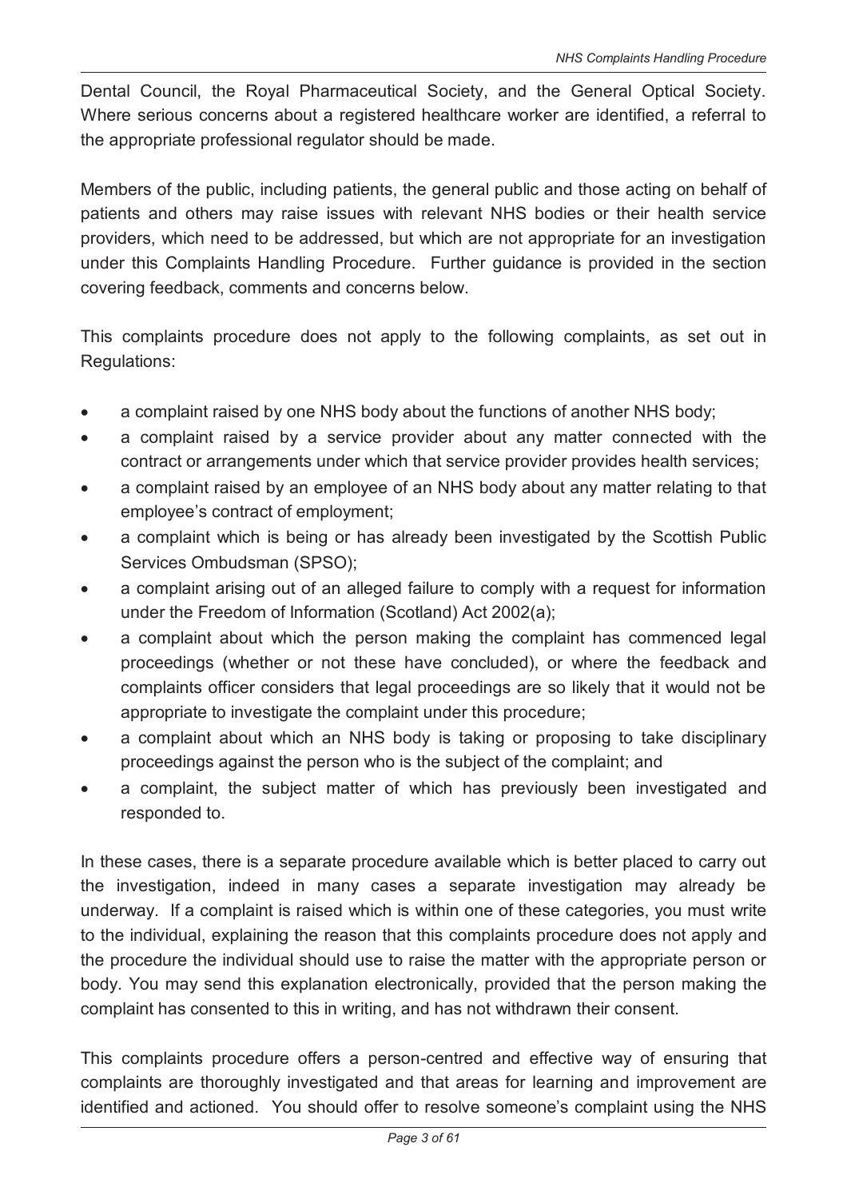Dental Council, the Royal Pharmaceutical Society, and the General Optical Society. Where serious concerns about a registered healthcare worker are identified, a referral to the appropriate professional regulator should be made.

Members of the public, including patients, the general public and those acting on behalf of patients and others may raise issues with relevant NHS bodies or their health service providers, which need to be addressed, but which are not appropriate for an investigation under this Complaints Handling Procedure. Further guidance is provided in the section covering feedback, comments and concerns below.

This complaints procedure does not apply to the following complaints, as set out in Regulations:

- a complaint raised by one NHS body about the functions of another NHS body;
- a complaint raised by a service provider about any matter connected with the contract or arrangements under which that service provider provides health services;
- a complaint raised by an employee of an NHS body about any matter relating to that employee's contract of employment;
- a complaint which is being or has already been investigated by the Scottish Public Services Ombudsman (SPSO);
- a complaint arising out of an alleged failure to comply with a request for information under the Freedom of Information (Scotland) Act 2002(a);
- a complaint about which the person making the complaint has commenced legal proceedings (whether or not these have concluded), or where the feedback and complaints officer considers that legal proceedings are so likely that it would not be appropriate to investigate the complaint under this procedure;
- a complaint about which an NHS body is taking or proposing to take disciplinary proceedings against the person who is the subject of the complaint; and
- a complaint, the subject matter of which has previously been investigated and responded to.

In these cases, there is a separate procedure available which is better placed to carry out the investigation, indeed in many cases a separate investigation may already be underway. If a complaint is raised which is within one of these categories, you must write to the individual, explaining the reason that this complaints procedure does not apply and the procedure the individual should use to raise the matter with the appropriate person or body. You may send this explanation electronically, provided that the person making the complaint has consented to this in writing, and has not withdrawn their consent.

This complaints procedure offers a person-centred and effective way of ensuring that complaints are thoroughly investigated and that areas for learning and improvement are identified and actioned. You should offer to resolve someone's complaint using the NHS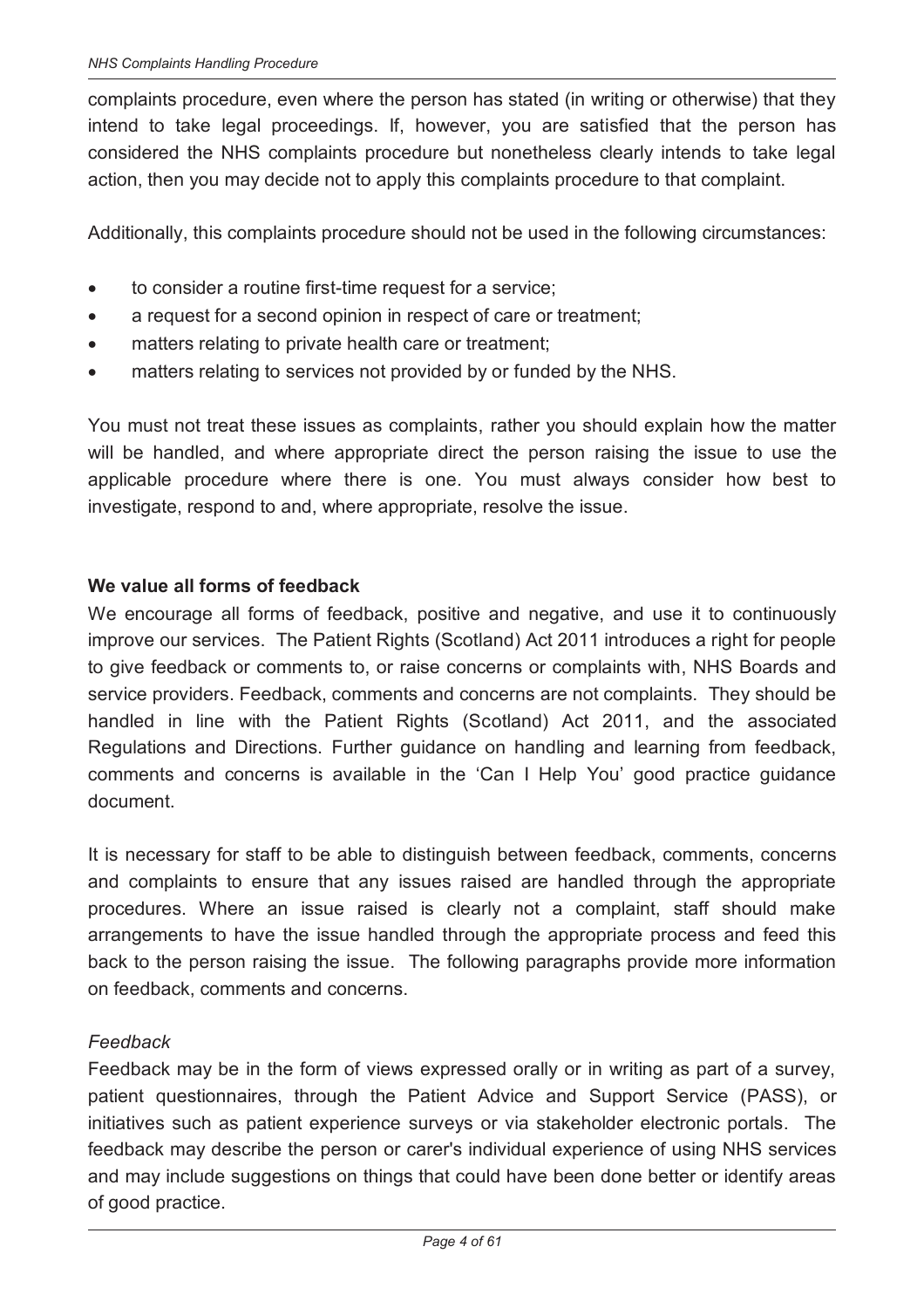complaints procedure, even where the person has stated (in writing or otherwise) that they intend to take legal proceedings. If, however, you are satisfied that the person has considered the NHS complaints procedure but nonetheless clearly intends to take legal action, then you may decide not to apply this complaints procedure to that complaint.

Additionally, this complaints procedure should not be used in the following circumstances:

- to consider a routine first-time request for a service;
- a request for a second opinion in respect of care or treatment;
- matters relating to private health care or treatment;
- matters relating to services not provided by or funded by the NHS.

You must not treat these issues as complaints, rather you should explain how the matter will be handled, and where appropriate direct the person raising the issue to use the applicable procedure where there is one. You must always consider how best to investigate, respond to and, where appropriate, resolve the issue.

**We value all forms of feedback**

We encourage all forms of feedback, positive and negative, and use it to continuously improve our services. The Patient Rights (Scotland) Act 2011 introduces a right for people to give feedback or comments to, or raise concerns or complaints with, NHS Boards and service providers. Feedback, comments and concerns are not complaints. They should be handled in line with the Patient Rights (Scotland) Act 2011, and the associated Regulations and Directions. Further guidance on handling and learning from feedback, comments and concerns is available in the 'Can I Help You' good practice guidance document.

It is necessary for staff to be able to distinguish between feedback, comments, concerns and complaints to ensure that any issues raised are handled through the appropriate procedures. Where an issue raised is clearly not a complaint, staff should make arrangements to have the issue handled through the appropriate process and feed this back to the person raising the issue. The following paragraphs provide more information on feedback, comments and concerns.

*Feedback*

Feedback may be in the form of views expressed orally or in writing as part of a survey, patient questionnaires, through the Patient Advice and Support Service (PASS), or initiatives such as patient experience surveys or via stakeholder electronic portals. The feedback may describe the person or carer's individual experience of using NHS services and may include suggestions on things that could have been done better or identify areas of good practice.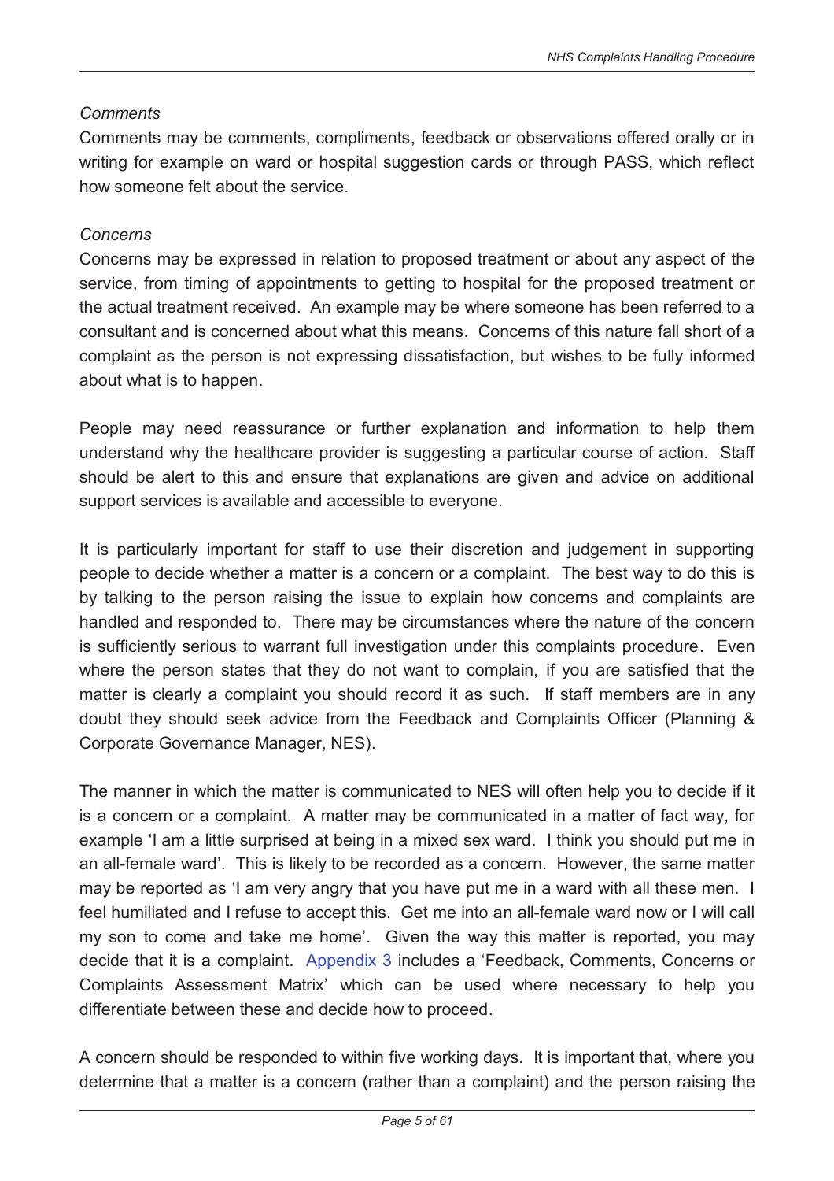*Comments*

Comments may be comments, compliments, feedback or observations offered orally or in writing for example on ward or hospital suggestion cards or through PASS, which reflect how someone felt about the service.

*Concerns*

Concerns may be expressed in relation to proposed treatment or about any aspect of the service, from timing of appointments to getting to hospital for the proposed treatment or the actual treatment received. An example may be where someone has been referred to a consultant and is concerned about what this means. Concerns of this nature fall short of a complaint as the person is not expressing dissatisfaction, but wishes to be fully informed about what is to happen.

People may need reassurance or further explanation and information to help them understand why the healthcare provider is suggesting a particular course of action. Staff should be alert to this and ensure that explanations are given and advice on additional support services is available and accessible to everyone.

It is particularly important for staff to use their discretion and judgement in supporting people to decide whether a matter is a concern or a complaint. The best way to do this is by talking to the person raising the issue to explain how concerns and complaints are handled and responded to. There may be circumstances where the nature of the concern is sufficiently serious to warrant full investigation under this complaints procedure. Even where the person states that they do not want to complain, if you are satisfied that the matter is clearly a complaint you should record it as such. If staff members are in any doubt they should seek advice from the Feedback and Complaints Officer (Planning & Corporate Governance Manager, NES).

The manner in which the matter is communicated to NES will often help you to decide if it is a concern or a complaint. A matter may be communicated in a matter of fact way, for example 'I am a little surprised at being in a mixed sex ward. I think you should put me in an all-female ward'. This is likely to be recorded as a concern. However, the same matter may be reported as 'I am very angry that you have put me in a ward with all these men. I feel humiliated and I refuse to accept this. Get me into an all-female ward now or I will call my son to come and take me home'. Given the way this matter is reported, you may decide that it is a complaint. Appendix 3 includes a 'Feedback, Comments, Concerns or Complaints Assessment Matrix' which can be used where necessary to help you differentiate between these and decide how to proceed.

A concern should be responded to within five working days. It is important that, where you determine that a matter is a concern (rather than a complaint) and the person raising the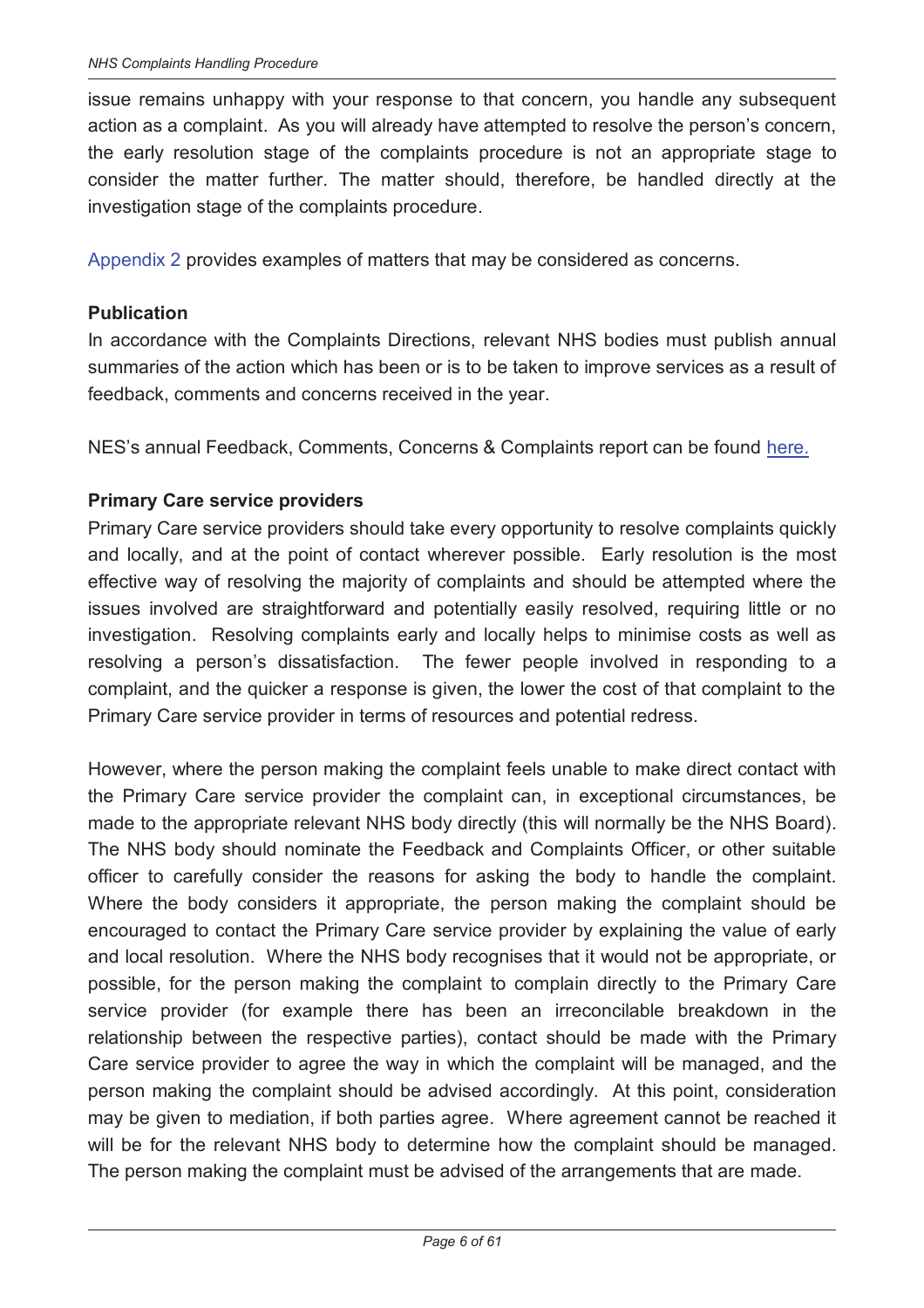issue remains unhappy with your response to that concern, you handle any subsequent action as a complaint. As you will already have attempted to resolve the person's concern, the early resolution stage of the complaints procedure is not an appropriate stage to consider the matter further. The matter should, therefore, be handled directly at the investigation stage of the complaints procedure.

Appendix 2 provides examples of matters that may be considered as concerns.

**Publication**

In accordance with the Complaints Directions, relevant NHS bodies must publish annual summaries of the action which has been or is to be taken to improve services as a result of feedback, comments and concerns received in the year.

NES's annual Feedback, Comments, Concerns & Complaints report can be found here.

**Primary Care service providers**

Primary Care service providers should take every opportunity to resolve complaints quickly and locally, and at the point of contact wherever possible. Early resolution is the most effective way of resolving the majority of complaints and should be attempted where the issues involved are straightforward and potentially easily resolved, requiring little or no investigation. Resolving complaints early and locally helps to minimise costs as well as resolving a person's dissatisfaction. The fewer people involved in responding to a complaint, and the quicker a response is given, the lower the cost of that complaint to the Primary Care service provider in terms of resources and potential redress.

However, where the person making the complaint feels unable to make direct contact with the Primary Care service provider the complaint can, in exceptional circumstances, be made to the appropriate relevant NHS body directly (this will normally be the NHS Board). The NHS body should nominate the Feedback and Complaints Officer, or other suitable officer to carefully consider the reasons for asking the body to handle the complaint. Where the body considers it appropriate, the person making the complaint should be encouraged to contact the Primary Care service provider by explaining the value of early and local resolution. Where the NHS body recognises that it would not be appropriate, or possible, for the person making the complaint to complain directly to the Primary Care service provider (for example there has been an irreconcilable breakdown in the relationship between the respective parties), contact should be made with the Primary Care service provider to agree the way in which the complaint will be managed, and the person making the complaint should be advised accordingly. At this point, consideration may be given to mediation, if both parties agree. Where agreement cannot be reached it will be for the relevant NHS body to determine how the complaint should be managed. The person making the complaint must be advised of the arrangements that are made.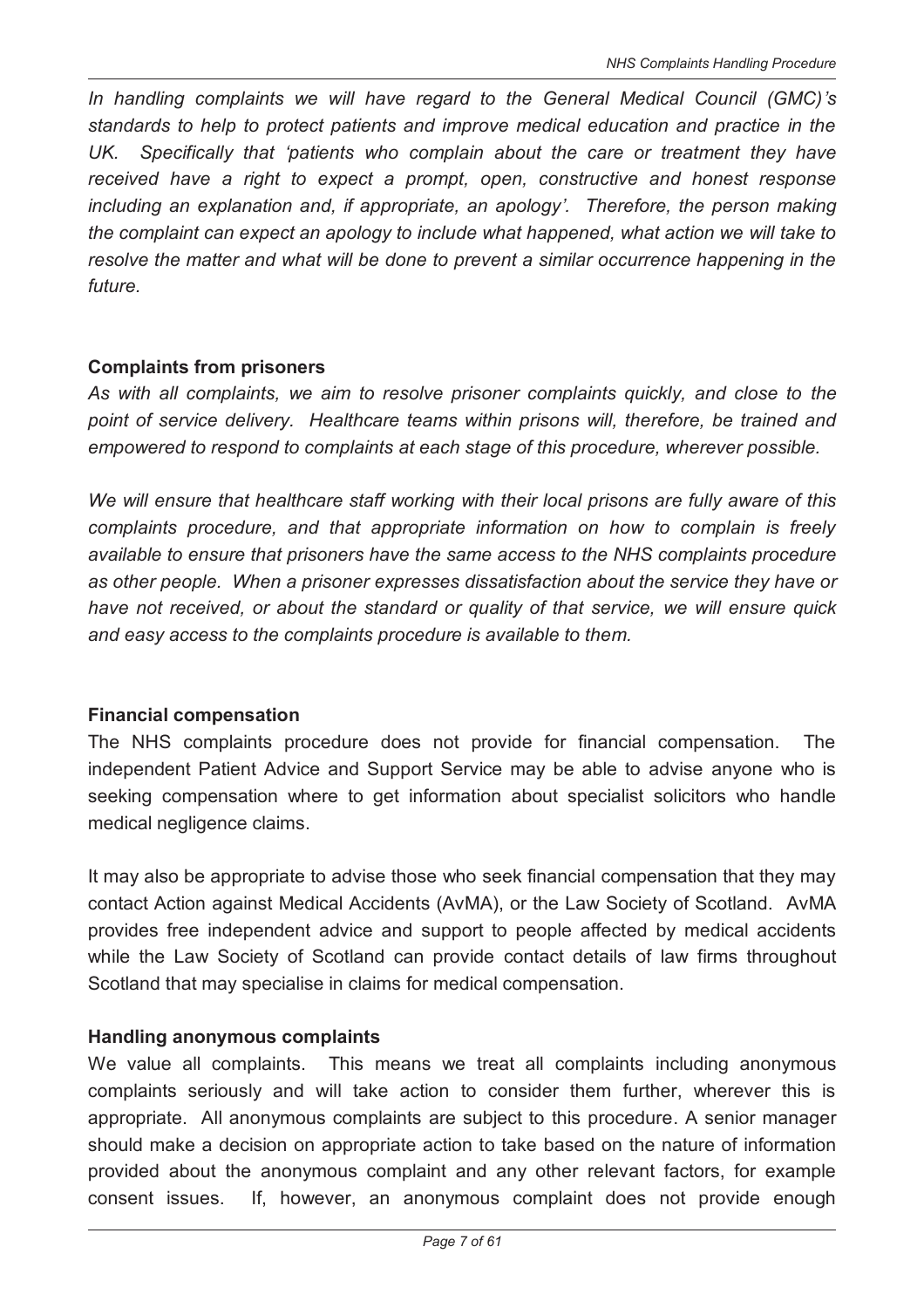*In handling complaints we will have regard to the General Medical Council (GMC)'s standards to help to protect patients and improve medical education and practice in the UK. Specifically that 'patients who complain about the care or treatment they have received have a right to expect a prompt, open, constructive and honest response including an explanation and, if appropriate, an apology'. Therefore, the person making the complaint can expect an apology to include what happened, what action we will take to resolve the matter and what will be done to prevent a similar occurrence happening in the future.*

**Complaints from prisoners**

*As with all complaints, we aim to resolve prisoner complaints quickly, and close to the point of service delivery. Healthcare teams within prisons will, therefore, be trained and empowered to respond to complaints at each stage of this procedure, wherever possible.*

*We will ensure that healthcare staff working with their local prisons are fully aware of this complaints procedure, and that appropriate information on how to complain is freely available to ensure that prisoners have the same access to the NHS complaints procedure as other people. When a prisoner expresses dissatisfaction about the service they have or have not received, or about the standard or quality of that service, we will ensure quick and easy access to the complaints procedure is available to them.*

**Financial compensation**

The NHS complaints procedure does not provide for financial compensation. The independent Patient Advice and Support Service may be able to advise anyone who is seeking compensation where to get information about specialist solicitors who handle medical negligence claims.

It may also be appropriate to advise those who seek financial compensation that they may contact Action against Medical Accidents (AvMA), or the Law Society of Scotland. AvMA provides free independent advice and support to people affected by medical accidents while the Law Society of Scotland can provide contact details of law firms throughout Scotland that may specialise in claims for medical compensation.

**Handling anonymous complaints**

We value all complaints. This means we treat all complaints including anonymous complaints seriously and will take action to consider them further, wherever this is appropriate. All anonymous complaints are subject to this procedure. A senior manager should make a decision on appropriate action to take based on the nature of information provided about the anonymous complaint and any other relevant factors, for example consent issues. If, however, an anonymous complaint does not provide enough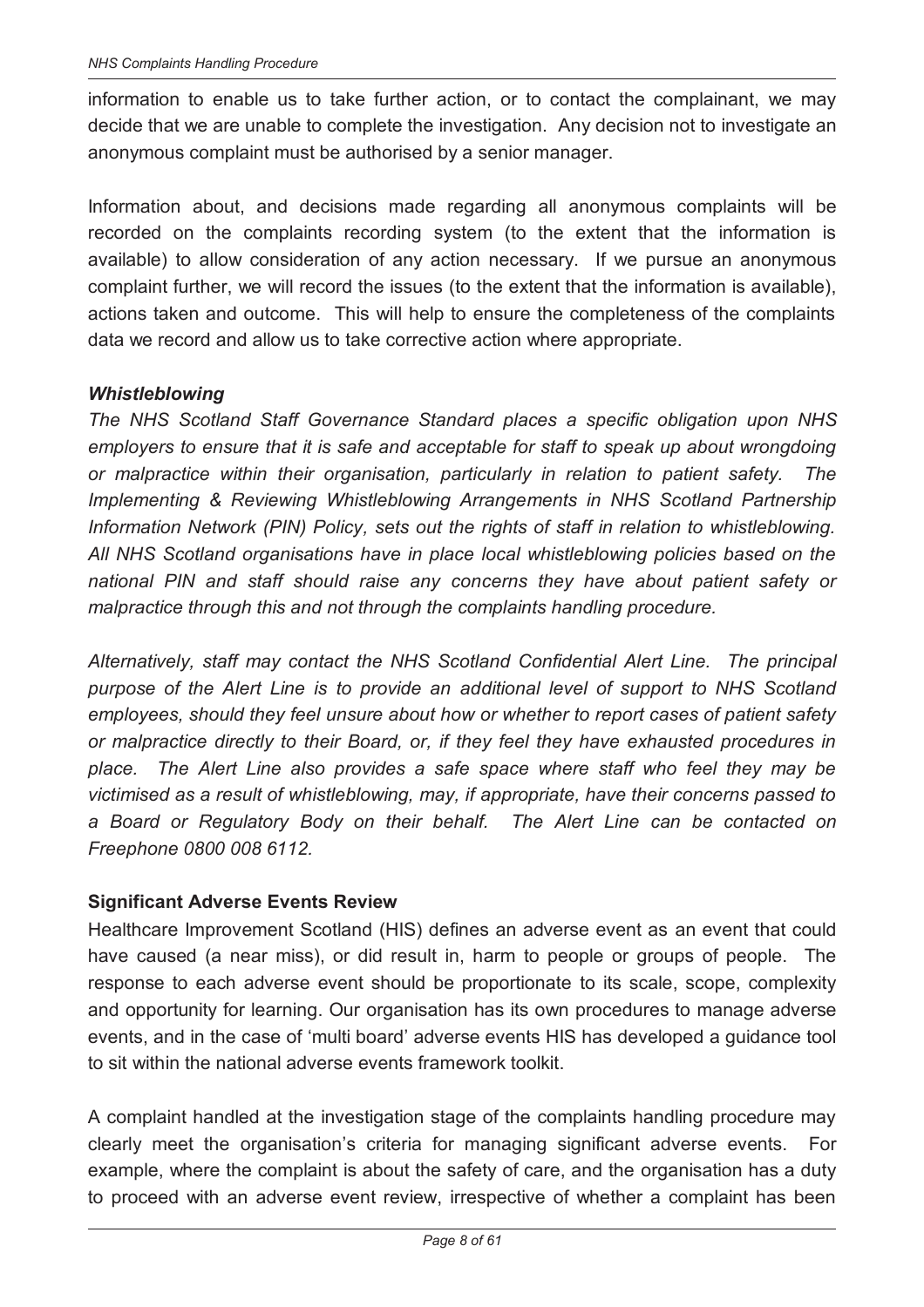information to enable us to take further action, or to contact the complainant, we may decide that we are unable to complete the investigation. Any decision not to investigate an anonymous complaint must be authorised by a senior manager.

Information about, and decisions made regarding all anonymous complaints will be recorded on the complaints recording system (to the extent that the information is available) to allow consideration of any action necessary. If we pursue an anonymous complaint further, we will record the issues (to the extent that the information is available), actions taken and outcome. This will help to ensure the completeness of the complaints data we record and allow us to take corrective action where appropriate.

### *Whistleblowing*

*The NHS Scotland Staff Governance Standard places a specific obligation upon NHS employers to ensure that it is safe and acceptable for staff to speak up about wrongdoing or malpractice within their organisation, particularly in relation to patient safety. The Implementing & Reviewing Whistleblowing Arrangements in NHS Scotland Partnership Information Network (PIN) Policy, sets out the rights of staff in relation to whistleblowing. All NHS Scotland organisations have in place local whistleblowing policies based on the national PIN and staff should raise any concerns they have about patient safety or malpractice through this and not through the complaints handling procedure.*

*Alternatively, staff may contact the NHS Scotland Confidential Alert Line. The principal purpose of the Alert Line is to provide an additional level of support to NHS Scotland employees, should they feel unsure about how or whether to report cases of patient safety or malpractice directly to their Board, or, if they feel they have exhausted procedures in place. The Alert Line also provides a safe space where staff who feel they may be victimised as a result of whistleblowing, may, if appropriate, have their concerns passed to a Board or Regulatory Body on their behalf. The Alert Line can be contacted on Freephone 0800 008 6112.*

### Significant Adverse Events Review

Healthcare Improvement Scotland (HIS) defines an adverse event as an event that could have caused (a near miss), or did result in, harm to people or groups of people. The response to each adverse event should be proportionate to its scale, scope, complexity and opportunity for learning. Our organisation has its own procedures to manage adverse events, and in the case of 'multi board' adverse events HIS has developed a guidance tool to sit within the national adverse events framework toolkit.

A complaint handled at the investigation stage of the complaints handling procedure may clearly meet the organisation's criteria for managing significant adverse events. For example, where the complaint is about the safety of care, and the organisation has a duty to proceed with an adverse event review, irrespective of whether a complaint has been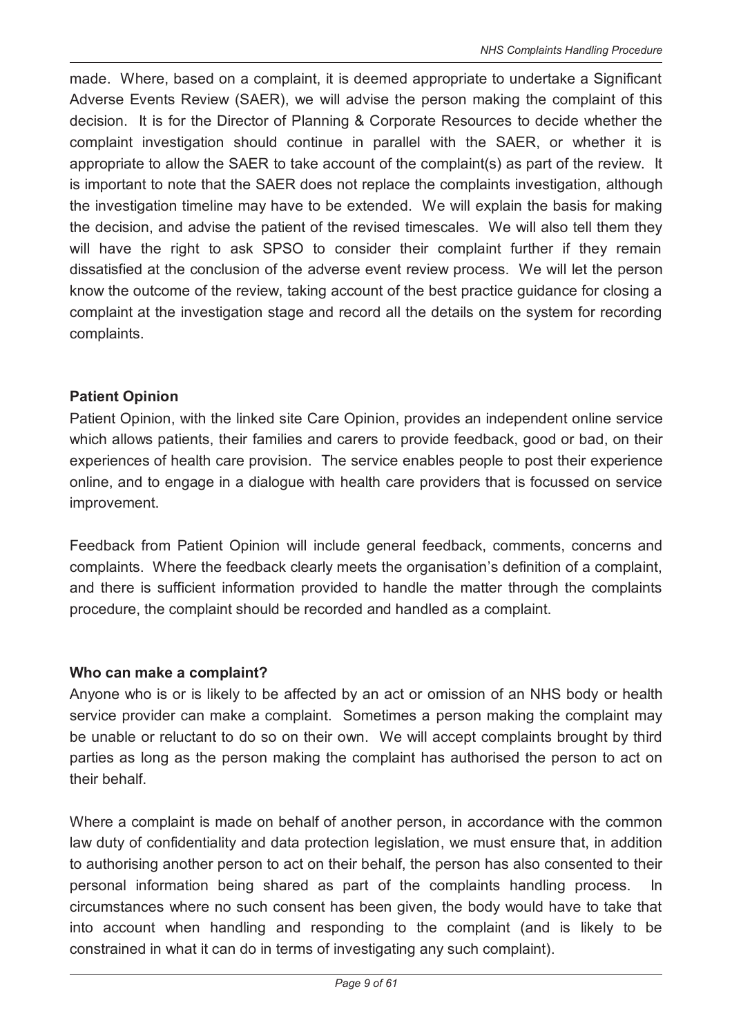made. Where, based on a complaint, it is deemed appropriate to undertake a Significant Adverse Events Review (SAER), we will advise the person making the complaint of this decision. It is for the Director of Planning & Corporate Resources to decide whether the complaint investigation should continue in parallel with the SAER, or whether it is appropriate to allow the SAER to take account of the complaint(s) as part of the review. It is important to note that the SAER does not replace the complaints investigation, although the investigation timeline may have to be extended. We will explain the basis for making the decision, and advise the patient of the revised timescales. We will also tell them they will have the right to ask SPSO to consider their complaint further if they remain dissatisfied at the conclusion of the adverse event review process. We will let the person know the outcome of the review, taking account of the best practice guidance for closing a complaint at the investigation stage and record all the details on the system for recording complaints.

**Patient Opinion**

Patient Opinion, with the linked site Care Opinion, provides an independent online service which allows patients, their families and carers to provide feedback, good or bad, on their experiences of health care provision. The service enables people to post their experience online, and to engage in a dialogue with health care providers that is focussed on service improvement.

Feedback from Patient Opinion will include general feedback, comments, concerns and complaints. Where the feedback clearly meets the organisation's definition of a complaint, and there is sufficient information provided to handle the matter through the complaints procedure, the complaint should be recorded and handled as a complaint.

**Who can make a complaint?**

Anyone who is or is likely to be affected by an act or omission of an NHS body or health service provider can make a complaint. Sometimes a person making the complaint may be unable or reluctant to do so on their own. We will accept complaints brought by third parties as long as the person making the complaint has authorised the person to act on their behalf.

Where a complaint is made on behalf of another person, in accordance with the common law duty of confidentiality and data protection legislation, we must ensure that, in addition to authorising another person to act on their behalf, the person has also consented to their personal information being shared as part of the complaints handling process. In circumstances where no such consent has been given, the body would have to take that into account when handling and responding to the complaint (and is likely to be constrained in what it can do in terms of investigating any such complaint).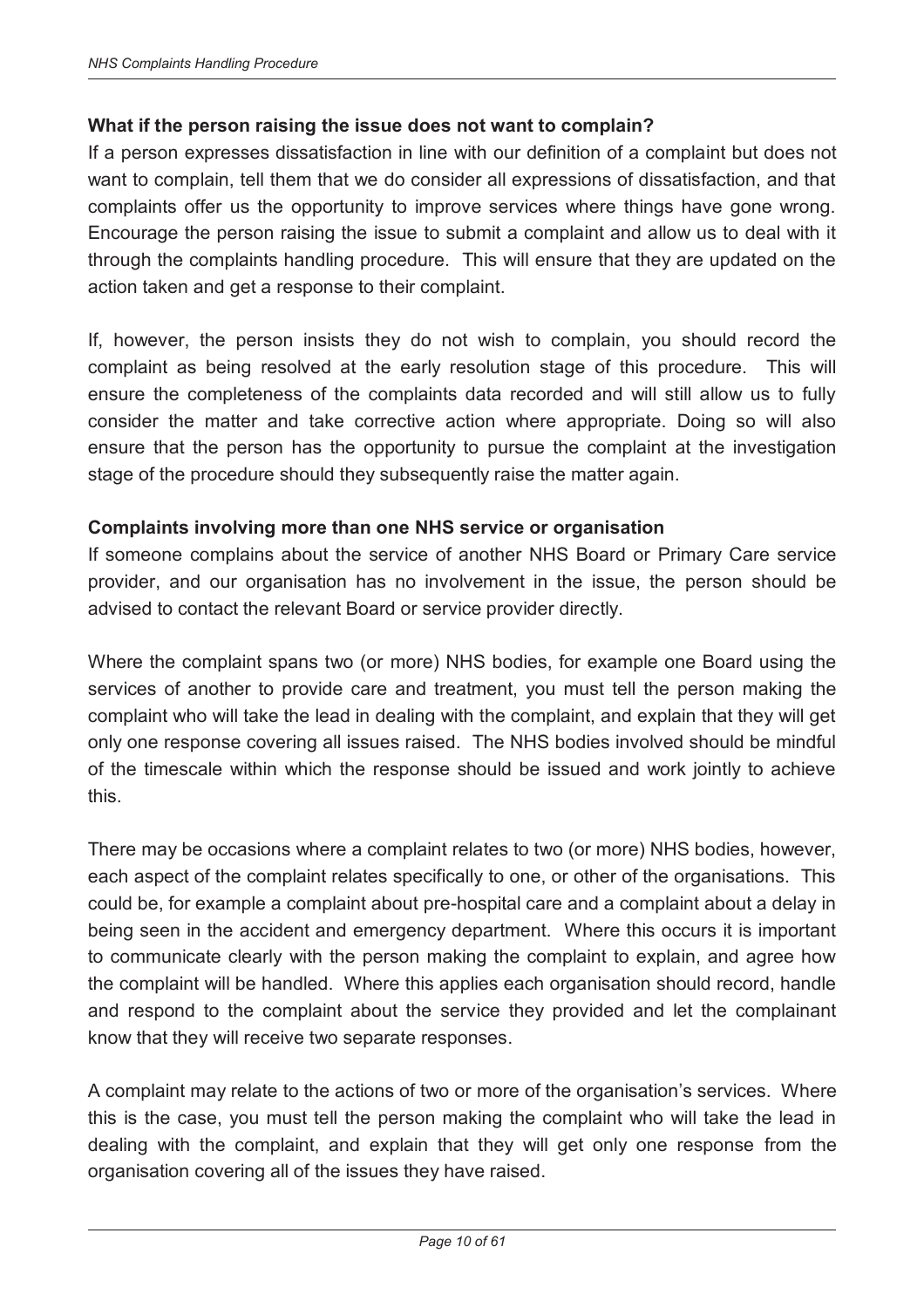### What if the person raising the issue does not want to complain?

If a person expresses dissatisfaction in line with our definition of a complaint but does not want to complain, tell them that we do consider all expressions of dissatisfaction, and that complaints offer us the opportunity to improve services where things have gone wrong. Encourage the person raising the issue to submit a complaint and allow us to deal with it through the complaints handling procedure. This will ensure that they are updated on the action taken and get a response to their complaint.

If, however, the person insists they do not wish to complain, you should record the complaint as being resolved at the early resolution stage of this procedure. This will ensure the completeness of the complaints data recorded and will still allow us to fully consider the matter and take corrective action where appropriate. Doing so will also ensure that the person has the opportunity to pursue the complaint at the investigation stage of the procedure should they subsequently raise the matter again.

### Complaints involving more than one NHS service or organisation

If someone complains about the service of another NHS Board or Primary Care service provider, and our organisation has no involvement in the issue, the person should be advised to contact the relevant Board or service provider directly.

Where the complaint spans two (or more) NHS bodies, for example one Board using the services of another to provide care and treatment, you must tell the person making the complaint who will take the lead in dealing with the complaint, and explain that they will get only one response covering all issues raised. The NHS bodies involved should be mindful of the timescale within which the response should be issued and work jointly to achieve this.

There may be occasions where a complaint relates to two (or more) NHS bodies, however, each aspect of the complaint relates specifically to one, or other of the organisations. This could be, for example a complaint about pre-hospital care and a complaint about a delay in being seen in the accident and emergency department. Where this occurs it is important to communicate clearly with the person making the complaint to explain, and agree how the complaint will be handled. Where this applies each organisation should record, handle and respond to the complaint about the service they provided and let the complainant know that they will receive two separate responses.

A complaint may relate to the actions of two or more of the organisation's services. Where this is the case, you must tell the person making the complaint who will take the lead in dealing with the complaint, and explain that they will get only one response from the organisation covering all of the issues they have raised.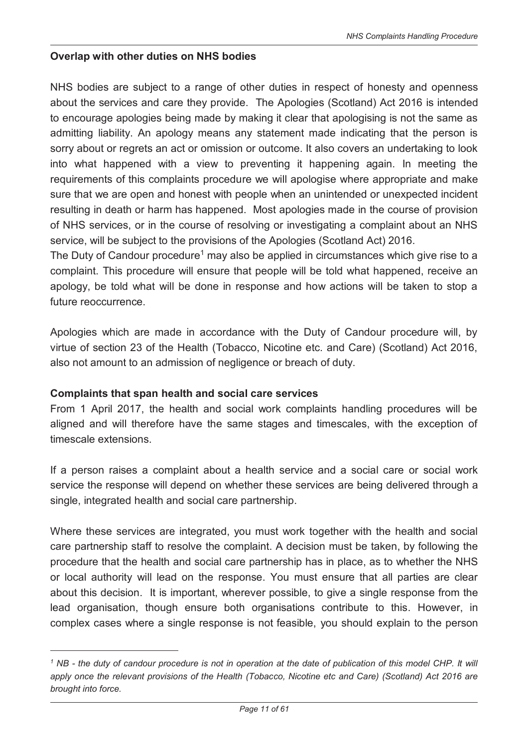**Overlap with other duties on NHS bodies**

NHS bodies are subject to a range of other duties in respect of honesty and openness about the services and care they provide. The Apologies (Scotland) Act 2016 is intended to encourage apologies being made by making it clear that apologising is not the same as admitting liability. An apology means any statement made indicating that the person is sorry about or regrets an act or omission or outcome. It also covers an undertaking to look into what happened with a view to preventing it happening again. In meeting the requirements of this complaints procedure we will apologise where appropriate and make sure that we are open and honest with people when an unintended or unexpected incident resulting in death or harm has happened. Most apologies made in the course of provision of NHS services, or in the course of resolving or investigating a complaint about an NHS service, will be subject to the provisions of the Apologies (Scotland Act) 2016.

The Duty of Candour procedure[1] may also be applied in circumstances which give rise to a complaint. This procedure will ensure that people will be told what happened, receive an apology, be told what will be done in response and how actions will be taken to stop a future reoccurrence.

Apologies which are made in accordance with the Duty of Candour procedure will, by virtue of section 23 of the Health (Tobacco, Nicotine etc. and Care) (Scotland) Act 2016, also not amount to an admission of negligence or breach of duty.

**Complaints that span health and social care services**

From 1 April 2017, the health and social work complaints handling procedures will be aligned and will therefore have the same stages and timescales, with the exception of timescale extensions.

If a person raises a complaint about a health service and a social care or social work service the response will depend on whether these services are being delivered through a single, integrated health and social care partnership.

Where these services are integrated, you must work together with the health and social care partnership staff to resolve the complaint. A decision must be taken, by following the procedure that the health and social care partnership has in place, as to whether the NHS or local authority will lead on the response. You must ensure that all parties are clear about this decision. It is important, wherever possible, to give a single response from the lead organisation, though ensure both organisations contribute to this. However, in complex cases where a single response is not feasible, you should explain to the person

---

*[1] NB - the duty of candour procedure is not in operation at the date of publication of this model CHP. It will apply once the relevant provisions of the Health (Tobacco, Nicotine etc and Care) (Scotland) Act 2016 are brought into force.*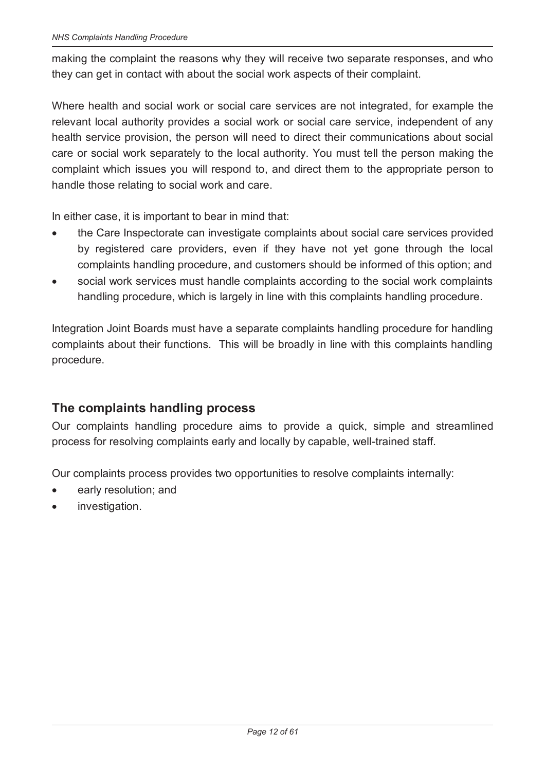making the complaint the reasons why they will receive two separate responses, and who they can get in contact with about the social work aspects of their complaint.

Where health and social work or social care services are not integrated, for example the relevant local authority provides a social work or social care service, independent of any health service provision, the person will need to direct their communications about social care or social work separately to the local authority. You must tell the person making the complaint which issues you will respond to, and direct them to the appropriate person to handle those relating to social work and care.

In either case, it is important to bear in mind that:

- the Care Inspectorate can investigate complaints about social care services provided by registered care providers, even if they have not yet gone through the local complaints handling procedure, and customers should be informed of this option; and
- social work services must handle complaints according to the social work complaints handling procedure, which is largely in line with this complaints handling procedure.

Integration Joint Boards must have a separate complaints handling procedure for handling complaints about their functions. This will be broadly in line with this complaints handling procedure.

## The complaints handling process

Our complaints handling procedure aims to provide a quick, simple and streamlined process for resolving complaints early and locally by capable, well-trained staff.

Our complaints process provides two opportunities to resolve complaints internally:

- early resolution; and
- investigation.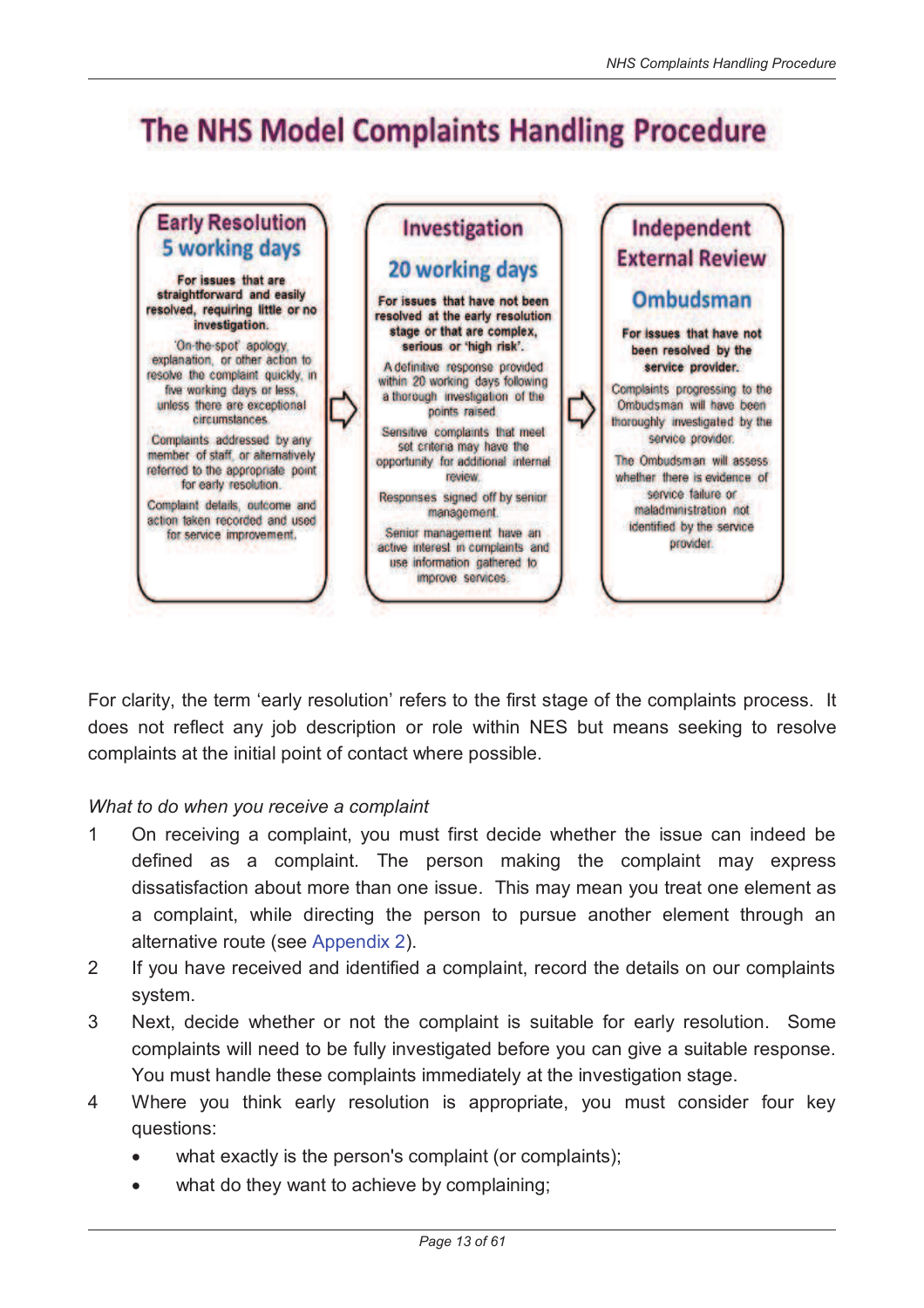# The NHS Model Complaints Handling Procedure

## Early Resolution 5 working days

**For issues that are straightforward and easily resolved, requiring little or no investigation.**

'On-the-spot' apology, explanation, or other action to resolve the complaint quickly, in five working days or less, unless there are exceptional circumstances.

Complaints addressed by any member of staff, or alternatively referred to the appropriate point for early resolution.

Complaint details, outcome and action taken recorded and used for service improvement.

## Investigation 20 working days

**For issues that have not been resolved at the early resolution stage or that are complex, serious or 'high risk'.**

A definitive response provided within 20 working days following a thorough investigation of the points raised.

Sensitive complaints that meet set criteria may have the opportunity for additional internal review.

Responses signed off by senior management.

Senior management have an active interest in complaints and use information gathered to improve services.

## Independent External Review Ombudsman

**For issues that have not been resolved by the service provider.**

Complaints progressing to the Ombudsman will have been thoroughly investigated by the service provider.

The Ombudsman will assess whether there is evidence of service failure or maladministration not identified by the service provider.

For clarity, the term 'early resolution' refers to the first stage of the complaints process. It does not reflect any job description or role within NES but means seeking to resolve complaints at the initial point of contact where possible.

*What to do when you receive a complaint*

1. On receiving a complaint, you must first decide whether the issue can indeed be defined as a complaint. The person making the complaint may express dissatisfaction about more than one issue. This may mean you treat one element as a complaint, while directing the person to pursue another element through an alternative route (see Appendix 2).
2. If you have received and identified a complaint, record the details on our complaints system.
3. Next, decide whether or not the complaint is suitable for early resolution. Some complaints will need to be fully investigated before you can give a suitable response. You must handle these complaints immediately at the investigation stage.
4. Where you think early resolution is appropriate, you must consider four key questions:
   - what exactly is the person's complaint (or complaints);
   - what do they want to achieve by complaining;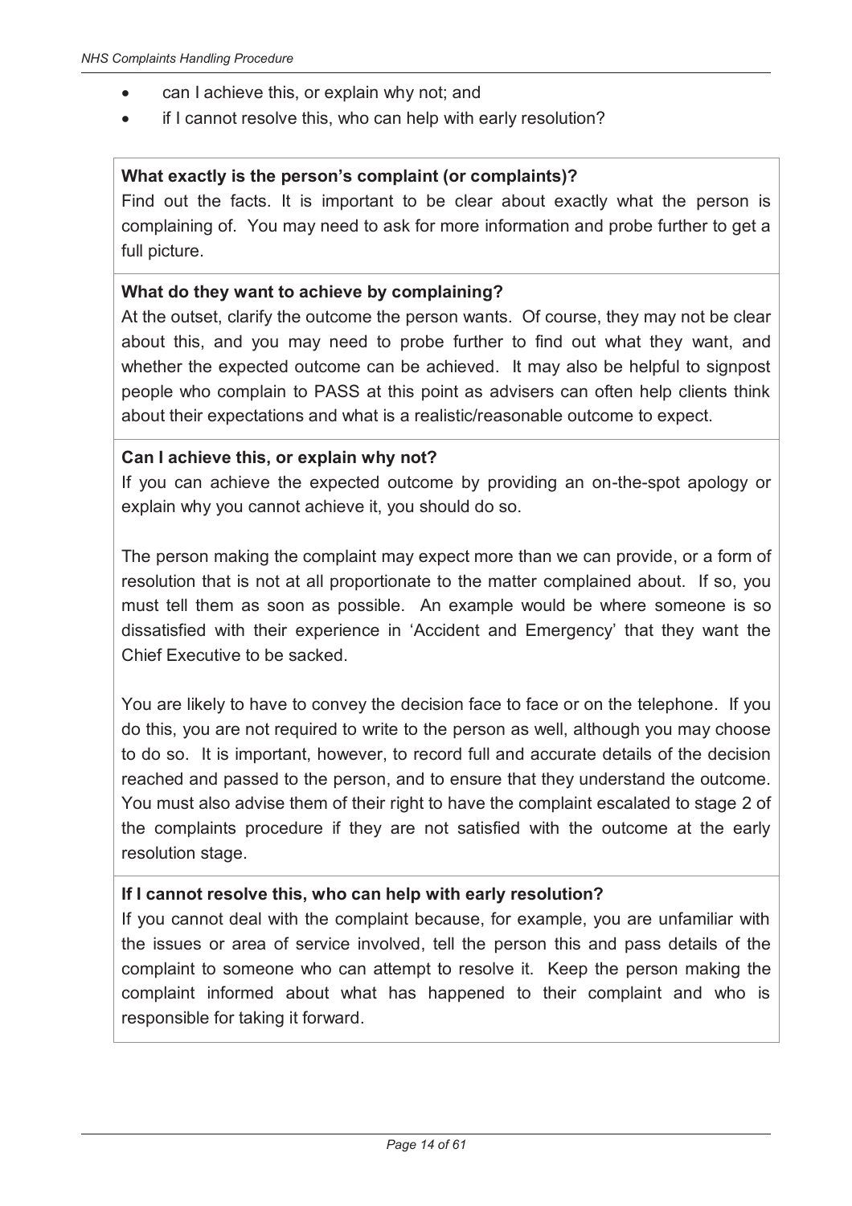- can I achieve this, or explain why not; and
- if I cannot resolve this, who can help with early resolution?

**What exactly is the person's complaint (or complaints)?**

Find out the facts. It is important to be clear about exactly what the person is complaining of. You may need to ask for more information and probe further to get a full picture.

**What do they want to achieve by complaining?**

At the outset, clarify the outcome the person wants. Of course, they may not be clear about this, and you may need to probe further to find out what they want, and whether the expected outcome can be achieved. It may also be helpful to signpost people who complain to PASS at this point as advisers can often help clients think about their expectations and what is a realistic/reasonable outcome to expect.

**Can I achieve this, or explain why not?**

If you can achieve the expected outcome by providing an on-the-spot apology or explain why you cannot achieve it, you should do so.

The person making the complaint may expect more than we can provide, or a form of resolution that is not at all proportionate to the matter complained about. If so, you must tell them as soon as possible. An example would be where someone is so dissatisfied with their experience in 'Accident and Emergency' that they want the Chief Executive to be sacked.

You are likely to have to convey the decision face to face or on the telephone. If you do this, you are not required to write to the person as well, although you may choose to do so. It is important, however, to record full and accurate details of the decision reached and passed to the person, and to ensure that they understand the outcome. You must also advise them of their right to have the complaint escalated to stage 2 of the complaints procedure if they are not satisfied with the outcome at the early resolution stage.

**If I cannot resolve this, who can help with early resolution?**

If you cannot deal with the complaint because, for example, you are unfamiliar with the issues or area of service involved, tell the person this and pass details of the complaint to someone who can attempt to resolve it. Keep the person making the complaint informed about what has happened to their complaint and who is responsible for taking it forward.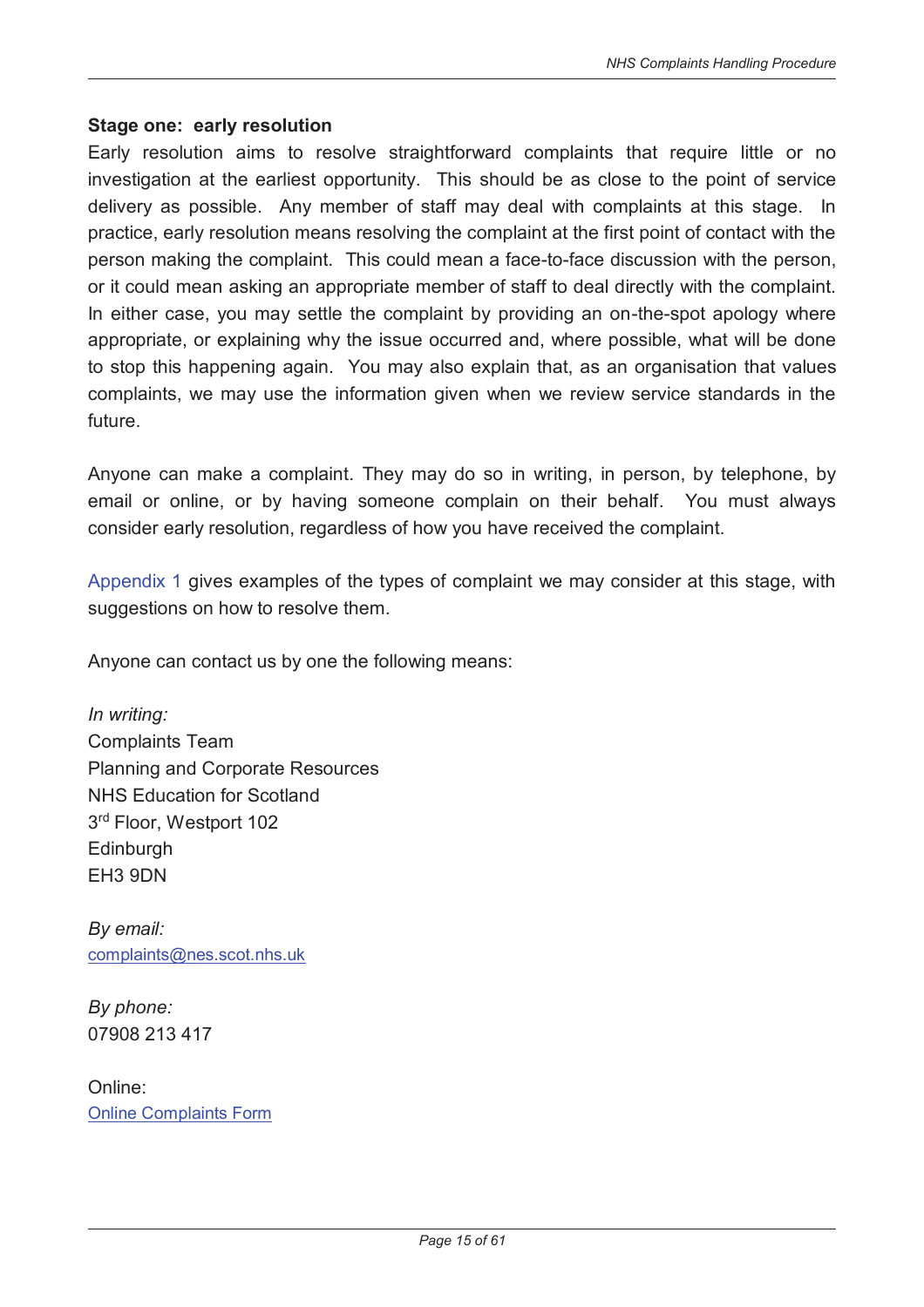### Stage one: early resolution

Early resolution aims to resolve straightforward complaints that require little or no investigation at the earliest opportunity. This should be as close to the point of service delivery as possible. Any member of staff may deal with complaints at this stage. In practice, early resolution means resolving the complaint at the first point of contact with the person making the complaint. This could mean a face-to-face discussion with the person, or it could mean asking an appropriate member of staff to deal directly with the complaint. In either case, you may settle the complaint by providing an on-the-spot apology where appropriate, or explaining why the issue occurred and, where possible, what will be done to stop this happening again. You may also explain that, as an organisation that values complaints, we may use the information given when we review service standards in the future.

Anyone can make a complaint. They may do so in writing, in person, by telephone, by email or online, or by having someone complain on their behalf. You must always consider early resolution, regardless of how you have received the complaint.

Appendix 1 gives examples of the types of complaint we may consider at this stage, with suggestions on how to resolve them.

Anyone can contact us by one the following means:

*In writing:*
Complaints Team
Planning and Corporate Resources
NHS Education for Scotland
3rd Floor, Westport 102
Edinburgh
EH3 9DN

*By email:*
complaints@nes.scot.nhs.uk

*By phone:*
07908 213 417

Online:
Online Complaints Form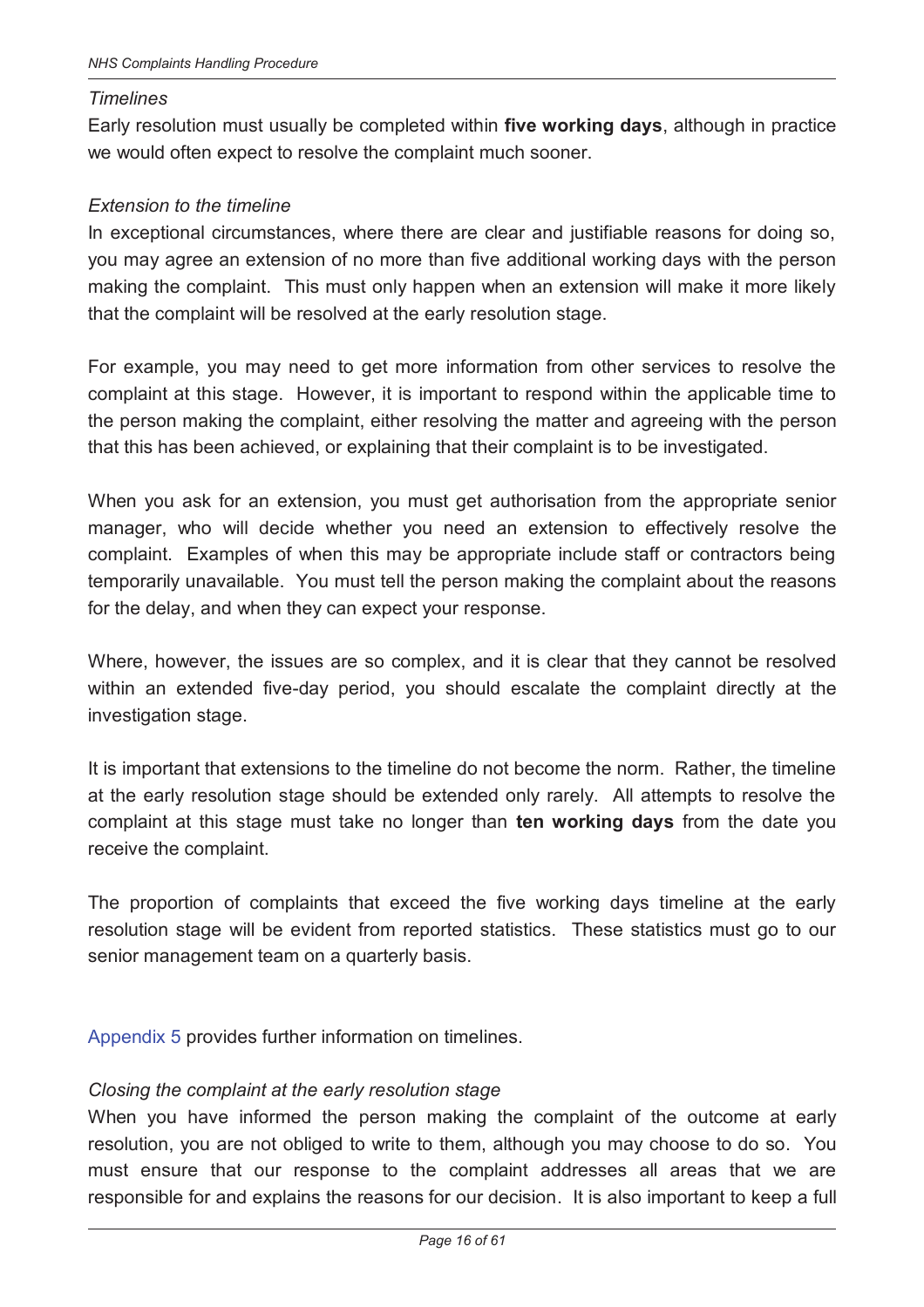*Timelines*

Early resolution must usually be completed within **five working days**, although in practice we would often expect to resolve the complaint much sooner.

*Extension to the timeline*

In exceptional circumstances, where there are clear and justifiable reasons for doing so, you may agree an extension of no more than five additional working days with the person making the complaint. This must only happen when an extension will make it more likely that the complaint will be resolved at the early resolution stage.

For example, you may need to get more information from other services to resolve the complaint at this stage. However, it is important to respond within the applicable time to the person making the complaint, either resolving the matter and agreeing with the person that this has been achieved, or explaining that their complaint is to be investigated.

When you ask for an extension, you must get authorisation from the appropriate senior manager, who will decide whether you need an extension to effectively resolve the complaint. Examples of when this may be appropriate include staff or contractors being temporarily unavailable. You must tell the person making the complaint about the reasons for the delay, and when they can expect your response.

Where, however, the issues are so complex, and it is clear that they cannot be resolved within an extended five-day period, you should escalate the complaint directly at the investigation stage.

It is important that extensions to the timeline do not become the norm. Rather, the timeline at the early resolution stage should be extended only rarely. All attempts to resolve the complaint at this stage must take no longer than **ten working days** from the date you receive the complaint.

The proportion of complaints that exceed the five working days timeline at the early resolution stage will be evident from reported statistics. These statistics must go to our senior management team on a quarterly basis.

Appendix 5 provides further information on timelines.

*Closing the complaint at the early resolution stage*

When you have informed the person making the complaint of the outcome at early resolution, you are not obliged to write to them, although you may choose to do so. You must ensure that our response to the complaint addresses all areas that we are responsible for and explains the reasons for our decision. It is also important to keep a full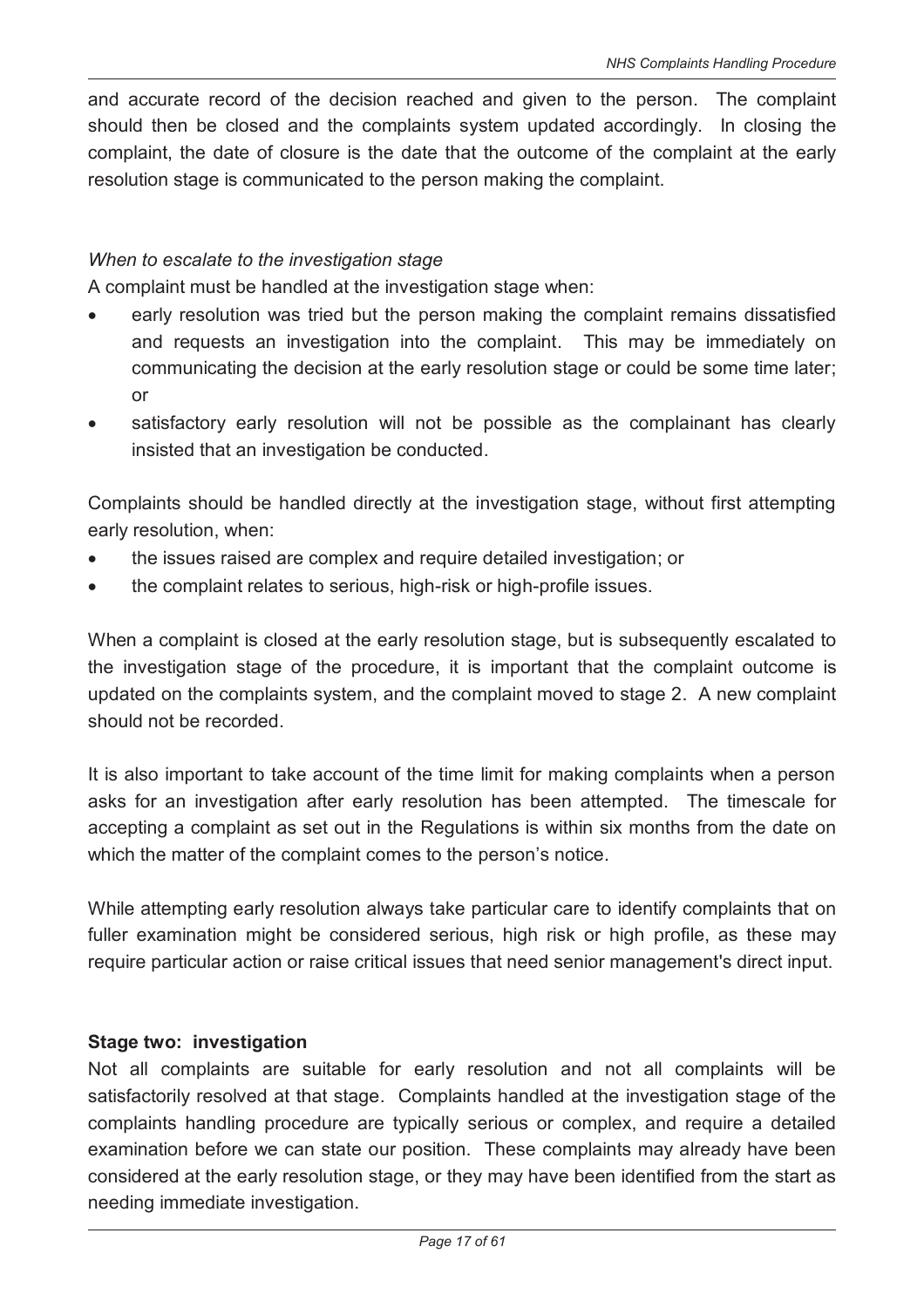and accurate record of the decision reached and given to the person. The complaint should then be closed and the complaints system updated accordingly. In closing the complaint, the date of closure is the date that the outcome of the complaint at the early resolution stage is communicated to the person making the complaint.

*When to escalate to the investigation stage*

A complaint must be handled at the investigation stage when:

- early resolution was tried but the person making the complaint remains dissatisfied and requests an investigation into the complaint. This may be immediately on communicating the decision at the early resolution stage or could be some time later; or
- satisfactory early resolution will not be possible as the complainant has clearly insisted that an investigation be conducted.

Complaints should be handled directly at the investigation stage, without first attempting early resolution, when:

- the issues raised are complex and require detailed investigation; or
- the complaint relates to serious, high-risk or high-profile issues.

When a complaint is closed at the early resolution stage, but is subsequently escalated to the investigation stage of the procedure, it is important that the complaint outcome is updated on the complaints system, and the complaint moved to stage 2. A new complaint should not be recorded.

It is also important to take account of the time limit for making complaints when a person asks for an investigation after early resolution has been attempted. The timescale for accepting a complaint as set out in the Regulations is within six months from the date on which the matter of the complaint comes to the person's notice.

While attempting early resolution always take particular care to identify complaints that on fuller examination might be considered serious, high risk or high profile, as these may require particular action or raise critical issues that need senior management's direct input.

**Stage two: investigation**

Not all complaints are suitable for early resolution and not all complaints will be satisfactorily resolved at that stage. Complaints handled at the investigation stage of the complaints handling procedure are typically serious or complex, and require a detailed examination before we can state our position. These complaints may already have been considered at the early resolution stage, or they may have been identified from the start as needing immediate investigation.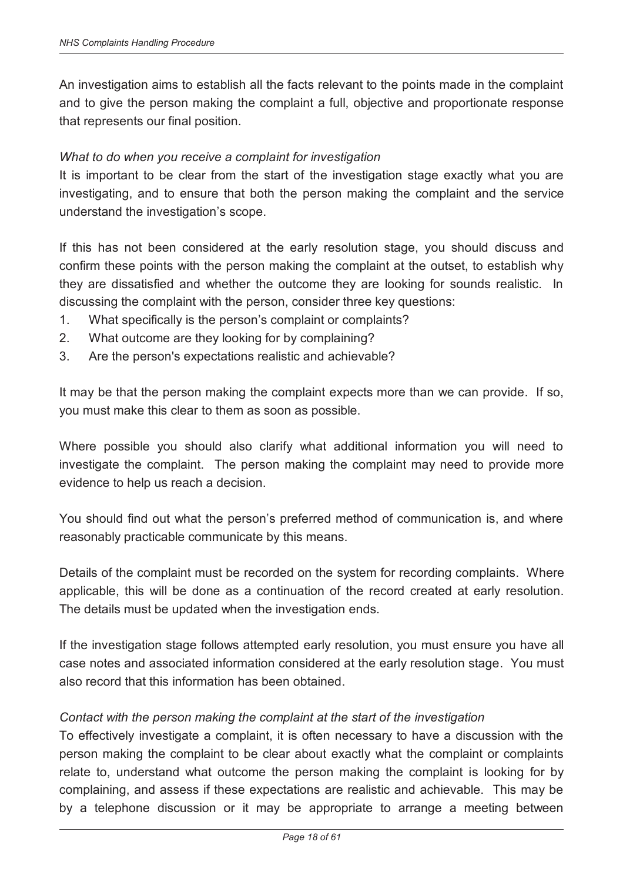An investigation aims to establish all the facts relevant to the points made in the complaint and to give the person making the complaint a full, objective and proportionate response that represents our final position.

*What to do when you receive a complaint for investigation*

It is important to be clear from the start of the investigation stage exactly what you are investigating, and to ensure that both the person making the complaint and the service understand the investigation's scope.

If this has not been considered at the early resolution stage, you should discuss and confirm these points with the person making the complaint at the outset, to establish why they are dissatisfied and whether the outcome they are looking for sounds realistic. In discussing the complaint with the person, consider three key questions:

1. What specifically is the person's complaint or complaints?
2. What outcome are they looking for by complaining?
3. Are the person's expectations realistic and achievable?

It may be that the person making the complaint expects more than we can provide. If so, you must make this clear to them as soon as possible.

Where possible you should also clarify what additional information you will need to investigate the complaint. The person making the complaint may need to provide more evidence to help us reach a decision.

You should find out what the person's preferred method of communication is, and where reasonably practicable communicate by this means.

Details of the complaint must be recorded on the system for recording complaints. Where applicable, this will be done as a continuation of the record created at early resolution. The details must be updated when the investigation ends.

If the investigation stage follows attempted early resolution, you must ensure you have all case notes and associated information considered at the early resolution stage. You must also record that this information has been obtained.

*Contact with the person making the complaint at the start of the investigation*

To effectively investigate a complaint, it is often necessary to have a discussion with the person making the complaint to be clear about exactly what the complaint or complaints relate to, understand what outcome the person making the complaint is looking for by complaining, and assess if these expectations are realistic and achievable. This may be by a telephone discussion or it may be appropriate to arrange a meeting between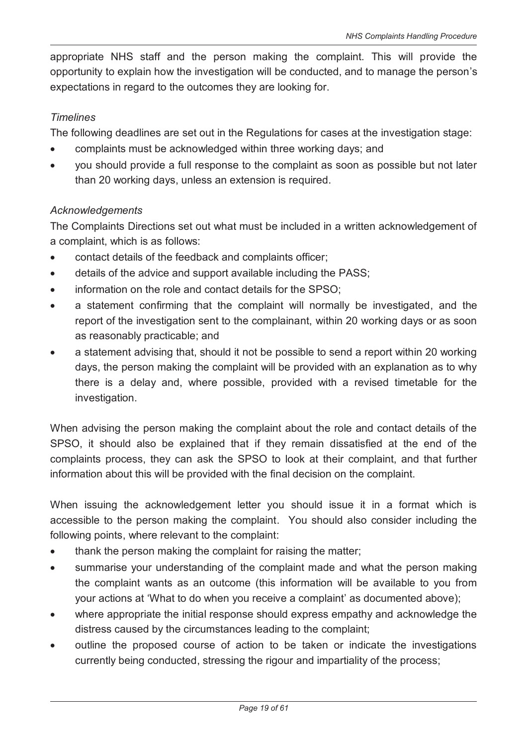appropriate NHS staff and the person making the complaint. This will provide the opportunity to explain how the investigation will be conducted, and to manage the person's expectations in regard to the outcomes they are looking for.

*Timelines*

The following deadlines are set out in the Regulations for cases at the investigation stage:

- complaints must be acknowledged within three working days; and
- you should provide a full response to the complaint as soon as possible but not later than 20 working days, unless an extension is required.

*Acknowledgements*

The Complaints Directions set out what must be included in a written acknowledgement of a complaint, which is as follows:

- contact details of the feedback and complaints officer;
- details of the advice and support available including the PASS;
- information on the role and contact details for the SPSO;
- a statement confirming that the complaint will normally be investigated, and the report of the investigation sent to the complainant, within 20 working days or as soon as reasonably practicable; and
- a statement advising that, should it not be possible to send a report within 20 working days, the person making the complaint will be provided with an explanation as to why there is a delay and, where possible, provided with a revised timetable for the investigation.

When advising the person making the complaint about the role and contact details of the SPSO, it should also be explained that if they remain dissatisfied at the end of the complaints process, they can ask the SPSO to look at their complaint, and that further information about this will be provided with the final decision on the complaint.

When issuing the acknowledgement letter you should issue it in a format which is accessible to the person making the complaint. You should also consider including the following points, where relevant to the complaint:

- thank the person making the complaint for raising the matter;
- summarise your understanding of the complaint made and what the person making the complaint wants as an outcome (this information will be available to you from your actions at 'What to do when you receive a complaint' as documented above);
- where appropriate the initial response should express empathy and acknowledge the distress caused by the circumstances leading to the complaint;
- outline the proposed course of action to be taken or indicate the investigations currently being conducted, stressing the rigour and impartiality of the process;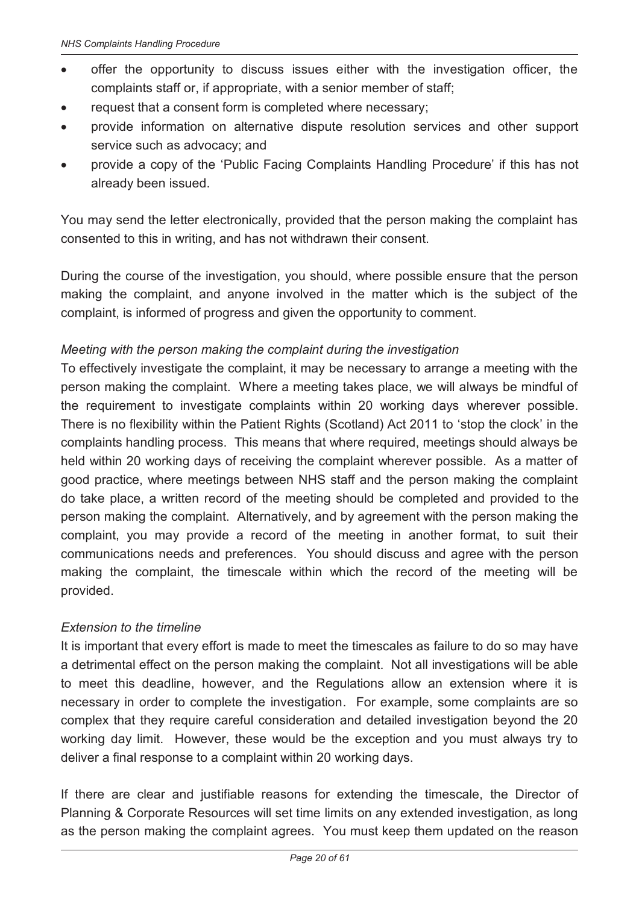- offer the opportunity to discuss issues either with the investigation officer, the complaints staff or, if appropriate, with a senior member of staff;
- request that a consent form is completed where necessary;
- provide information on alternative dispute resolution services and other support service such as advocacy; and
- provide a copy of the 'Public Facing Complaints Handling Procedure' if this has not already been issued.

You may send the letter electronically, provided that the person making the complaint has consented to this in writing, and has not withdrawn their consent.

During the course of the investigation, you should, where possible ensure that the person making the complaint, and anyone involved in the matter which is the subject of the complaint, is informed of progress and given the opportunity to comment.

*Meeting with the person making the complaint during the investigation*

To effectively investigate the complaint, it may be necessary to arrange a meeting with the person making the complaint. Where a meeting takes place, we will always be mindful of the requirement to investigate complaints within 20 working days wherever possible. There is no flexibility within the Patient Rights (Scotland) Act 2011 to 'stop the clock' in the complaints handling process. This means that where required, meetings should always be held within 20 working days of receiving the complaint wherever possible. As a matter of good practice, where meetings between NHS staff and the person making the complaint do take place, a written record of the meeting should be completed and provided to the person making the complaint. Alternatively, and by agreement with the person making the complaint, you may provide a record of the meeting in another format, to suit their communications needs and preferences. You should discuss and agree with the person making the complaint, the timescale within which the record of the meeting will be provided.

*Extension to the timeline*

It is important that every effort is made to meet the timescales as failure to do so may have a detrimental effect on the person making the complaint. Not all investigations will be able to meet this deadline, however, and the Regulations allow an extension where it is necessary in order to complete the investigation. For example, some complaints are so complex that they require careful consideration and detailed investigation beyond the 20 working day limit. However, these would be the exception and you must always try to deliver a final response to a complaint within 20 working days.

If there are clear and justifiable reasons for extending the timescale, the Director of Planning & Corporate Resources will set time limits on any extended investigation, as long as the person making the complaint agrees. You must keep them updated on the reason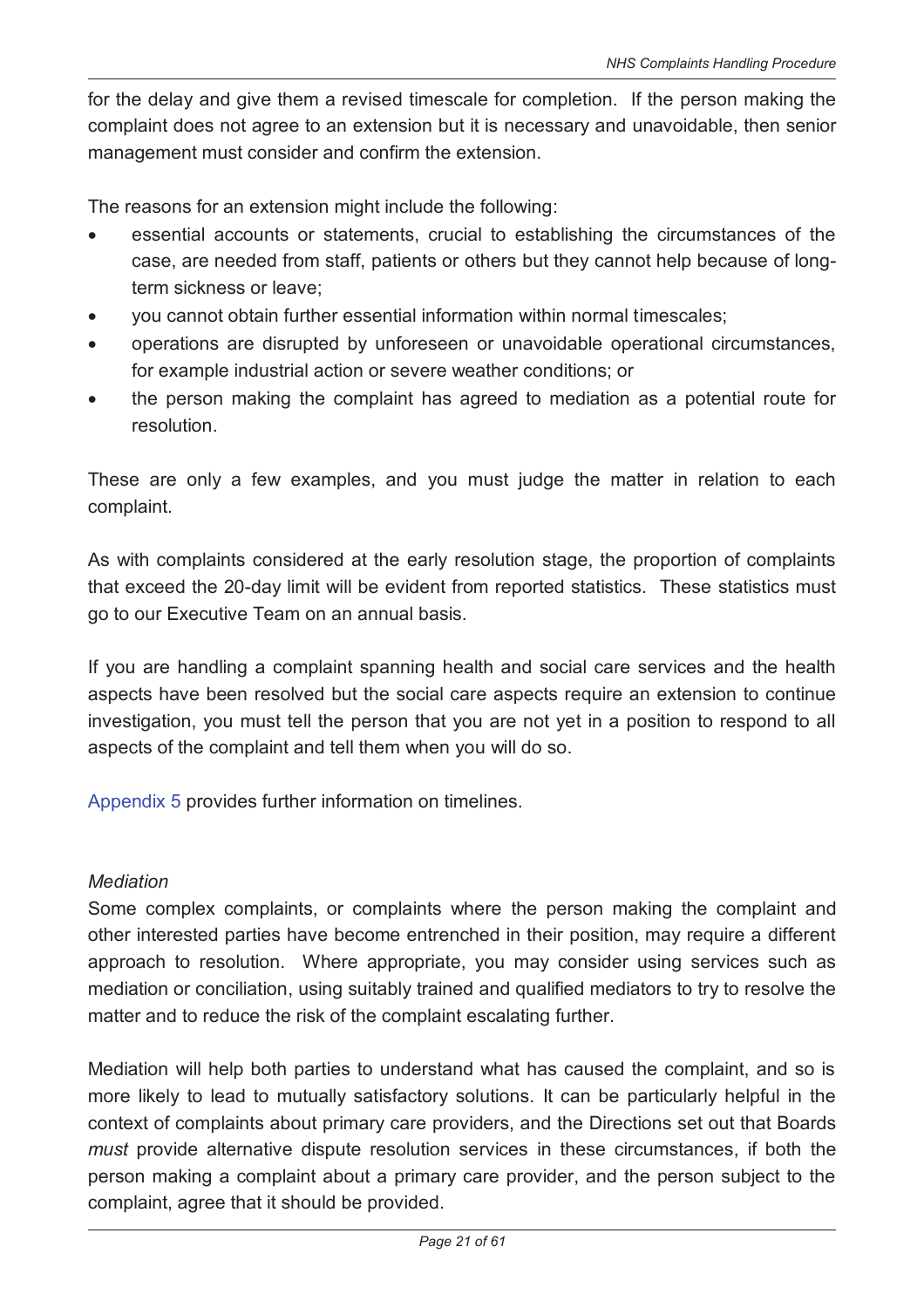for the delay and give them a revised timescale for completion. If the person making the complaint does not agree to an extension but it is necessary and unavoidable, then senior management must consider and confirm the extension.

The reasons for an extension might include the following:

- essential accounts or statements, crucial to establishing the circumstances of the case, are needed from staff, patients or others but they cannot help because of long-term sickness or leave;
- you cannot obtain further essential information within normal timescales;
- operations are disrupted by unforeseen or unavoidable operational circumstances, for example industrial action or severe weather conditions; or
- the person making the complaint has agreed to mediation as a potential route for resolution.

These are only a few examples, and you must judge the matter in relation to each complaint.

As with complaints considered at the early resolution stage, the proportion of complaints that exceed the 20-day limit will be evident from reported statistics. These statistics must go to our Executive Team on an annual basis.

If you are handling a complaint spanning health and social care services and the health aspects have been resolved but the social care aspects require an extension to continue investigation, you must tell the person that you are not yet in a position to respond to all aspects of the complaint and tell them when you will do so.

Appendix 5 provides further information on timelines.

*Mediation*

Some complex complaints, or complaints where the person making the complaint and other interested parties have become entrenched in their position, may require a different approach to resolution. Where appropriate, you may consider using services such as mediation or conciliation, using suitably trained and qualified mediators to try to resolve the matter and to reduce the risk of the complaint escalating further.

Mediation will help both parties to understand what has caused the complaint, and so is more likely to lead to mutually satisfactory solutions. It can be particularly helpful in the context of complaints about primary care providers, and the Directions set out that Boards *must* provide alternative dispute resolution services in these circumstances, if both the person making a complaint about a primary care provider, and the person subject to the complaint, agree that it should be provided.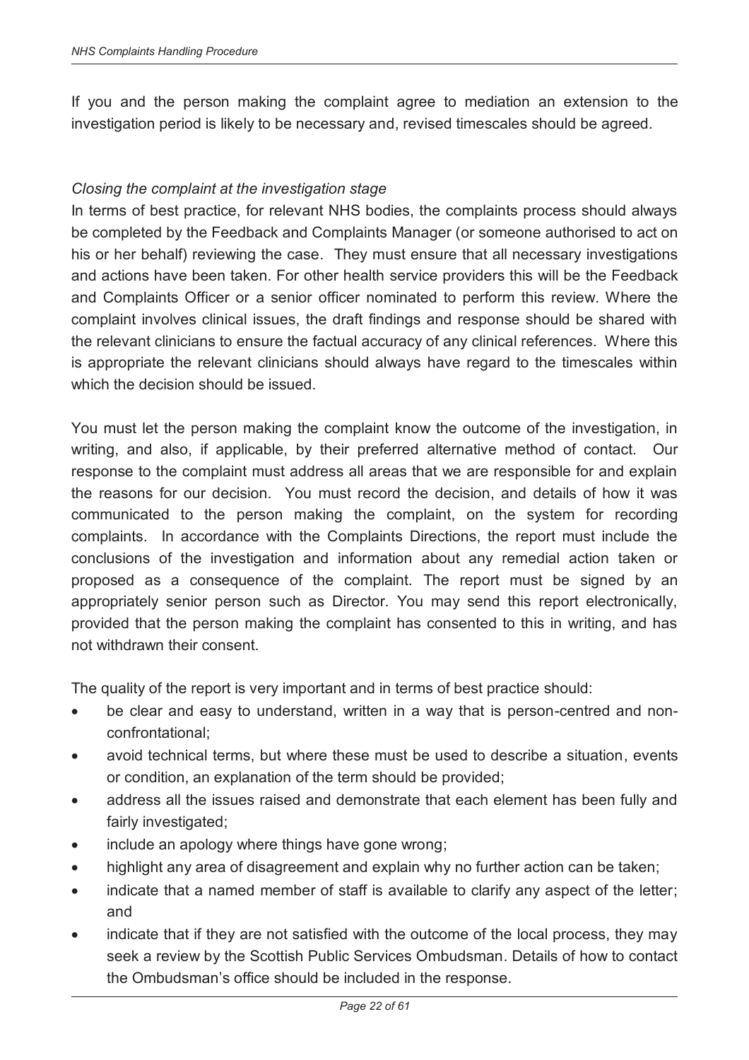If you and the person making the complaint agree to mediation an extension to the investigation period is likely to be necessary and, revised timescales should be agreed.

*Closing the complaint at the investigation stage*

In terms of best practice, for relevant NHS bodies, the complaints process should always be completed by the Feedback and Complaints Manager (or someone authorised to act on his or her behalf) reviewing the case. They must ensure that all necessary investigations and actions have been taken. For other health service providers this will be the Feedback and Complaints Officer or a senior officer nominated to perform this review. Where the complaint involves clinical issues, the draft findings and response should be shared with the relevant clinicians to ensure the factual accuracy of any clinical references. Where this is appropriate the relevant clinicians should always have regard to the timescales within which the decision should be issued.

You must let the person making the complaint know the outcome of the investigation, in writing, and also, if applicable, by their preferred alternative method of contact. Our response to the complaint must address all areas that we are responsible for and explain the reasons for our decision. You must record the decision, and details of how it was communicated to the person making the complaint, on the system for recording complaints. In accordance with the Complaints Directions, the report must include the conclusions of the investigation and information about any remedial action taken or proposed as a consequence of the complaint. The report must be signed by an appropriately senior person such as Director. You may send this report electronically, provided that the person making the complaint has consented to this in writing, and has not withdrawn their consent.

The quality of the report is very important and in terms of best practice should:

- be clear and easy to understand, written in a way that is person-centred and non-confrontational;
- avoid technical terms, but where these must be used to describe a situation, events or condition, an explanation of the term should be provided;
- address all the issues raised and demonstrate that each element has been fully and fairly investigated;
- include an apology where things have gone wrong;
- highlight any area of disagreement and explain why no further action can be taken;
- indicate that a named member of staff is available to clarify any aspect of the letter; and
- indicate that if they are not satisfied with the outcome of the local process, they may seek a review by the Scottish Public Services Ombudsman. Details of how to contact the Ombudsman's office should be included in the response.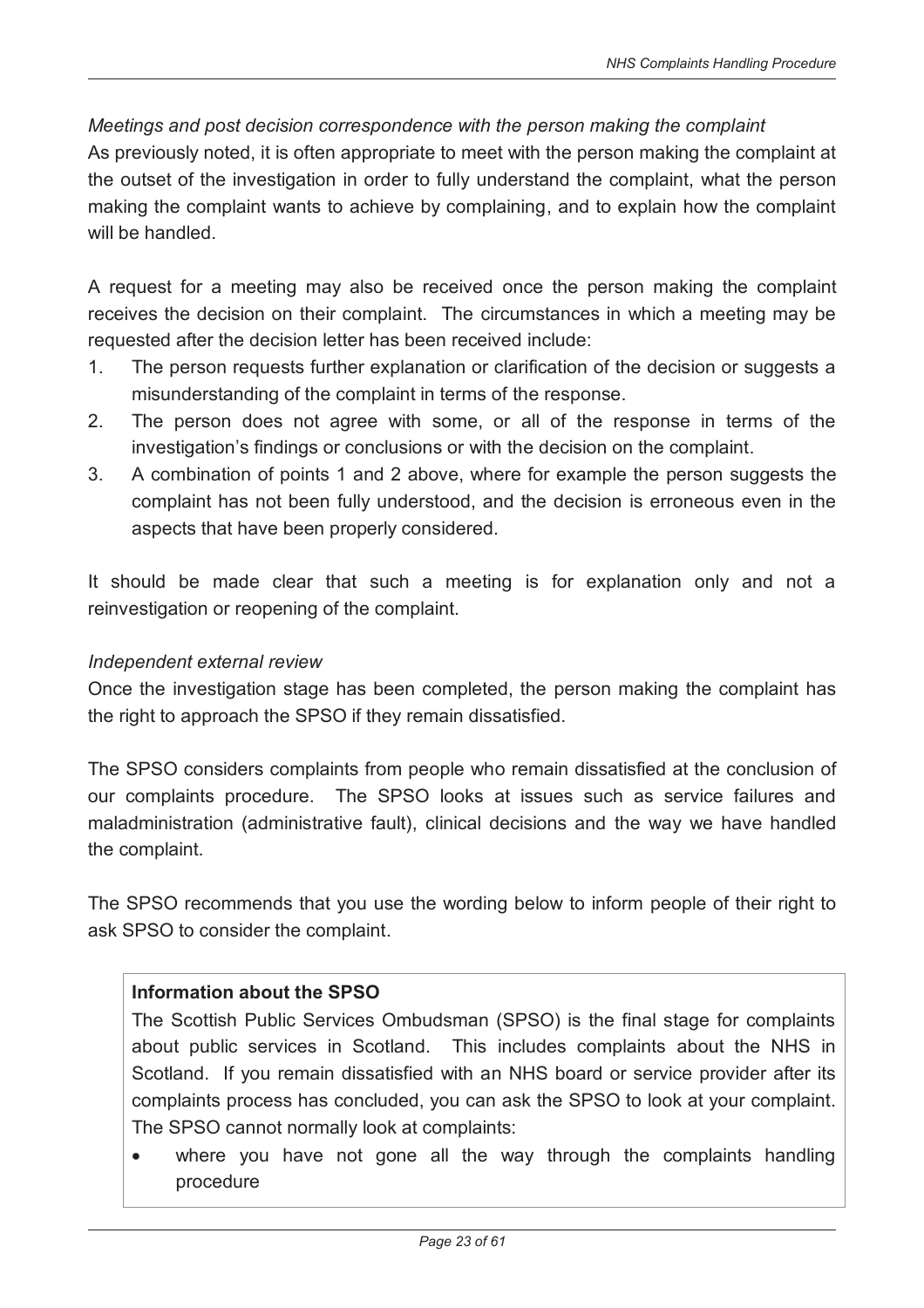*Meetings and post decision correspondence with the person making the complaint*

As previously noted, it is often appropriate to meet with the person making the complaint at the outset of the investigation in order to fully understand the complaint, what the person making the complaint wants to achieve by complaining, and to explain how the complaint will be handled.

A request for a meeting may also be received once the person making the complaint receives the decision on their complaint. The circumstances in which a meeting may be requested after the decision letter has been received include:

1. The person requests further explanation or clarification of the decision or suggests a misunderstanding of the complaint in terms of the response.
2. The person does not agree with some, or all of the response in terms of the investigation's findings or conclusions or with the decision on the complaint.
3. A combination of points 1 and 2 above, where for example the person suggests the complaint has not been fully understood, and the decision is erroneous even in the aspects that have been properly considered.

It should be made clear that such a meeting is for explanation only and not a reinvestigation or reopening of the complaint.

*Independent external review*

Once the investigation stage has been completed, the person making the complaint has the right to approach the SPSO if they remain dissatisfied.

The SPSO considers complaints from people who remain dissatisfied at the conclusion of our complaints procedure. The SPSO looks at issues such as service failures and maladministration (administrative fault), clinical decisions and the way we have handled the complaint.

The SPSO recommends that you use the wording below to inform people of their right to ask SPSO to consider the complaint.

> **Information about the SPSO**
>
> The Scottish Public Services Ombudsman (SPSO) is the final stage for complaints about public services in Scotland. This includes complaints about the NHS in Scotland. If you remain dissatisfied with an NHS board or service provider after its complaints process has concluded, you can ask the SPSO to look at your complaint. The SPSO cannot normally look at complaints:
>
> - where you have not gone all the way through the complaints handling procedure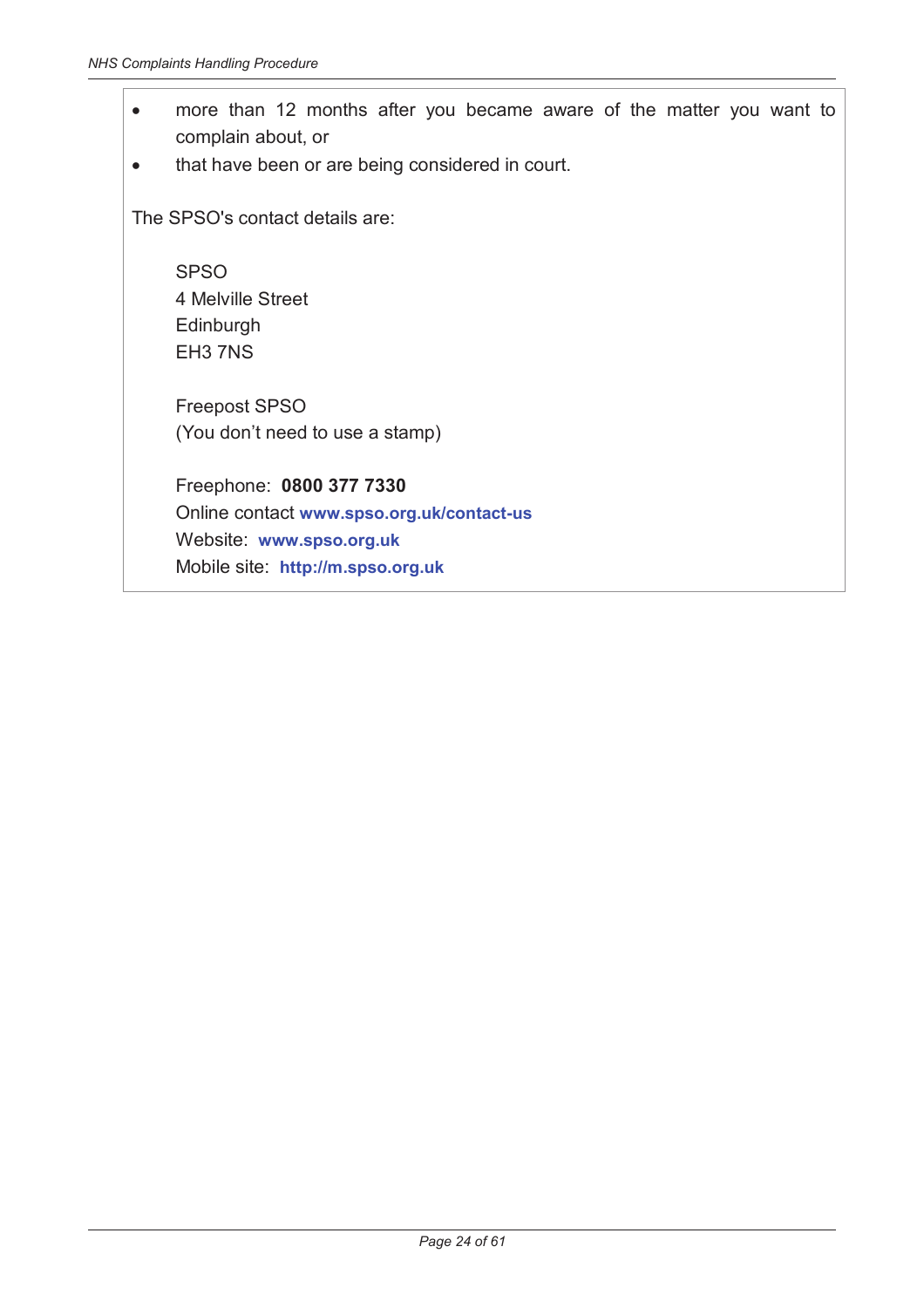- more than 12 months after you became aware of the matter you want to complain about, or
- that have been or are being considered in court.

The SPSO's contact details are:

SPSO
4 Melville Street
Edinburgh
EH3 7NS

Freepost SPSO
(You don't need to use a stamp)

Freephone: **0800 377 7330**
Online contact **www.spso.org.uk/contact-us**
Website: **www.spso.org.uk**
Mobile site: **http://m.spso.org.uk**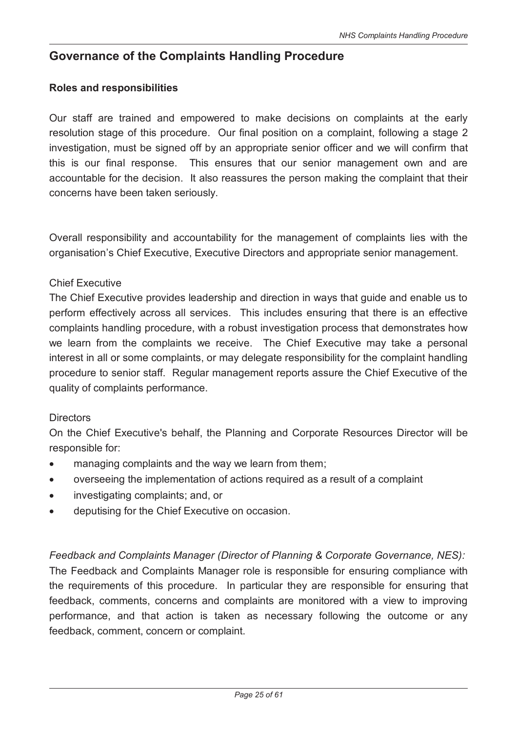## Governance of the Complaints Handling Procedure

### Roles and responsibilities

Our staff are trained and empowered to make decisions on complaints at the early resolution stage of this procedure. Our final position on a complaint, following a stage 2 investigation, must be signed off by an appropriate senior officer and we will confirm that this is our final response. This ensures that our senior management own and are accountable for the decision. It also reassures the person making the complaint that their concerns have been taken seriously.

Overall responsibility and accountability for the management of complaints lies with the organisation's Chief Executive, Executive Directors and appropriate senior management.

Chief Executive

The Chief Executive provides leadership and direction in ways that guide and enable us to perform effectively across all services. This includes ensuring that there is an effective complaints handling procedure, with a robust investigation process that demonstrates how we learn from the complaints we receive. The Chief Executive may take a personal interest in all or some complaints, or may delegate responsibility for the complaint handling procedure to senior staff. Regular management reports assure the Chief Executive of the quality of complaints performance.

Directors

On the Chief Executive's behalf, the Planning and Corporate Resources Director will be responsible for:

- managing complaints and the way we learn from them;
- overseeing the implementation of actions required as a result of a complaint
- investigating complaints; and, or
- deputising for the Chief Executive on occasion.

*Feedback and Complaints Manager (Director of Planning & Corporate Governance, NES):*
The Feedback and Complaints Manager role is responsible for ensuring compliance with the requirements of this procedure. In particular they are responsible for ensuring that feedback, comments, concerns and complaints are monitored with a view to improving performance, and that action is taken as necessary following the outcome or any feedback, comment, concern or complaint.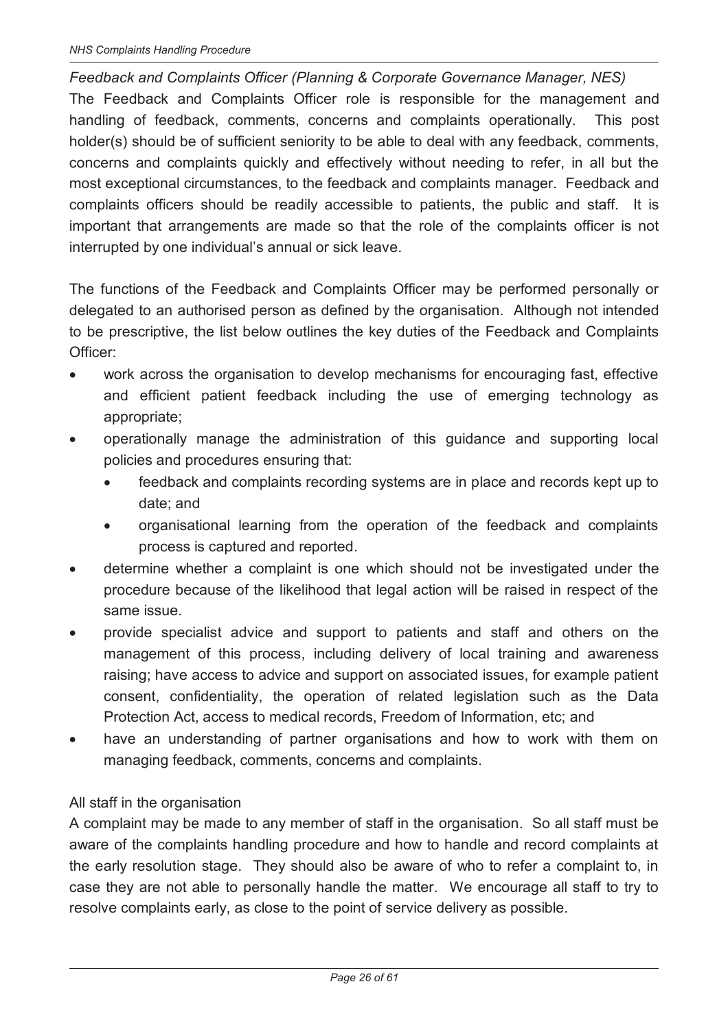*Feedback and Complaints Officer (Planning & Corporate Governance Manager, NES)*

The Feedback and Complaints Officer role is responsible for the management and handling of feedback, comments, concerns and complaints operationally. This post holder(s) should be of sufficient seniority to be able to deal with any feedback, comments, concerns and complaints quickly and effectively without needing to refer, in all but the most exceptional circumstances, to the feedback and complaints manager. Feedback and complaints officers should be readily accessible to patients, the public and staff. It is important that arrangements are made so that the role of the complaints officer is not interrupted by one individual's annual or sick leave.

The functions of the Feedback and Complaints Officer may be performed personally or delegated to an authorised person as defined by the organisation. Although not intended to be prescriptive, the list below outlines the key duties of the Feedback and Complaints Officer:

- work across the organisation to develop mechanisms for encouraging fast, effective and efficient patient feedback including the use of emerging technology as appropriate;
- operationally manage the administration of this guidance and supporting local policies and procedures ensuring that:
  - feedback and complaints recording systems are in place and records kept up to date; and
  - organisational learning from the operation of the feedback and complaints process is captured and reported.
- determine whether a complaint is one which should not be investigated under the procedure because of the likelihood that legal action will be raised in respect of the same issue.
- provide specialist advice and support to patients and staff and others on the management of this process, including delivery of local training and awareness raising; have access to advice and support on associated issues, for example patient consent, confidentiality, the operation of related legislation such as the Data Protection Act, access to medical records, Freedom of Information, etc; and
- have an understanding of partner organisations and how to work with them on managing feedback, comments, concerns and complaints.

All staff in the organisation

A complaint may be made to any member of staff in the organisation. So all staff must be aware of the complaints handling procedure and how to handle and record complaints at the early resolution stage. They should also be aware of who to refer a complaint to, in case they are not able to personally handle the matter. We encourage all staff to try to resolve complaints early, as close to the point of service delivery as possible.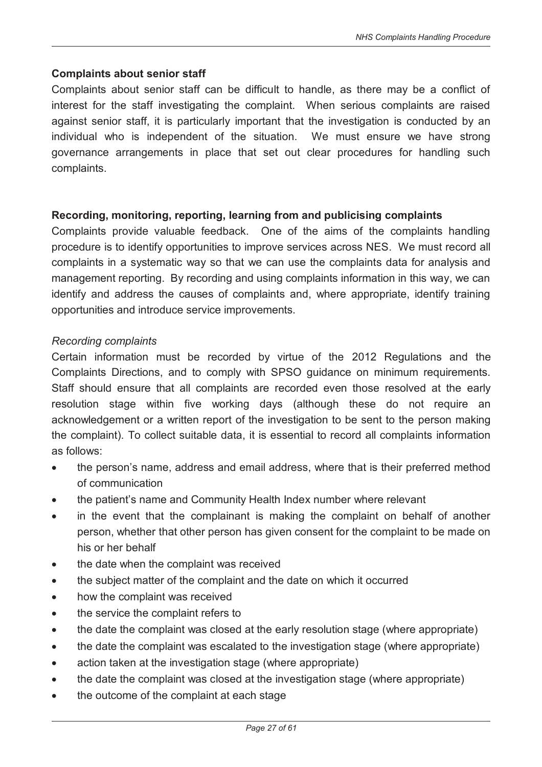**Complaints about senior staff**

Complaints about senior staff can be difficult to handle, as there may be a conflict of interest for the staff investigating the complaint. When serious complaints are raised against senior staff, it is particularly important that the investigation is conducted by an individual who is independent of the situation. We must ensure we have strong governance arrangements in place that set out clear procedures for handling such complaints.

**Recording, monitoring, reporting, learning from and publicising complaints**

Complaints provide valuable feedback. One of the aims of the complaints handling procedure is to identify opportunities to improve services across NES. We must record all complaints in a systematic way so that we can use the complaints data for analysis and management reporting. By recording and using complaints information in this way, we can identify and address the causes of complaints and, where appropriate, identify training opportunities and introduce service improvements.

*Recording complaints*

Certain information must be recorded by virtue of the 2012 Regulations and the Complaints Directions, and to comply with SPSO guidance on minimum requirements. Staff should ensure that all complaints are recorded even those resolved at the early resolution stage within five working days (although these do not require an acknowledgement or a written report of the investigation to be sent to the person making the complaint). To collect suitable data, it is essential to record all complaints information as follows:

- the person's name, address and email address, where that is their preferred method of communication
- the patient's name and Community Health Index number where relevant
- in the event that the complainant is making the complaint on behalf of another person, whether that other person has given consent for the complaint to be made on his or her behalf
- the date when the complaint was received
- the subject matter of the complaint and the date on which it occurred
- how the complaint was received
- the service the complaint refers to
- the date the complaint was closed at the early resolution stage (where appropriate)
- the date the complaint was escalated to the investigation stage (where appropriate)
- action taken at the investigation stage (where appropriate)
- the date the complaint was closed at the investigation stage (where appropriate)
- the outcome of the complaint at each stage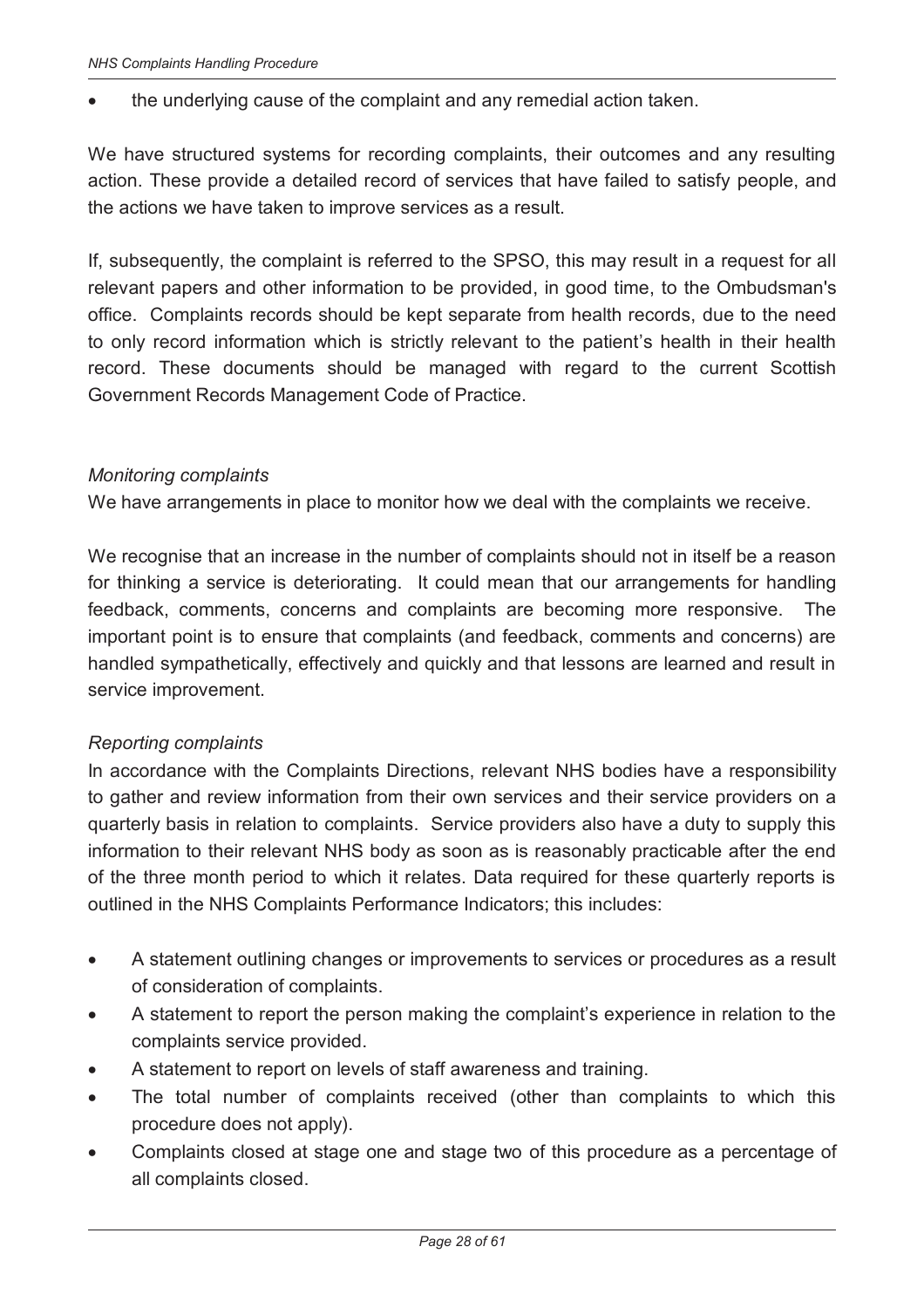- the underlying cause of the complaint and any remedial action taken.

We have structured systems for recording complaints, their outcomes and any resulting action. These provide a detailed record of services that have failed to satisfy people, and the actions we have taken to improve services as a result.

If, subsequently, the complaint is referred to the SPSO, this may result in a request for all relevant papers and other information to be provided, in good time, to the Ombudsman's office. Complaints records should be kept separate from health records, due to the need to only record information which is strictly relevant to the patient's health in their health record. These documents should be managed with regard to the current Scottish Government Records Management Code of Practice.

*Monitoring complaints*

We have arrangements in place to monitor how we deal with the complaints we receive.

We recognise that an increase in the number of complaints should not in itself be a reason for thinking a service is deteriorating. It could mean that our arrangements for handling feedback, comments, concerns and complaints are becoming more responsive. The important point is to ensure that complaints (and feedback, comments and concerns) are handled sympathetically, effectively and quickly and that lessons are learned and result in service improvement.

*Reporting complaints*

In accordance with the Complaints Directions, relevant NHS bodies have a responsibility to gather and review information from their own services and their service providers on a quarterly basis in relation to complaints. Service providers also have a duty to supply this information to their relevant NHS body as soon as is reasonably practicable after the end of the three month period to which it relates. Data required for these quarterly reports is outlined in the NHS Complaints Performance Indicators; this includes:

- A statement outlining changes or improvements to services or procedures as a result of consideration of complaints.
- A statement to report the person making the complaint's experience in relation to the complaints service provided.
- A statement to report on levels of staff awareness and training.
- The total number of complaints received (other than complaints to which this procedure does not apply).
- Complaints closed at stage one and stage two of this procedure as a percentage of all complaints closed.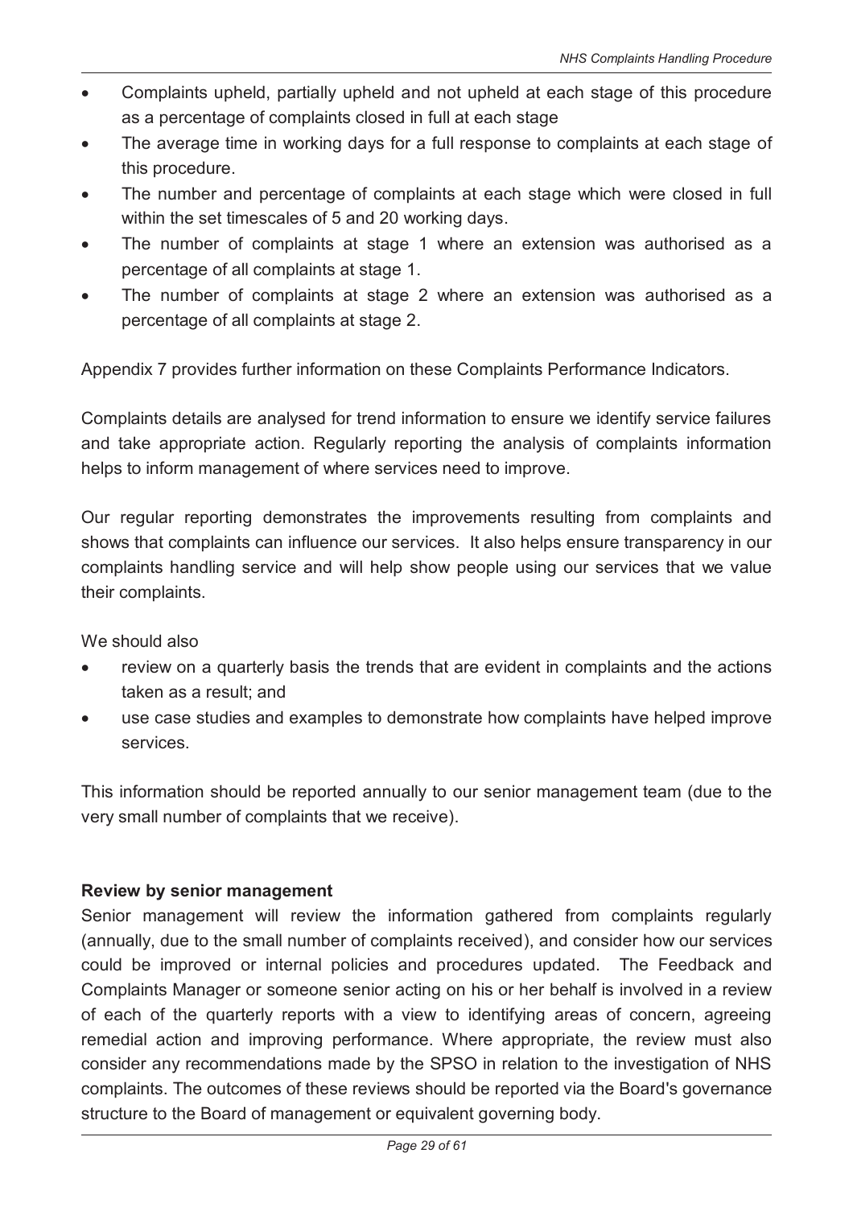- Complaints upheld, partially upheld and not upheld at each stage of this procedure as a percentage of complaints closed in full at each stage
- The average time in working days for a full response to complaints at each stage of this procedure.
- The number and percentage of complaints at each stage which were closed in full within the set timescales of 5 and 20 working days.
- The number of complaints at stage 1 where an extension was authorised as a percentage of all complaints at stage 1.
- The number of complaints at stage 2 where an extension was authorised as a percentage of all complaints at stage 2.

Appendix 7 provides further information on these Complaints Performance Indicators.

Complaints details are analysed for trend information to ensure we identify service failures and take appropriate action. Regularly reporting the analysis of complaints information helps to inform management of where services need to improve.

Our regular reporting demonstrates the improvements resulting from complaints and shows that complaints can influence our services. It also helps ensure transparency in our complaints handling service and will help show people using our services that we value their complaints.

We should also

- review on a quarterly basis the trends that are evident in complaints and the actions taken as a result; and
- use case studies and examples to demonstrate how complaints have helped improve services.

This information should be reported annually to our senior management team (due to the very small number of complaints that we receive).

**Review by senior management**

Senior management will review the information gathered from complaints regularly (annually, due to the small number of complaints received), and consider how our services could be improved or internal policies and procedures updated. The Feedback and Complaints Manager or someone senior acting on his or her behalf is involved in a review of each of the quarterly reports with a view to identifying areas of concern, agreeing remedial action and improving performance. Where appropriate, the review must also consider any recommendations made by the SPSO in relation to the investigation of NHS complaints. The outcomes of these reviews should be reported via the Board's governance structure to the Board of management or equivalent governing body.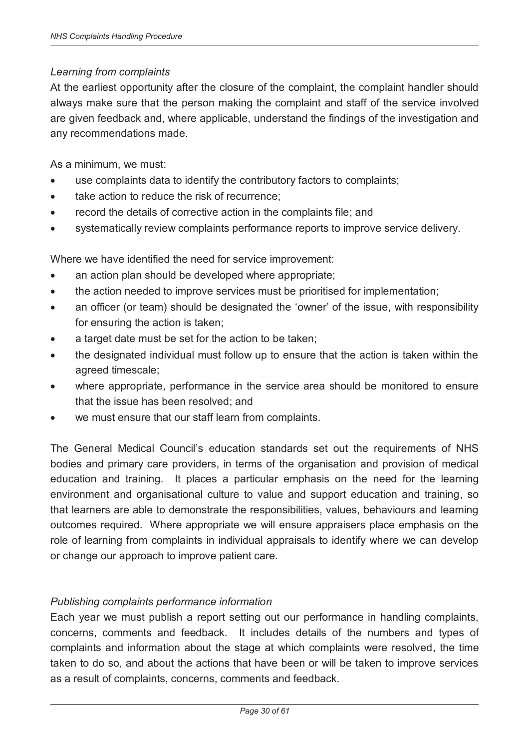*Learning from complaints*

At the earliest opportunity after the closure of the complaint, the complaint handler should always make sure that the person making the complaint and staff of the service involved are given feedback and, where applicable, understand the findings of the investigation and any recommendations made.

As a minimum, we must:

- use complaints data to identify the contributory factors to complaints;
- take action to reduce the risk of recurrence;
- record the details of corrective action in the complaints file; and
- systematically review complaints performance reports to improve service delivery.

Where we have identified the need for service improvement:

- an action plan should be developed where appropriate;
- the action needed to improve services must be prioritised for implementation;
- an officer (or team) should be designated the 'owner' of the issue, with responsibility for ensuring the action is taken;
- a target date must be set for the action to be taken;
- the designated individual must follow up to ensure that the action is taken within the agreed timescale;
- where appropriate, performance in the service area should be monitored to ensure that the issue has been resolved; and
- we must ensure that our staff learn from complaints.

The General Medical Council's education standards set out the requirements of NHS bodies and primary care providers, in terms of the organisation and provision of medical education and training. It places a particular emphasis on the need for the learning environment and organisational culture to value and support education and training, so that learners are able to demonstrate the responsibilities, values, behaviours and learning outcomes required. Where appropriate we will ensure appraisers place emphasis on the role of learning from complaints in individual appraisals to identify where we can develop or change our approach to improve patient care.

*Publishing complaints performance information*

Each year we must publish a report setting out our performance in handling complaints, concerns, comments and feedback. It includes details of the numbers and types of complaints and information about the stage at which complaints were resolved, the time taken to do so, and about the actions that have been or will be taken to improve services as a result of complaints, concerns, comments and feedback.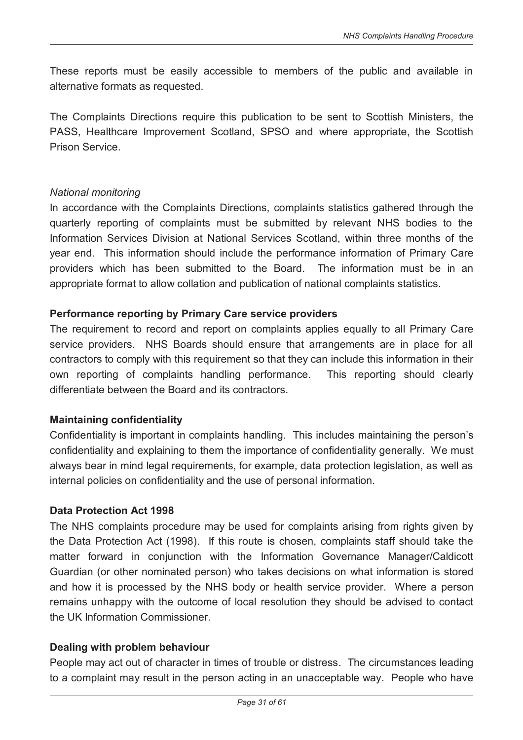These reports must be easily accessible to members of the public and available in alternative formats as requested.

The Complaints Directions require this publication to be sent to Scottish Ministers, the PASS, Healthcare Improvement Scotland, SPSO and where appropriate, the Scottish Prison Service.

*National monitoring*

In accordance with the Complaints Directions, complaints statistics gathered through the quarterly reporting of complaints must be submitted by relevant NHS bodies to the Information Services Division at National Services Scotland, within three months of the year end. This information should include the performance information of Primary Care providers which has been submitted to the Board. The information must be in an appropriate format to allow collation and publication of national complaints statistics.

**Performance reporting by Primary Care service providers**

The requirement to record and report on complaints applies equally to all Primary Care service providers. NHS Boards should ensure that arrangements are in place for all contractors to comply with this requirement so that they can include this information in their own reporting of complaints handling performance. This reporting should clearly differentiate between the Board and its contractors.

**Maintaining confidentiality**

Confidentiality is important in complaints handling. This includes maintaining the person's confidentiality and explaining to them the importance of confidentiality generally. We must always bear in mind legal requirements, for example, data protection legislation, as well as internal policies on confidentiality and the use of personal information.

**Data Protection Act 1998**

The NHS complaints procedure may be used for complaints arising from rights given by the Data Protection Act (1998). If this route is chosen, complaints staff should take the matter forward in conjunction with the Information Governance Manager/Caldicott Guardian (or other nominated person) who takes decisions on what information is stored and how it is processed by the NHS body or health service provider. Where a person remains unhappy with the outcome of local resolution they should be advised to contact the UK Information Commissioner.

**Dealing with problem behaviour**

People may act out of character in times of trouble or distress. The circumstances leading to a complaint may result in the person acting in an unacceptable way. People who have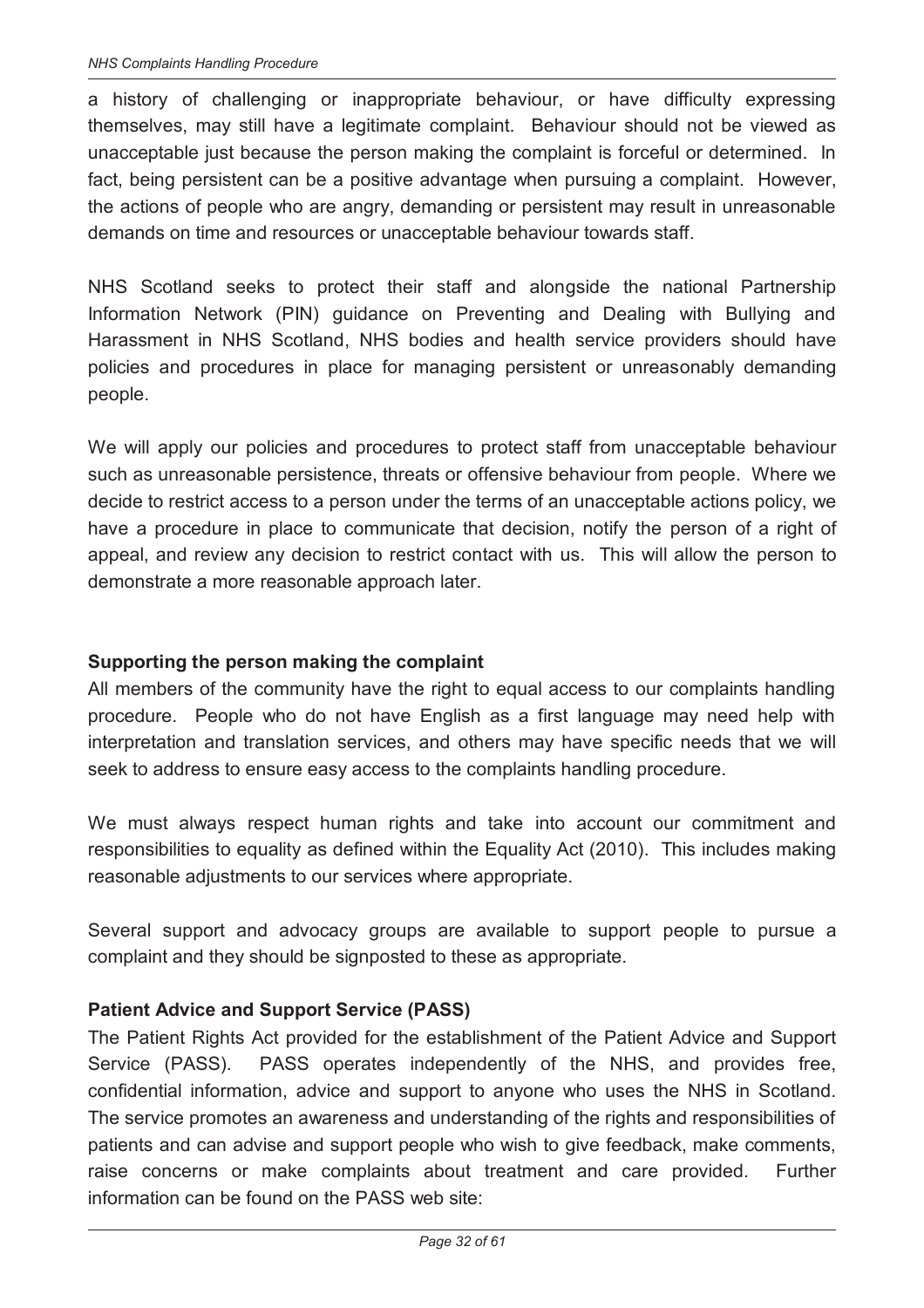a history of challenging or inappropriate behaviour, or have difficulty expressing themselves, may still have a legitimate complaint. Behaviour should not be viewed as unacceptable just because the person making the complaint is forceful or determined. In fact, being persistent can be a positive advantage when pursuing a complaint. However, the actions of people who are angry, demanding or persistent may result in unreasonable demands on time and resources or unacceptable behaviour towards staff.

NHS Scotland seeks to protect their staff and alongside the national Partnership Information Network (PIN) guidance on Preventing and Dealing with Bullying and Harassment in NHS Scotland, NHS bodies and health service providers should have policies and procedures in place for managing persistent or unreasonably demanding people.

We will apply our policies and procedures to protect staff from unacceptable behaviour such as unreasonable persistence, threats or offensive behaviour from people. Where we decide to restrict access to a person under the terms of an unacceptable actions policy, we have a procedure in place to communicate that decision, notify the person of a right of appeal, and review any decision to restrict contact with us. This will allow the person to demonstrate a more reasonable approach later.

**Supporting the person making the complaint**

All members of the community have the right to equal access to our complaints handling procedure. People who do not have English as a first language may need help with interpretation and translation services, and others may have specific needs that we will seek to address to ensure easy access to the complaints handling procedure.

We must always respect human rights and take into account our commitment and responsibilities to equality as defined within the Equality Act (2010). This includes making reasonable adjustments to our services where appropriate.

Several support and advocacy groups are available to support people to pursue a complaint and they should be signposted to these as appropriate.

**Patient Advice and Support Service (PASS)**

The Patient Rights Act provided for the establishment of the Patient Advice and Support Service (PASS). PASS operates independently of the NHS, and provides free, confidential information, advice and support to anyone who uses the NHS in Scotland. The service promotes an awareness and understanding of the rights and responsibilities of patients and can advise and support people who wish to give feedback, make comments, raise concerns or make complaints about treatment and care provided. Further information can be found on the PASS web site: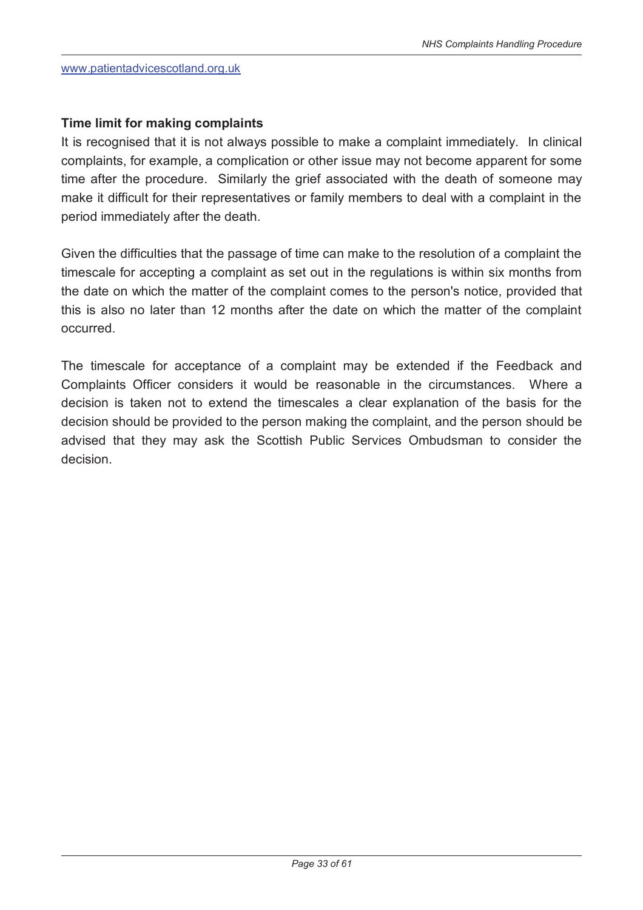www.patientadvicescotland.org.uk

**Time limit for making complaints**

It is recognised that it is not always possible to make a complaint immediately. In clinical complaints, for example, a complication or other issue may not become apparent for some time after the procedure. Similarly the grief associated with the death of someone may make it difficult for their representatives or family members to deal with a complaint in the period immediately after the death.

Given the difficulties that the passage of time can make to the resolution of a complaint the timescale for accepting a complaint as set out in the regulations is within six months from the date on which the matter of the complaint comes to the person's notice, provided that this is also no later than 12 months after the date on which the matter of the complaint occurred.

The timescale for acceptance of a complaint may be extended if the Feedback and Complaints Officer considers it would be reasonable in the circumstances. Where a decision is taken not to extend the timescales a clear explanation of the basis for the decision should be provided to the person making the complaint, and the person should be advised that they may ask the Scottish Public Services Ombudsman to consider the decision.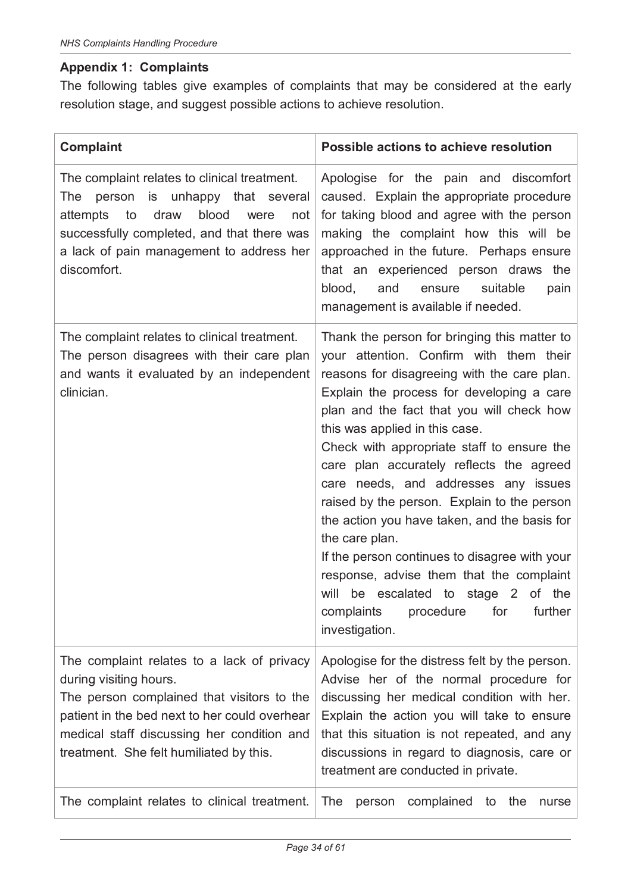### Appendix 1: Complaints

The following tables give examples of complaints that may be considered at the early resolution stage, and suggest possible actions to achieve resolution.

| Complaint | Possible actions to achieve resolution |
|---|---|
| The complaint relates to clinical treatment. The person is unhappy that several attempts to draw blood were not successfully completed, and that there was a lack of pain management to address her discomfort. | Apologise for the pain and discomfort caused. Explain the appropriate procedure for taking blood and agree with the person making the complaint how this will be approached in the future. Perhaps ensure that an experienced person draws the blood, and ensure suitable pain management is available if needed. |
| The complaint relates to clinical treatment. The person disagrees with their care plan and wants it evaluated by an independent clinician. | Thank the person for bringing this matter to your attention. Confirm with them their reasons for disagreeing with the care plan. Explain the process for developing a care plan and the fact that you will check how this was applied in this case.<br>Check with appropriate staff to ensure the care plan accurately reflects the agreed care needs, and addresses any issues raised by the person. Explain to the person the action you have taken, and the basis for the care plan.<br>If the person continues to disagree with your response, advise them that the complaint will be escalated to stage 2 of the complaints procedure for further investigation. |
| The complaint relates to a lack of privacy during visiting hours.<br>The person complained that visitors to the patient in the bed next to her could overhear medical staff discussing her condition and treatment. She felt humiliated by this. | Apologise for the distress felt by the person. Advise her of the normal procedure for discussing her medical condition with her. Explain the action you will take to ensure that this situation is not repeated, and any discussions in regard to diagnosis, care or treatment are conducted in private. |
| The complaint relates to clinical treatment. | The person complained to the nurse |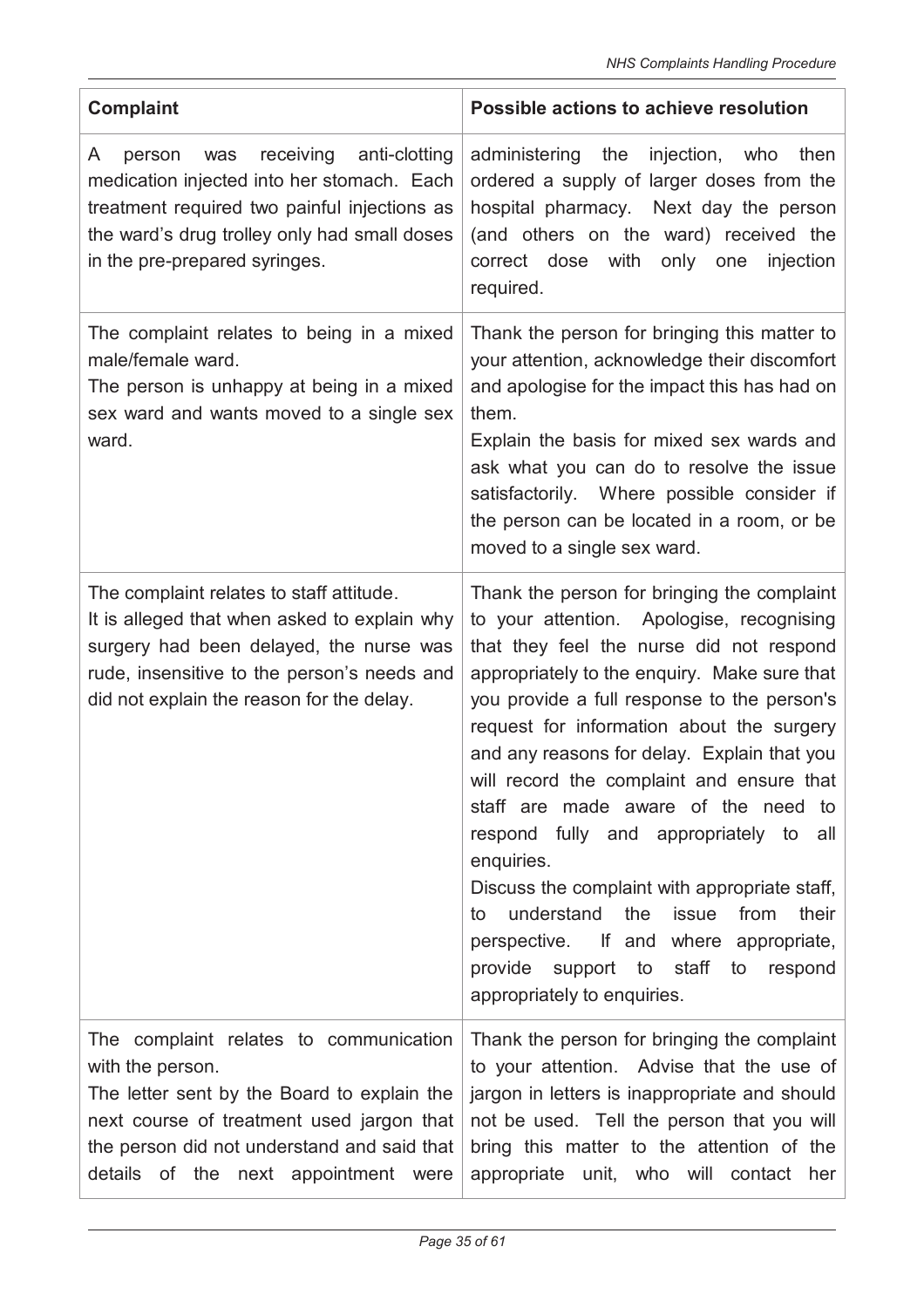| Complaint | Possible actions to achieve resolution |
| --- | --- |
| A person was receiving anti-clotting medication injected into her stomach. Each treatment required two painful injections as the ward's drug trolley only had small doses in the pre-prepared syringes. | administering the injection, who then ordered a supply of larger doses from the hospital pharmacy. Next day the person (and others on the ward) received the correct dose with only one injection required. |
| The complaint relates to being in a mixed male/female ward.<br>The person is unhappy at being in a mixed sex ward and wants moved to a single sex ward. | Thank the person for bringing this matter to your attention, acknowledge their discomfort and apologise for the impact this has had on them.<br>Explain the basis for mixed sex wards and ask what you can do to resolve the issue satisfactorily. Where possible consider if the person can be located in a room, or be moved to a single sex ward. |
| The complaint relates to staff attitude.<br>It is alleged that when asked to explain why surgery had been delayed, the nurse was rude, insensitive to the person's needs and did not explain the reason for the delay. | Thank the person for bringing the complaint to your attention. Apologise, recognising that they feel the nurse did not respond appropriately to the enquiry. Make sure that you provide a full response to the person's request for information about the surgery and any reasons for delay. Explain that you will record the complaint and ensure that staff are made aware of the need to respond fully and appropriately to all enquiries.<br>Discuss the complaint with appropriate staff, to understand the issue from their perspective. If and where appropriate, provide support to staff to respond appropriately to enquiries. |
| The complaint relates to communication with the person.<br>The letter sent by the Board to explain the next course of treatment used jargon that the person did not understand and said that details of the next appointment were | Thank the person for bringing the complaint to your attention. Advise that the use of jargon in letters is inappropriate and should not be used. Tell the person that you will bring this matter to the attention of the appropriate unit, who will contact her |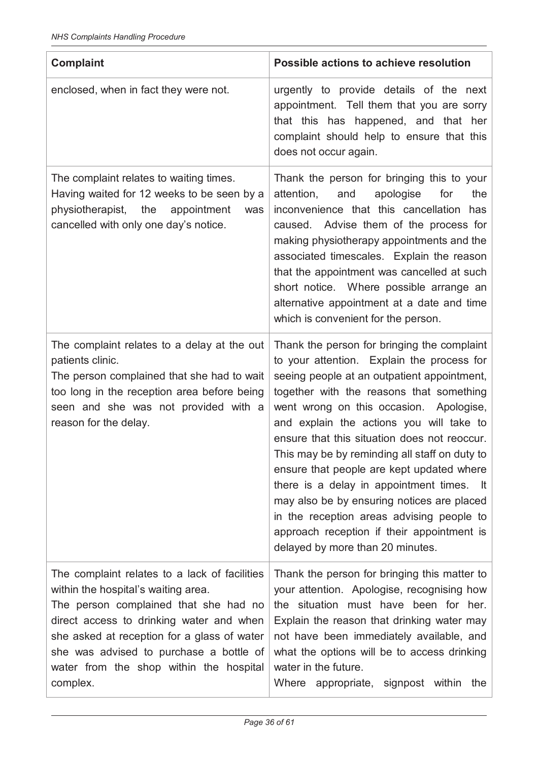| Complaint | Possible actions to achieve resolution |
| --- | --- |
| enclosed, when in fact they were not. | urgently to provide details of the next appointment. Tell them that you are sorry that this has happened, and that her complaint should help to ensure that this does not occur again. |
| The complaint relates to waiting times. Having waited for 12 weeks to be seen by a physiotherapist, the appointment was cancelled with only one day's notice. | Thank the person for bringing this to your attention, and apologise for the inconvenience that this cancellation has caused. Advise them of the process for making physiotherapy appointments and the associated timescales. Explain the reason that the appointment was cancelled at such short notice. Where possible arrange an alternative appointment at a date and time which is convenient for the person. |
| The complaint relates to a delay at the out patients clinic.<br>The person complained that she had to wait too long in the reception area before being seen and she was not provided with a reason for the delay. | Thank the person for bringing the complaint to your attention. Explain the process for seeing people at an outpatient appointment, together with the reasons that something went wrong on this occasion. Apologise, and explain the actions you will take to ensure that this situation does not reoccur. This may be by reminding all staff on duty to ensure that people are kept updated where there is a delay in appointment times. It may also be by ensuring notices are placed in the reception areas advising people to approach reception if their appointment is delayed by more than 20 minutes. |
| The complaint relates to a lack of facilities within the hospital's waiting area.<br>The person complained that she had no direct access to drinking water and when she asked at reception for a glass of water she was advised to purchase a bottle of water from the shop within the hospital complex. | Thank the person for bringing this matter to your attention. Apologise, recognising how the situation must have been for her. Explain the reason that drinking water may not have been immediately available, and what the options will be to access drinking water in the future.<br>Where appropriate, signpost within the |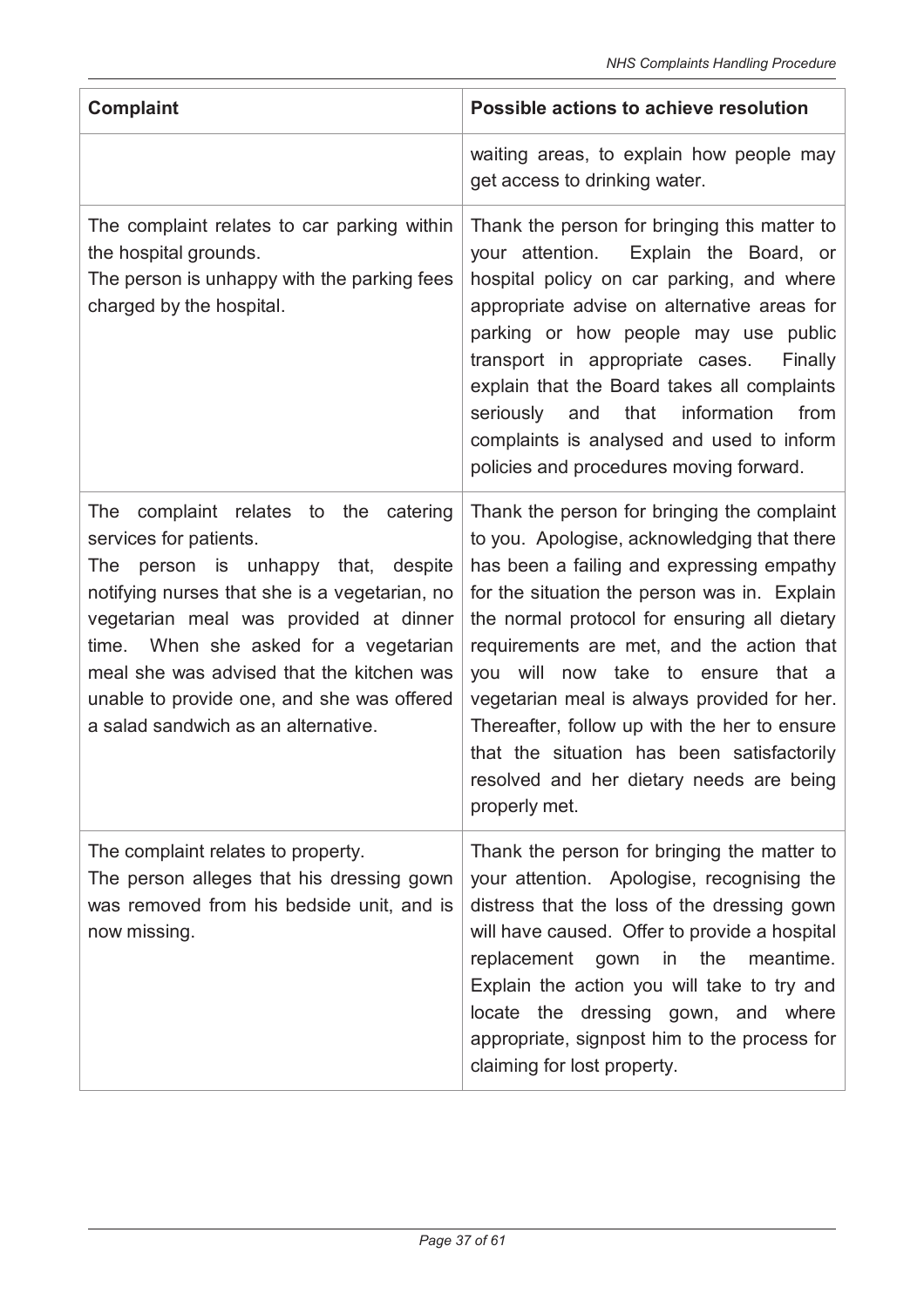| Complaint | Possible actions to achieve resolution |
|---|---|
| | waiting areas, to explain how people may get access to drinking water. |
| The complaint relates to car parking within the hospital grounds.<br>The person is unhappy with the parking fees charged by the hospital. | Thank the person for bringing this matter to your attention. Explain the Board, or hospital policy on car parking, and where appropriate advise on alternative areas for parking or how people may use public transport in appropriate cases. Finally explain that the Board takes all complaints seriously and that information from complaints is analysed and used to inform policies and procedures moving forward. |
| The complaint relates to the catering services for patients.<br>The person is unhappy that, despite notifying nurses that she is a vegetarian, no vegetarian meal was provided at dinner time. When she asked for a vegetarian meal she was advised that the kitchen was unable to provide one, and she was offered a salad sandwich as an alternative. | Thank the person for bringing the complaint to you. Apologise, acknowledging that there has been a failing and expressing empathy for the situation the person was in. Explain the normal protocol for ensuring all dietary requirements are met, and the action that you will now take to ensure that a vegetarian meal is always provided for her. Thereafter, follow up with the her to ensure that the situation has been satisfactorily resolved and her dietary needs are being properly met. |
| The complaint relates to property.<br>The person alleges that his dressing gown was removed from his bedside unit, and is now missing. | Thank the person for bringing the matter to your attention. Apologise, recognising the distress that the loss of the dressing gown will have caused. Offer to provide a hospital replacement gown in the meantime. Explain the action you will take to try and locate the dressing gown, and where appropriate, signpost him to the process for claiming for lost property. |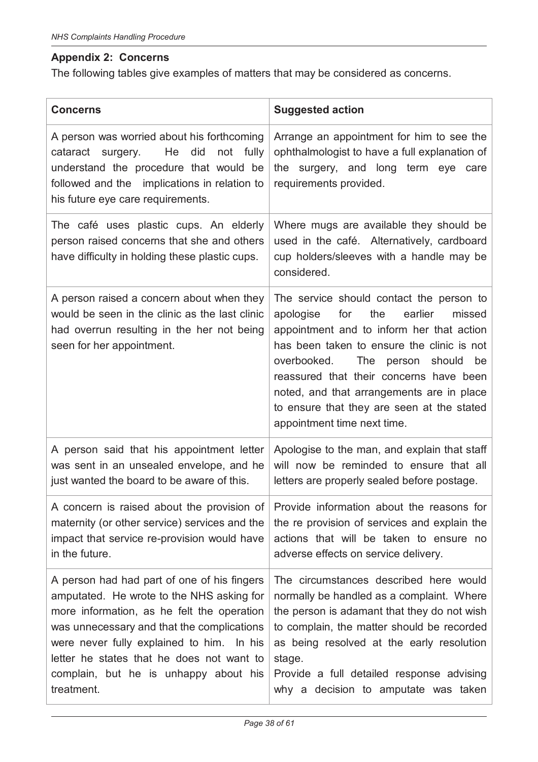### Appendix 2: Concerns

The following tables give examples of matters that may be considered as concerns.

| Concerns | Suggested action |
|---|---|
| A person was worried about his forthcoming cataract surgery. He did not fully understand the procedure that would be followed and the implications in relation to his future eye care requirements. | Arrange an appointment for him to see the ophthalmologist to have a full explanation of the surgery, and long term eye care requirements provided. |
| The café uses plastic cups. An elderly person raised concerns that she and others have difficulty in holding these plastic cups. | Where mugs are available they should be used in the café. Alternatively, cardboard cup holders/sleeves with a handle may be considered. |
| A person raised a concern about when they would be seen in the clinic as the last clinic had overrun resulting in the her not being seen for her appointment. | The service should contact the person to apologise for the earlier missed appointment and to inform her that action has been taken to ensure the clinic is not overbooked. The person should be reassured that their concerns have been noted, and that arrangements are in place to ensure that they are seen at the stated appointment time next time. |
| A person said that his appointment letter was sent in an unsealed envelope, and he just wanted the board to be aware of this. | Apologise to the man, and explain that staff will now be reminded to ensure that all letters are properly sealed before postage. |
| A concern is raised about the provision of maternity (or other service) services and the impact that service re-provision would have in the future. | Provide information about the reasons for the re provision of services and explain the actions that will be taken to ensure no adverse effects on service delivery. |
| A person had had part of one of his fingers amputated. He wrote to the NHS asking for more information, as he felt the operation was unnecessary and that the complications were never fully explained to him. In his letter he states that he does not want to complain, but he is unhappy about his treatment. | The circumstances described here would normally be handled as a complaint. Where the person is adamant that they do not wish to complain, the matter should be recorded as being resolved at the early resolution stage.<br>Provide a full detailed response advising why a decision to amputate was taken |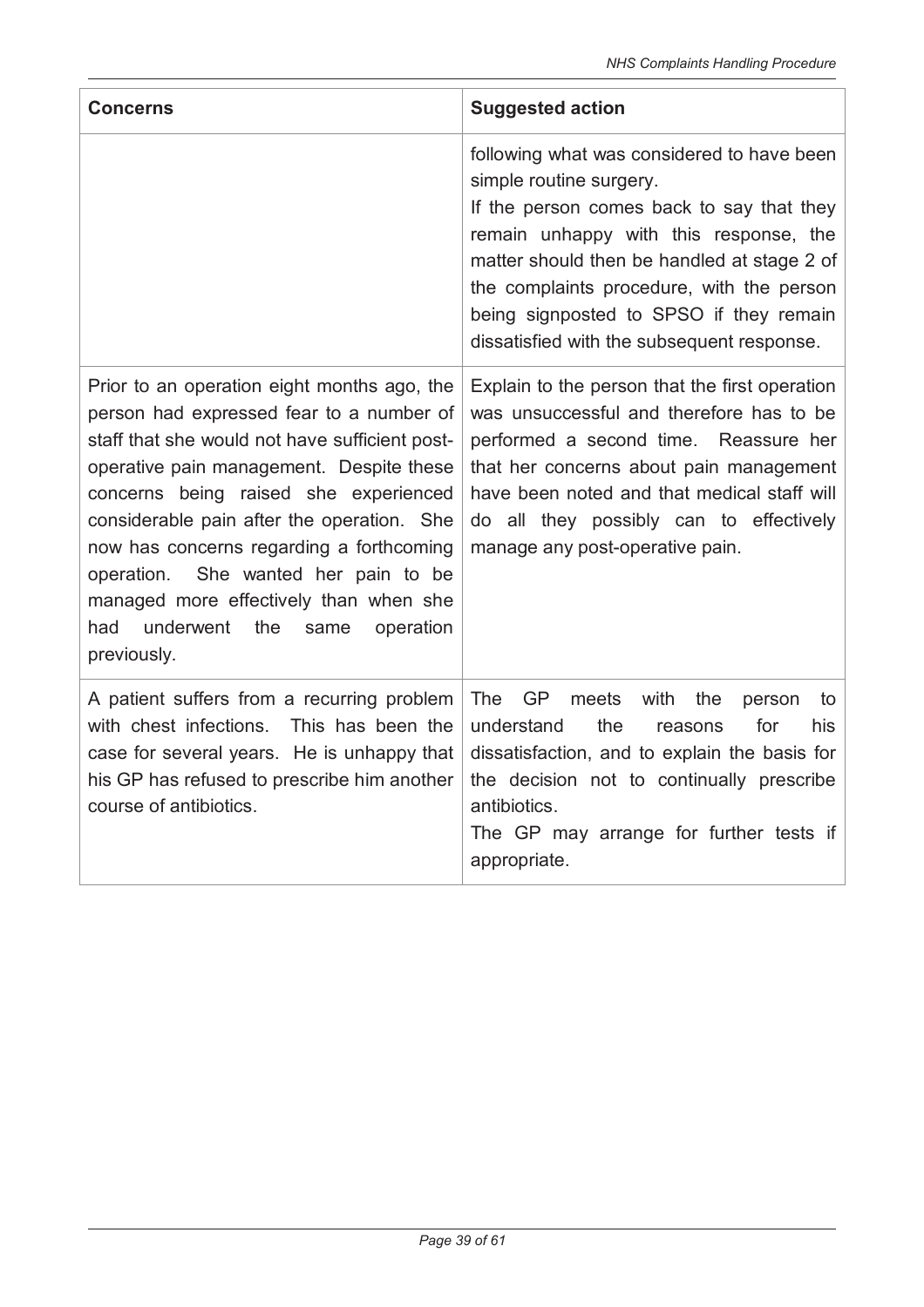| Concerns | Suggested action |
| --- | --- |
| | following what was considered to have been simple routine surgery.<br>If the person comes back to say that they remain unhappy with this response, the matter should then be handled at stage 2 of the complaints procedure, with the person being signposted to SPSO if they remain dissatisfied with the subsequent response. |
| Prior to an operation eight months ago, the person had expressed fear to a number of staff that she would not have sufficient post-operative pain management. Despite these concerns being raised she experienced considerable pain after the operation. She now has concerns regarding a forthcoming operation. She wanted her pain to be managed more effectively than when she had underwent the same operation previously. | Explain to the person that the first operation was unsuccessful and therefore has to be performed a second time. Reassure her that her concerns about pain management have been noted and that medical staff will do all they possibly can to effectively manage any post-operative pain. |
| A patient suffers from a recurring problem with chest infections. This has been the case for several years. He is unhappy that his GP has refused to prescribe him another course of antibiotics. | The GP meets with the person to understand the reasons for his dissatisfaction, and to explain the basis for the decision not to continually prescribe antibiotics.<br>The GP may arrange for further tests if appropriate. |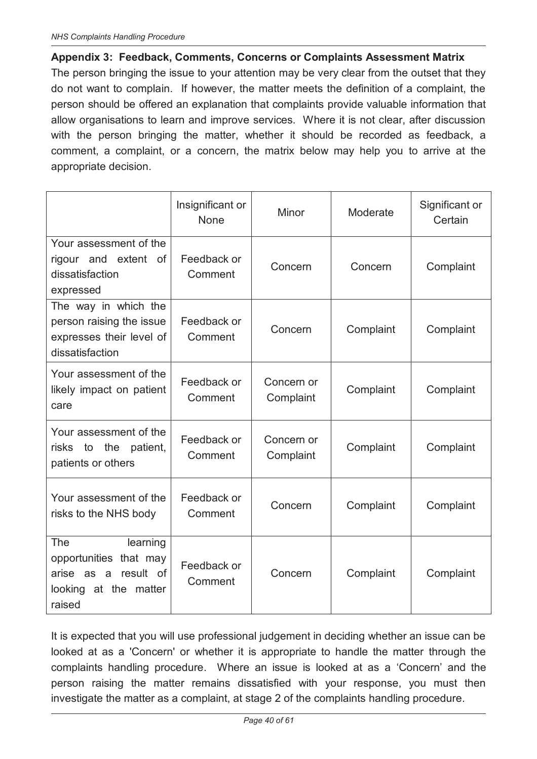## Appendix 3: Feedback, Comments, Concerns or Complaints Assessment Matrix

The person bringing the issue to your attention may be very clear from the outset that they do not want to complain. If however, the matter meets the definition of a complaint, the person should be offered an explanation that complaints provide valuable information that allow organisations to learn and improve services. Where it is not clear, after discussion with the person bringing the matter, whether it should be recorded as feedback, a comment, a complaint, or a concern, the matrix below may help you to arrive at the appropriate decision.

| | Insignificant or None | Minor | Moderate | Significant or Certain |
|---|---|---|---|---|
| Your assessment of the rigour and extent of dissatisfaction expressed | Feedback or Comment | Concern | Concern | Complaint |
| The way in which the person raising the issue expresses their level of dissatisfaction | Feedback or Comment | Concern | Complaint | Complaint |
| Your assessment of the likely impact on patient care | Feedback or Comment | Concern or Complaint | Complaint | Complaint |
| Your assessment of the risks to the patient, patients or others | Feedback or Comment | Concern or Complaint | Complaint | Complaint |
| Your assessment of the risks to the NHS body | Feedback or Comment | Concern | Complaint | Complaint |
| The learning opportunities that may arise as a result of looking at the matter raised | Feedback or Comment | Concern | Complaint | Complaint |

It is expected that you will use professional judgement in deciding whether an issue can be looked at as a 'Concern' or whether it is appropriate to handle the matter through the complaints handling procedure. Where an issue is looked at as a 'Concern' and the person raising the matter remains dissatisfied with your response, you must then investigate the matter as a complaint, at stage 2 of the complaints handling procedure.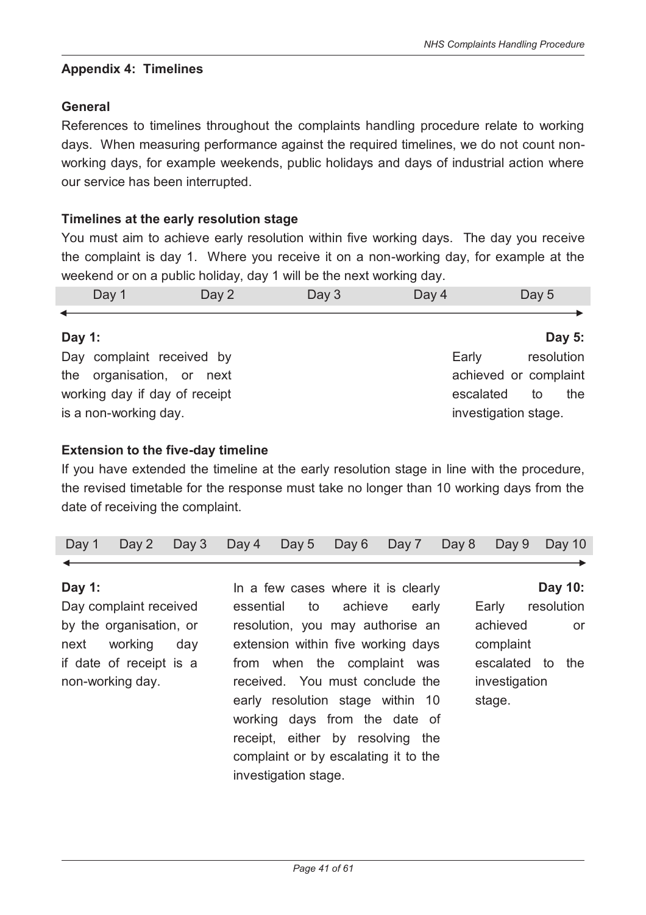## Appendix 4: Timelines

### General

References to timelines throughout the complaints handling procedure relate to working days. When measuring performance against the required timelines, we do not count non-working days, for example weekends, public holidays and days of industrial action where our service has been interrupted.

### Timelines at the early resolution stage

You must aim to achieve early resolution within five working days. The day you receive the complaint is day 1. Where you receive it on a non-working day, for example at the weekend or on a public holiday, day 1 will be the next working day.

| Day 1 | Day 2 | Day 3 | Day 4 | Day 5 |
|---|---|---|---|---|

**Day 1:**
Day complaint received by the organisation, or next working day if day of receipt is a non-working day.

**Day 5:**
Early resolution achieved or complaint escalated to the investigation stage.

### Extension to the five-day timeline

If you have extended the timeline at the early resolution stage in line with the procedure, the revised timetable for the response must take no longer than 10 working days from the date of receiving the complaint.

| Day 1 | Day 2 | Day 3 | Day 4 | Day 5 | Day 6 | Day 7 | Day 8 | Day 9 | Day 10 |
|---|---|---|---|---|---|---|---|---|---|

**Day 1:**
Day complaint received by the organisation, or next working day if date of receipt is a non-working day.

In a few cases where it is clearly essential to achieve early resolution, you may authorise an extension within five working days from when the complaint was received. You must conclude the early resolution stage within 10 working days from the date of receipt, either by resolving the complaint or by escalating it to the investigation stage.

**Day 10:**
Early resolution achieved or complaint escalated to the investigation stage.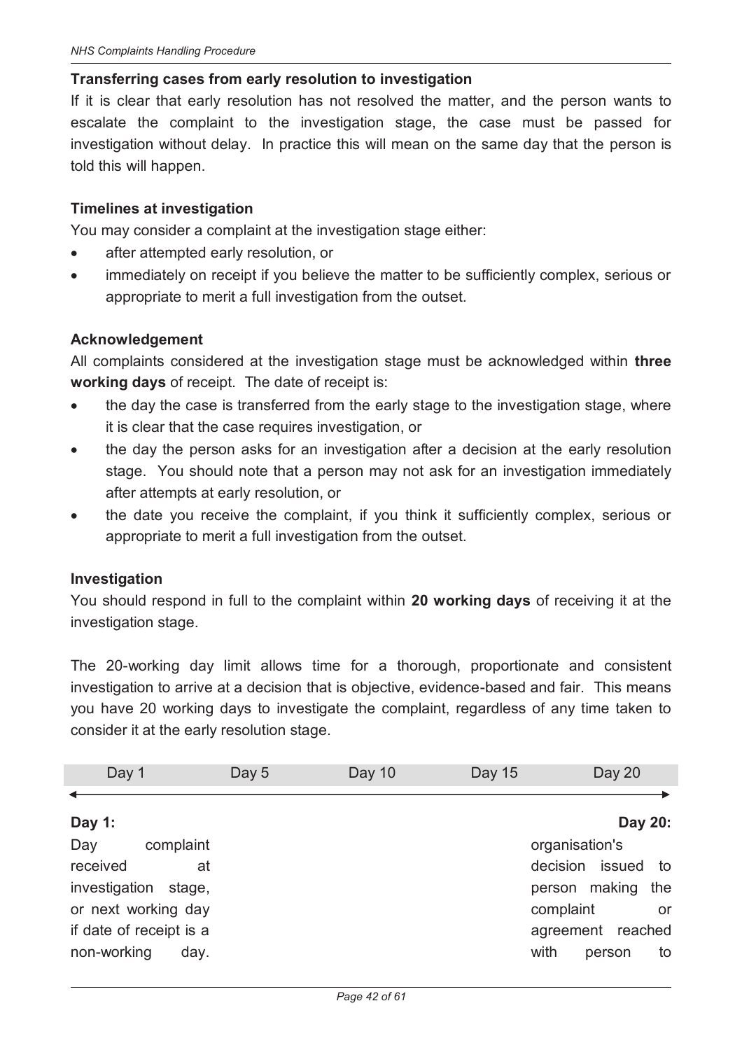### Transferring cases from early resolution to investigation

If it is clear that early resolution has not resolved the matter, and the person wants to escalate the complaint to the investigation stage, the case must be passed for investigation without delay. In practice this will mean on the same day that the person is told this will happen.

### Timelines at investigation

You may consider a complaint at the investigation stage either:

- after attempted early resolution, or
- immediately on receipt if you believe the matter to be sufficiently complex, serious or appropriate to merit a full investigation from the outset.

### Acknowledgement

All complaints considered at the investigation stage must be acknowledged within **three working days** of receipt. The date of receipt is:

- the day the case is transferred from the early stage to the investigation stage, where it is clear that the case requires investigation, or
- the day the person asks for an investigation after a decision at the early resolution stage. You should note that a person may not ask for an investigation immediately after attempts at early resolution, or
- the date you receive the complaint, if you think it sufficiently complex, serious or appropriate to merit a full investigation from the outset.

### Investigation

You should respond in full to the complaint within **20 working days** of receiving it at the investigation stage.

The 20-working day limit allows time for a thorough, proportionate and consistent investigation to arrive at a decision that is objective, evidence-based and fair. This means you have 20 working days to investigate the complaint, regardless of any time taken to consider it at the early resolution stage.

| Day 1 | Day 5 | Day 10 | Day 15 | Day 20 |
|---|---|---|---|---|

**Day 1:**
Day complaint received at investigation stage, or next working day if date of receipt is a non-working day.

**Day 20:**
organisation's decision issued to person making the complaint or agreement reached with person to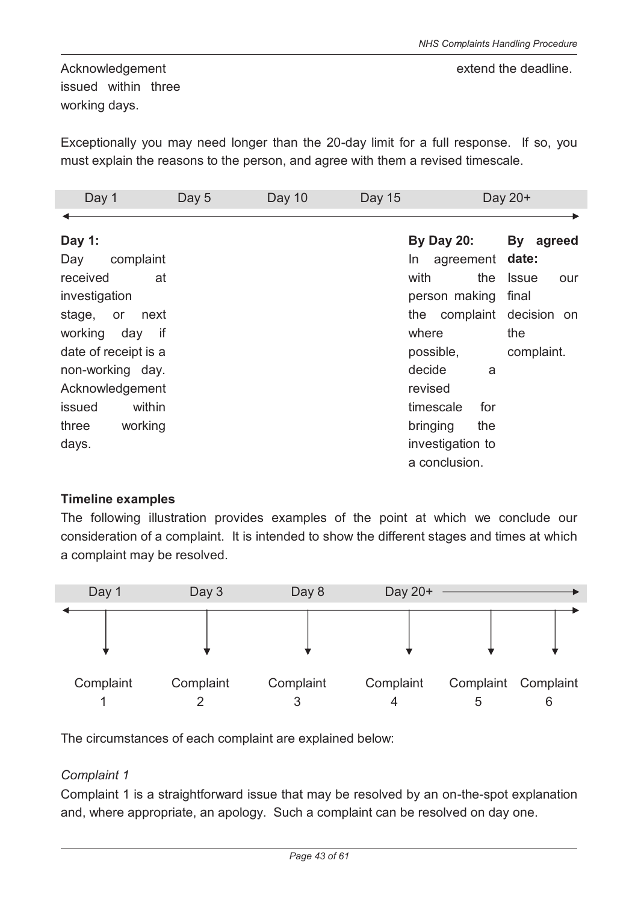Acknowledgement issued within three working days.

extend the deadline.

Exceptionally you may need longer than the 20-day limit for a full response. If so, you must explain the reasons to the person, and agree with them a revised timescale.

| Day 1 | Day 5 | Day 10 | Day 15 | Day 20+ | |
|---|---|---|---|---|---|
| **Day 1:** Day complaint received at investigation stage, or next working day if date of receipt is a non-working day. Acknowledgement issued within three working days. | | | | **By Day 20:** In agreement with the person making the complaint where possible, decide a revised timescale for bringing the investigation to a conclusion. | **By agreed date:** Issue our final decision on the complaint. |

**Timeline examples**

The following illustration provides examples of the point at which we conclude our consideration of a complaint. It is intended to show the different stages and times at which a complaint may be resolved.

| Day 1 | Day 3 | Day 8 | Day 20+ → | | |
|---|---|---|---|---|---|
| Complaint 1 | Complaint 2 | Complaint 3 | Complaint 4 | Complaint 5 | Complaint 6 |

The circumstances of each complaint are explained below:

*Complaint 1*

Complaint 1 is a straightforward issue that may be resolved by an on-the-spot explanation and, where appropriate, an apology. Such a complaint can be resolved on day one.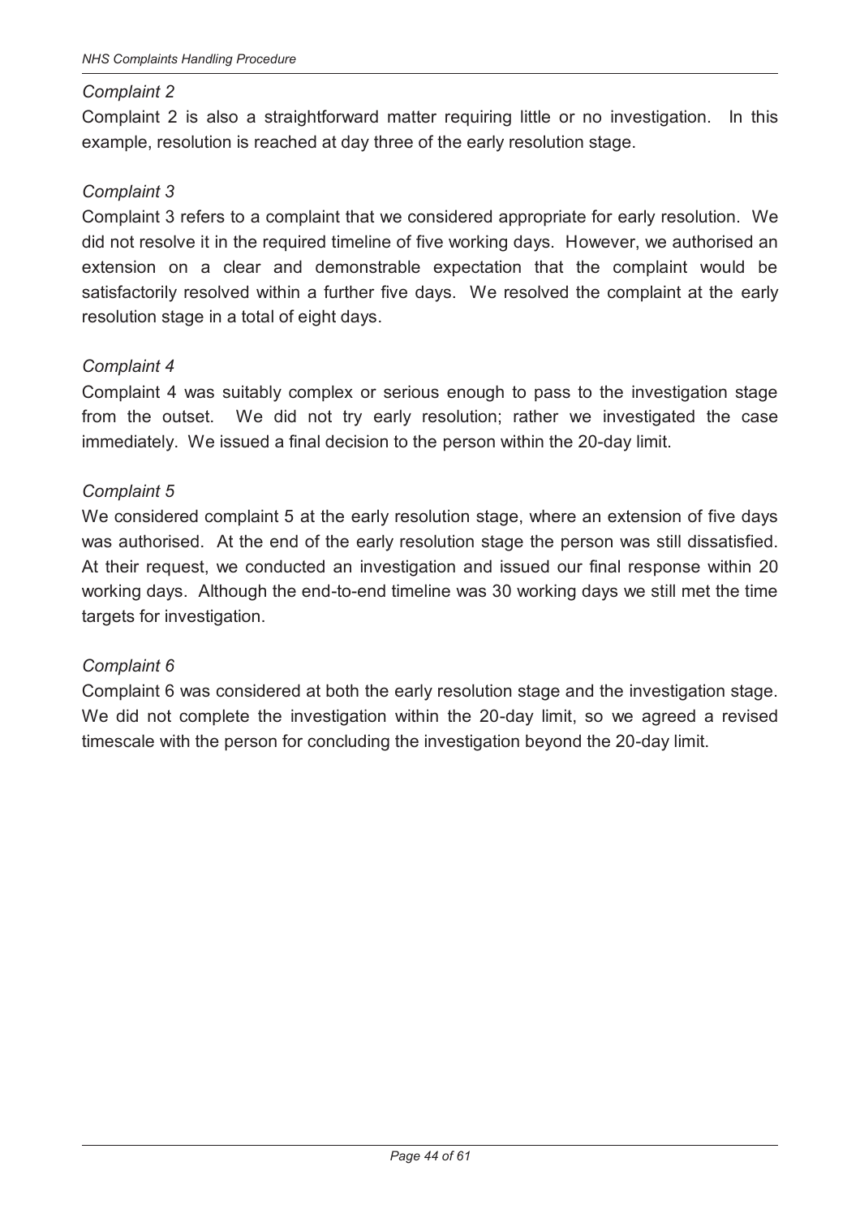*Complaint 2*

Complaint 2 is also a straightforward matter requiring little or no investigation. In this example, resolution is reached at day three of the early resolution stage.

*Complaint 3*

Complaint 3 refers to a complaint that we considered appropriate for early resolution. We did not resolve it in the required timeline of five working days. However, we authorised an extension on a clear and demonstrable expectation that the complaint would be satisfactorily resolved within a further five days. We resolved the complaint at the early resolution stage in a total of eight days.

*Complaint 4*

Complaint 4 was suitably complex or serious enough to pass to the investigation stage from the outset. We did not try early resolution; rather we investigated the case immediately. We issued a final decision to the person within the 20-day limit.

*Complaint 5*

We considered complaint 5 at the early resolution stage, where an extension of five days was authorised. At the end of the early resolution stage the person was still dissatisfied. At their request, we conducted an investigation and issued our final response within 20 working days. Although the end-to-end timeline was 30 working days we still met the time targets for investigation.

*Complaint 6*

Complaint 6 was considered at both the early resolution stage and the investigation stage. We did not complete the investigation within the 20-day limit, so we agreed a revised timescale with the person for concluding the investigation beyond the 20-day limit.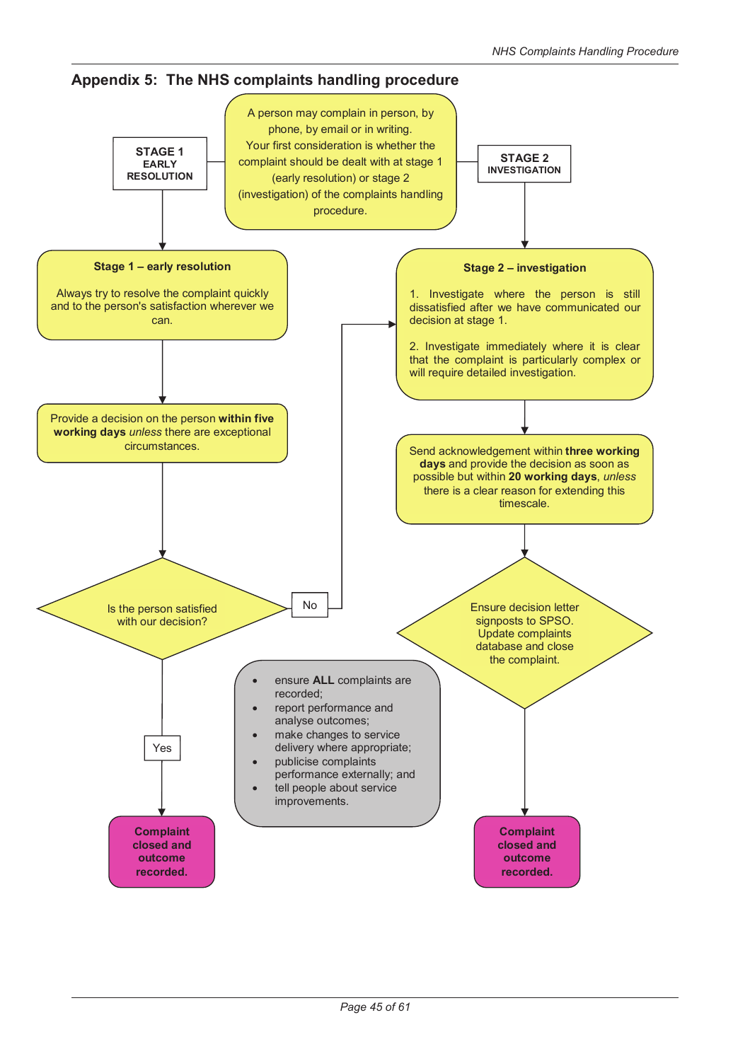## Appendix 5: The NHS complaints handling procedure

A person may complain in person, by phone, by email or in writing. Your first consideration is whether the complaint should be dealt with at stage 1 (early resolution) or stage 2 (investigation) of the complaints handling procedure.

**STAGE 1**
**EARLY RESOLUTION**

**Stage 1 – early resolution**

Always try to resolve the complaint quickly and to the person's satisfaction wherever we can.

Provide a decision on the person **within five working days** *unless* there are exceptional circumstances.

Is the person satisfied with our decision?

- No → Stage 2 – investigation
- Yes → **Complaint closed and outcome recorded.**

**STAGE 2**
**INVESTIGATION**

**Stage 2 – investigation**

1. Investigate where the person is still dissatisfied after we have communicated our decision at stage 1.

2. Investigate immediately where it is clear that the complaint is particularly complex or will require detailed investigation.

Send acknowledgement within **three working days** and provide the decision as soon as possible but within **20 working days**, *unless* there is a clear reason for extending this timescale.

Ensure decision letter signposts to SPSO. Update complaints database and close the complaint.

**Complaint closed and outcome recorded.**

- ensure **ALL** complaints are recorded;
- report performance and analyse outcomes;
- make changes to service delivery where appropriate;
- publicise complaints performance externally; and
- tell people about service improvements.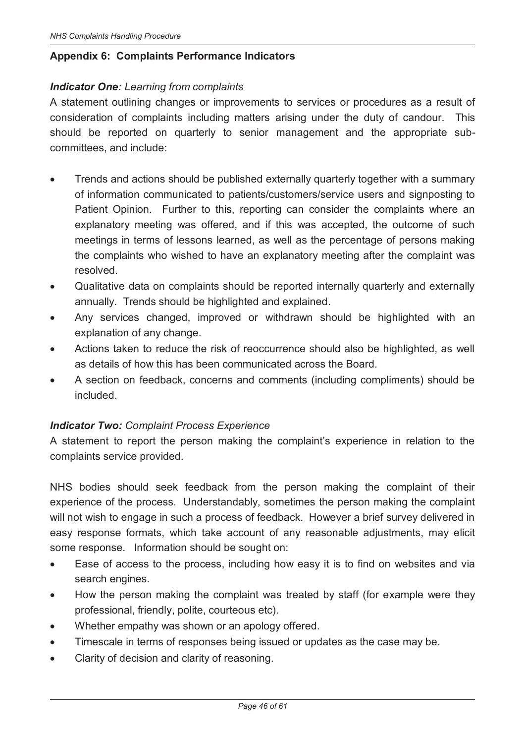### Appendix 6: Complaints Performance Indicators

***Indicator One:*** *Learning from complaints*

A statement outlining changes or improvements to services or procedures as a result of consideration of complaints including matters arising under the duty of candour. This should be reported on quarterly to senior management and the appropriate sub-committees, and include:

- Trends and actions should be published externally quarterly together with a summary of information communicated to patients/customers/service users and signposting to Patient Opinion. Further to this, reporting can consider the complaints where an explanatory meeting was offered, and if this was accepted, the outcome of such meetings in terms of lessons learned, as well as the percentage of persons making the complaints who wished to have an explanatory meeting after the complaint was resolved.
- Qualitative data on complaints should be reported internally quarterly and externally annually. Trends should be highlighted and explained.
- Any services changed, improved or withdrawn should be highlighted with an explanation of any change.
- Actions taken to reduce the risk of reoccurrence should also be highlighted, as well as details of how this has been communicated across the Board.
- A section on feedback, concerns and comments (including compliments) should be included.

***Indicator Two:*** *Complaint Process Experience*

A statement to report the person making the complaint's experience in relation to the complaints service provided.

NHS bodies should seek feedback from the person making the complaint of their experience of the process. Understandably, sometimes the person making the complaint will not wish to engage in such a process of feedback. However a brief survey delivered in easy response formats, which take account of any reasonable adjustments, may elicit some response. Information should be sought on:

- Ease of access to the process, including how easy it is to find on websites and via search engines.
- How the person making the complaint was treated by staff (for example were they professional, friendly, polite, courteous etc).
- Whether empathy was shown or an apology offered.
- Timescale in terms of responses being issued or updates as the case may be.
- Clarity of decision and clarity of reasoning.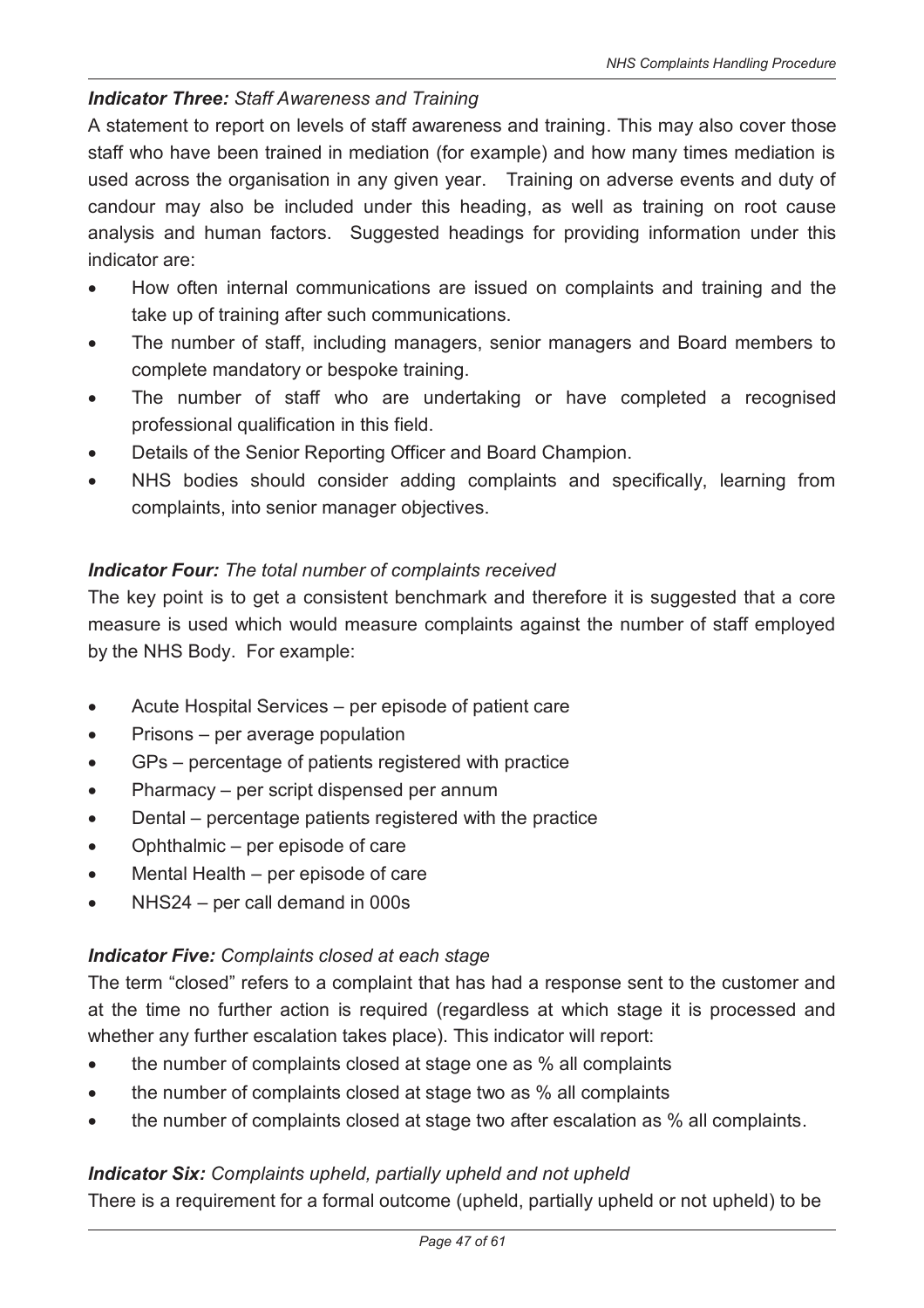***Indicator Three:*** *Staff Awareness and Training*

A statement to report on levels of staff awareness and training. This may also cover those staff who have been trained in mediation (for example) and how many times mediation is used across the organisation in any given year. Training on adverse events and duty of candour may also be included under this heading, as well as training on root cause analysis and human factors. Suggested headings for providing information under this indicator are:

- How often internal communications are issued on complaints and training and the take up of training after such communications.
- The number of staff, including managers, senior managers and Board members to complete mandatory or bespoke training.
- The number of staff who are undertaking or have completed a recognised professional qualification in this field.
- Details of the Senior Reporting Officer and Board Champion.
- NHS bodies should consider adding complaints and specifically, learning from complaints, into senior manager objectives.

***Indicator Four:*** *The total number of complaints received*

The key point is to get a consistent benchmark and therefore it is suggested that a core measure is used which would measure complaints against the number of staff employed by the NHS Body. For example:

- Acute Hospital Services – per episode of patient care
- Prisons – per average population
- GPs – percentage of patients registered with practice
- Pharmacy – per script dispensed per annum
- Dental – percentage patients registered with the practice
- Ophthalmic – per episode of care
- Mental Health – per episode of care
- NHS24 – per call demand in 000s

***Indicator Five:*** *Complaints closed at each stage*

The term "closed" refers to a complaint that has had a response sent to the customer and at the time no further action is required (regardless at which stage it is processed and whether any further escalation takes place). This indicator will report:

- the number of complaints closed at stage one as % all complaints
- the number of complaints closed at stage two as % all complaints
- the number of complaints closed at stage two after escalation as % all complaints.

***Indicator Six:*** *Complaints upheld, partially upheld and not upheld*

There is a requirement for a formal outcome (upheld, partially upheld or not upheld) to be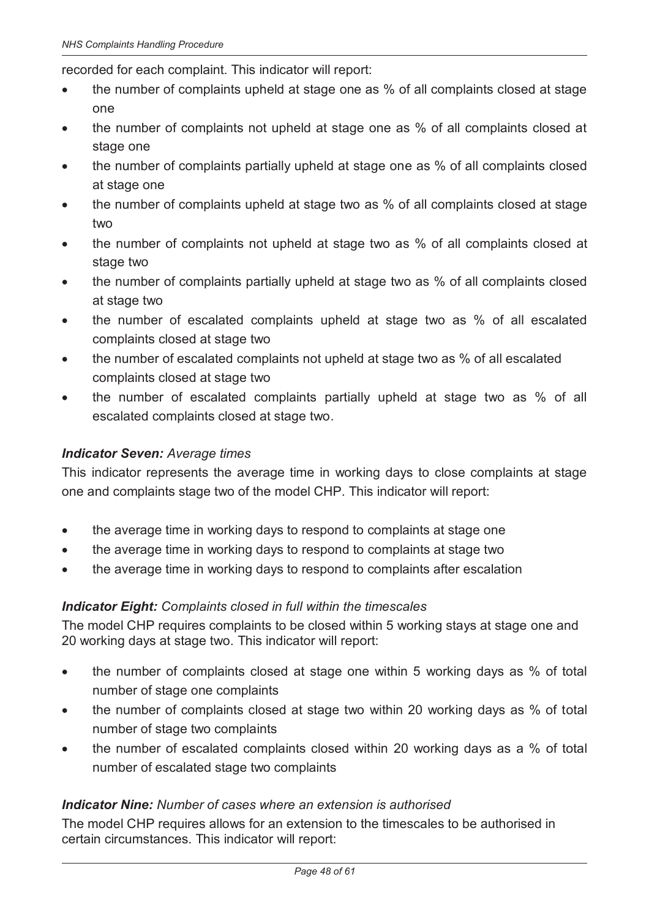recorded for each complaint. This indicator will report:

- the number of complaints upheld at stage one as % of all complaints closed at stage one
- the number of complaints not upheld at stage one as % of all complaints closed at stage one
- the number of complaints partially upheld at stage one as % of all complaints closed at stage one
- the number of complaints upheld at stage two as % of all complaints closed at stage two
- the number of complaints not upheld at stage two as % of all complaints closed at stage two
- the number of complaints partially upheld at stage two as % of all complaints closed at stage two
- the number of escalated complaints upheld at stage two as % of all escalated complaints closed at stage two
- the number of escalated complaints not upheld at stage two as % of all escalated complaints closed at stage two
- the number of escalated complaints partially upheld at stage two as % of all escalated complaints closed at stage two.

***Indicator Seven:*** *Average times*

This indicator represents the average time in working days to close complaints at stage one and complaints stage two of the model CHP. This indicator will report:

- the average time in working days to respond to complaints at stage one
- the average time in working days to respond to complaints at stage two
- the average time in working days to respond to complaints after escalation

***Indicator Eight:*** *Complaints closed in full within the timescales*

The model CHP requires complaints to be closed within 5 working stays at stage one and 20 working days at stage two. This indicator will report:

- the number of complaints closed at stage one within 5 working days as % of total number of stage one complaints
- the number of complaints closed at stage two within 20 working days as % of total number of stage two complaints
- the number of escalated complaints closed within 20 working days as a % of total number of escalated stage two complaints

***Indicator Nine:*** *Number of cases where an extension is authorised*

The model CHP requires allows for an extension to the timescales to be authorised in certain circumstances. This indicator will report: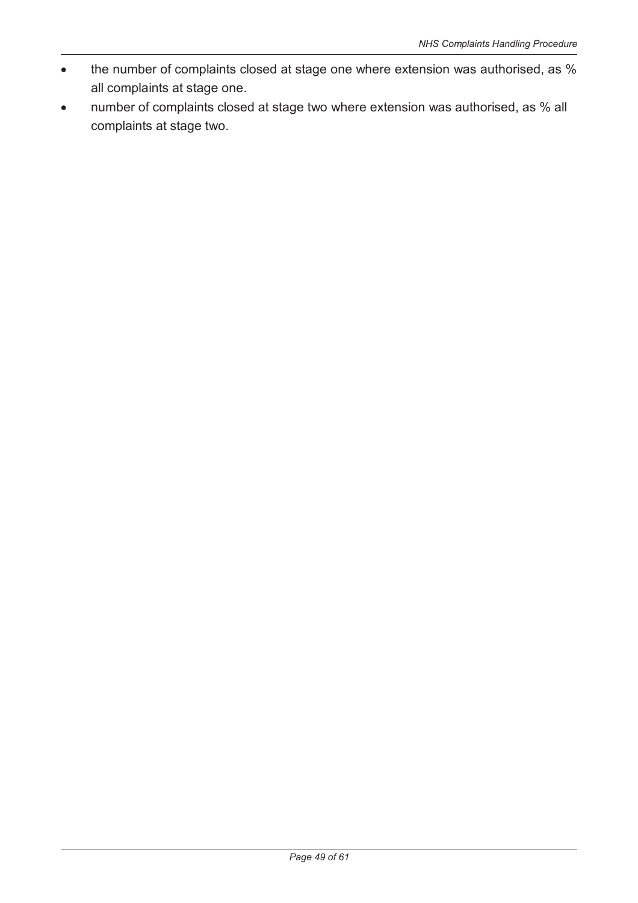- the number of complaints closed at stage one where extension was authorised, as % all complaints at stage one.
- number of complaints closed at stage two where extension was authorised, as % all complaints at stage two.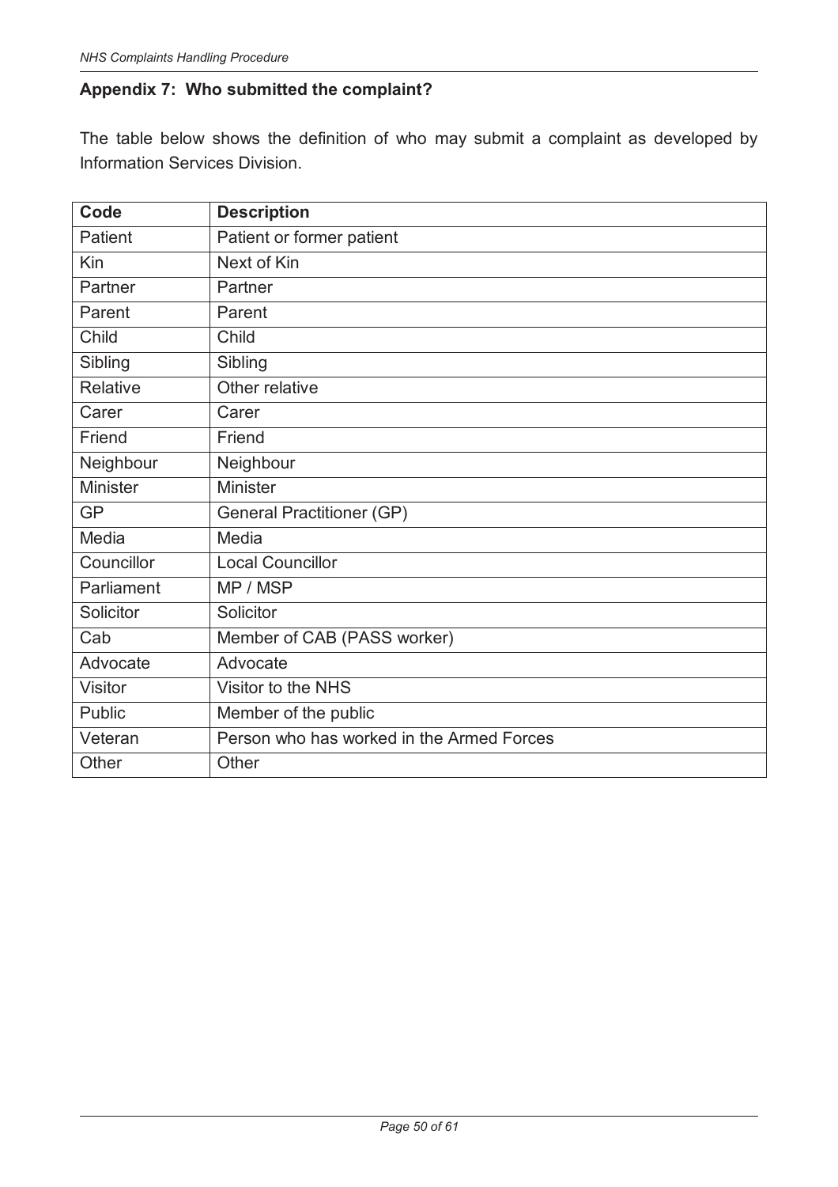## Appendix 7: Who submitted the complaint?

The table below shows the definition of who may submit a complaint as developed by Information Services Division.

| Code | Description |
|---|---|
| Patient | Patient or former patient |
| Kin | Next of Kin |
| Partner | Partner |
| Parent | Parent |
| Child | Child |
| Sibling | Sibling |
| Relative | Other relative |
| Carer | Carer |
| Friend | Friend |
| Neighbour | Neighbour |
| Minister | Minister |
| GP | General Practitioner (GP) |
| Media | Media |
| Councillor | Local Councillor |
| Parliament | MP / MSP |
| Solicitor | Solicitor |
| Cab | Member of CAB (PASS worker) |
| Advocate | Advocate |
| Visitor | Visitor to the NHS |
| Public | Member of the public |
| Veteran | Person who has worked in the Armed Forces |
| Other | Other |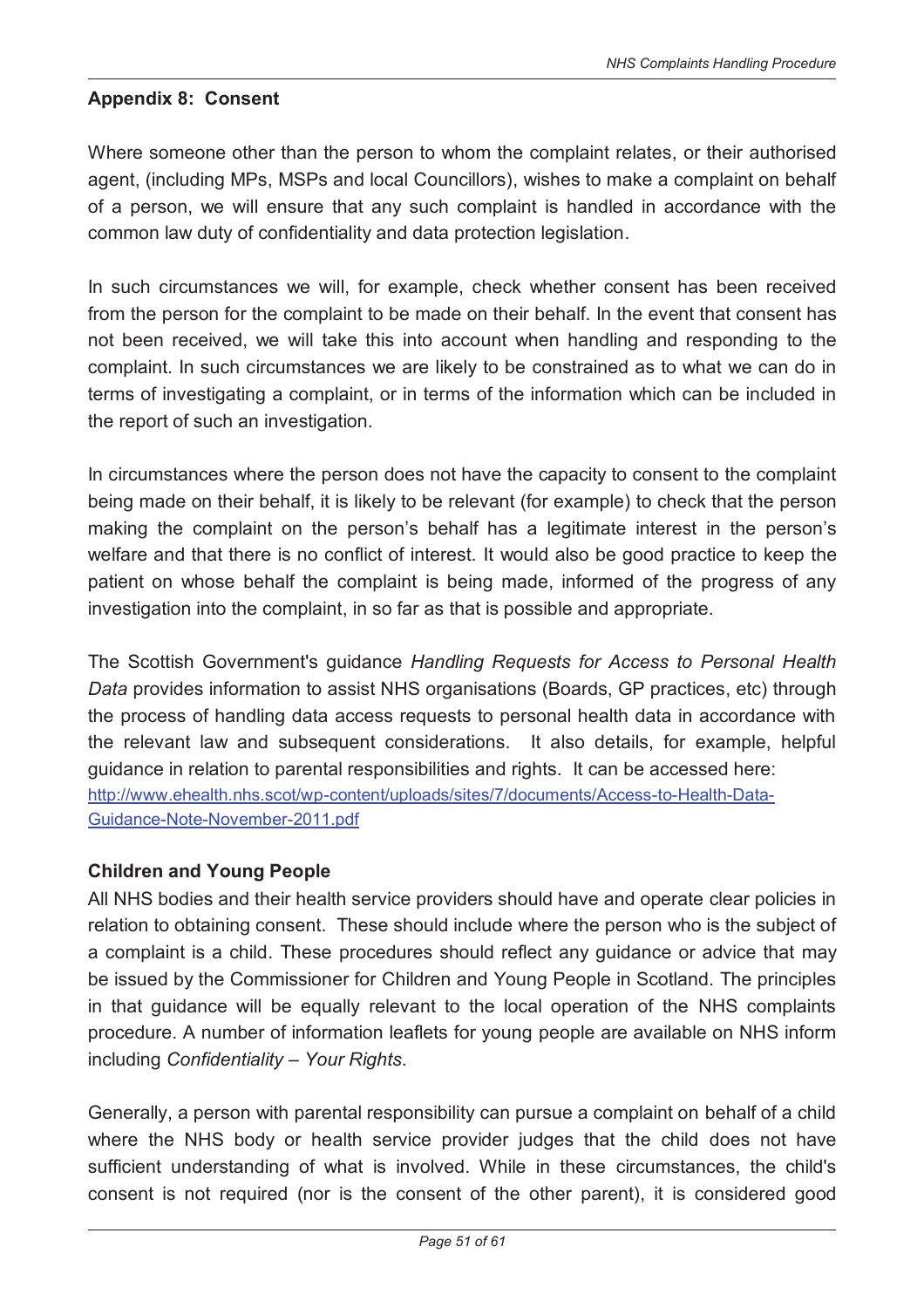## Appendix 8: Consent

Where someone other than the person to whom the complaint relates, or their authorised agent, (including MPs, MSPs and local Councillors), wishes to make a complaint on behalf of a person, we will ensure that any such complaint is handled in accordance with the common law duty of confidentiality and data protection legislation.

In such circumstances we will, for example, check whether consent has been received from the person for the complaint to be made on their behalf. In the event that consent has not been received, we will take this into account when handling and responding to the complaint. In such circumstances we are likely to be constrained as to what we can do in terms of investigating a complaint, or in terms of the information which can be included in the report of such an investigation.

In circumstances where the person does not have the capacity to consent to the complaint being made on their behalf, it is likely to be relevant (for example) to check that the person making the complaint on the person's behalf has a legitimate interest in the person's welfare and that there is no conflict of interest. It would also be good practice to keep the patient on whose behalf the complaint is being made, informed of the progress of any investigation into the complaint, in so far as that is possible and appropriate.

The Scottish Government's guidance *Handling Requests for Access to Personal Health Data* provides information to assist NHS organisations (Boards, GP practices, etc) through the process of handling data access requests to personal health data in accordance with the relevant law and subsequent considerations. It also details, for example, helpful guidance in relation to parental responsibilities and rights. It can be accessed here: [http://www.ehealth.nhs.scot/wp-content/uploads/sites/7/documents/Access-to-Health-Data-Guidance-Note-November-2011.pdf](http://www.ehealth.nhs.scot/wp-content/uploads/sites/7/documents/Access-to-Health-Data-Guidance-Note-November-2011.pdf)

### Children and Young People

All NHS bodies and their health service providers should have and operate clear policies in relation to obtaining consent. These should include where the person who is the subject of a complaint is a child. These procedures should reflect any guidance or advice that may be issued by the Commissioner for Children and Young People in Scotland. The principles in that guidance will be equally relevant to the local operation of the NHS complaints procedure. A number of information leaflets for young people are available on NHS inform including *Confidentiality – Your Rights*.

Generally, a person with parental responsibility can pursue a complaint on behalf of a child where the NHS body or health service provider judges that the child does not have sufficient understanding of what is involved. While in these circumstances, the child's consent is not required (nor is the consent of the other parent), it is considered good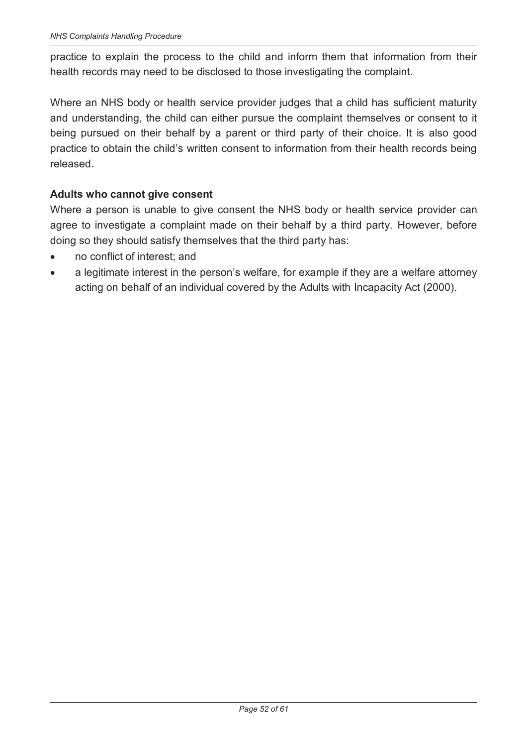practice to explain the process to the child and inform them that information from their health records may need to be disclosed to those investigating the complaint.

Where an NHS body or health service provider judges that a child has sufficient maturity and understanding, the child can either pursue the complaint themselves or consent to it being pursued on their behalf by a parent or third party of their choice. It is also good practice to obtain the child's written consent to information from their health records being released.

**Adults who cannot give consent**

Where a person is unable to give consent the NHS body or health service provider can agree to investigate a complaint made on their behalf by a third party. However, before doing so they should satisfy themselves that the third party has:

- no conflict of interest; and
- a legitimate interest in the person's welfare, for example if they are a welfare attorney acting on behalf of an individual covered by the Adults with Incapacity Act (2000).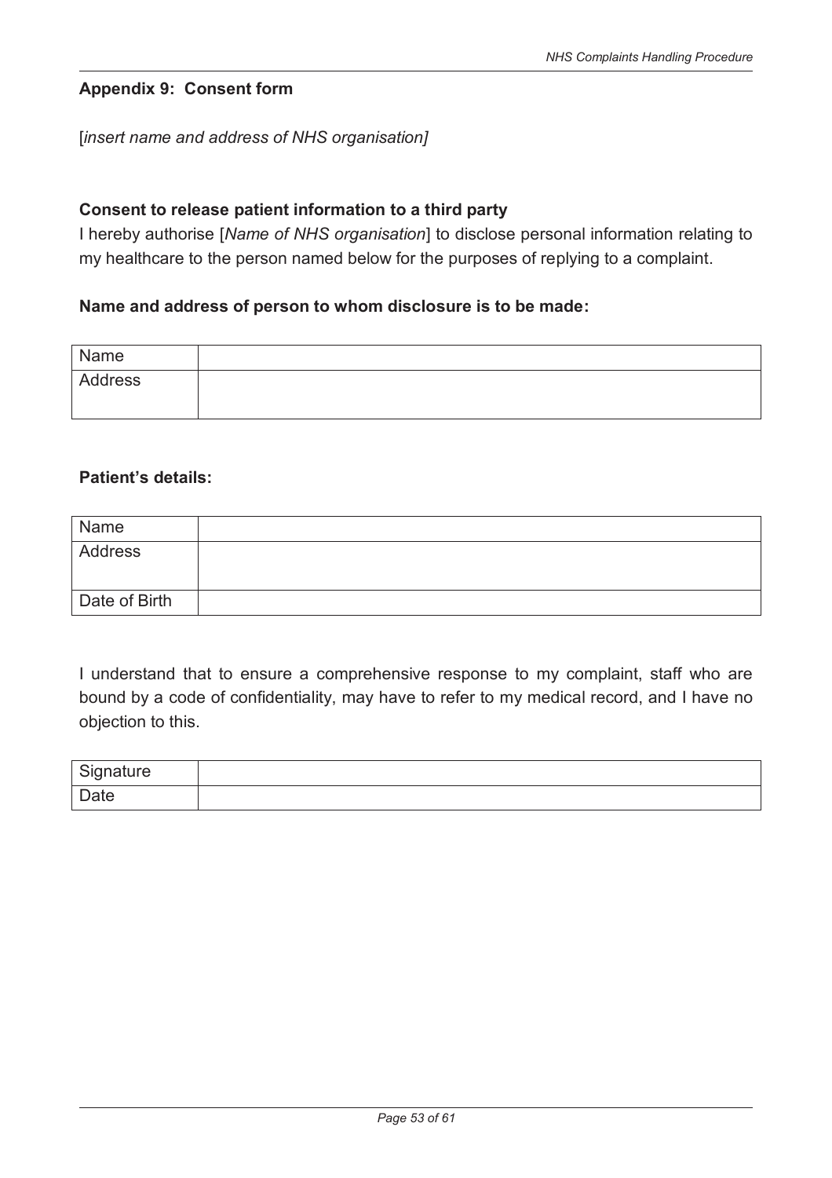## Appendix 9: Consent form

[*insert name and address of NHS organisation]*

### Consent to release patient information to a third party

I hereby authorise [*Name of NHS organisation*] to disclose personal information relating to my healthcare to the person named below for the purposes of replying to a complaint.

### Name and address of person to whom disclosure is to be made:

| | |
|---|---|
| Name | |
| Address | |

### Patient's details:

| | |
|---|---|
| Name | |
| Address | |
| Date of Birth | |

I understand that to ensure a comprehensive response to my complaint, staff who are bound by a code of confidentiality, may have to refer to my medical record, and I have no objection to this.

| | |
|---|---|
| Signature | |
| Date | |